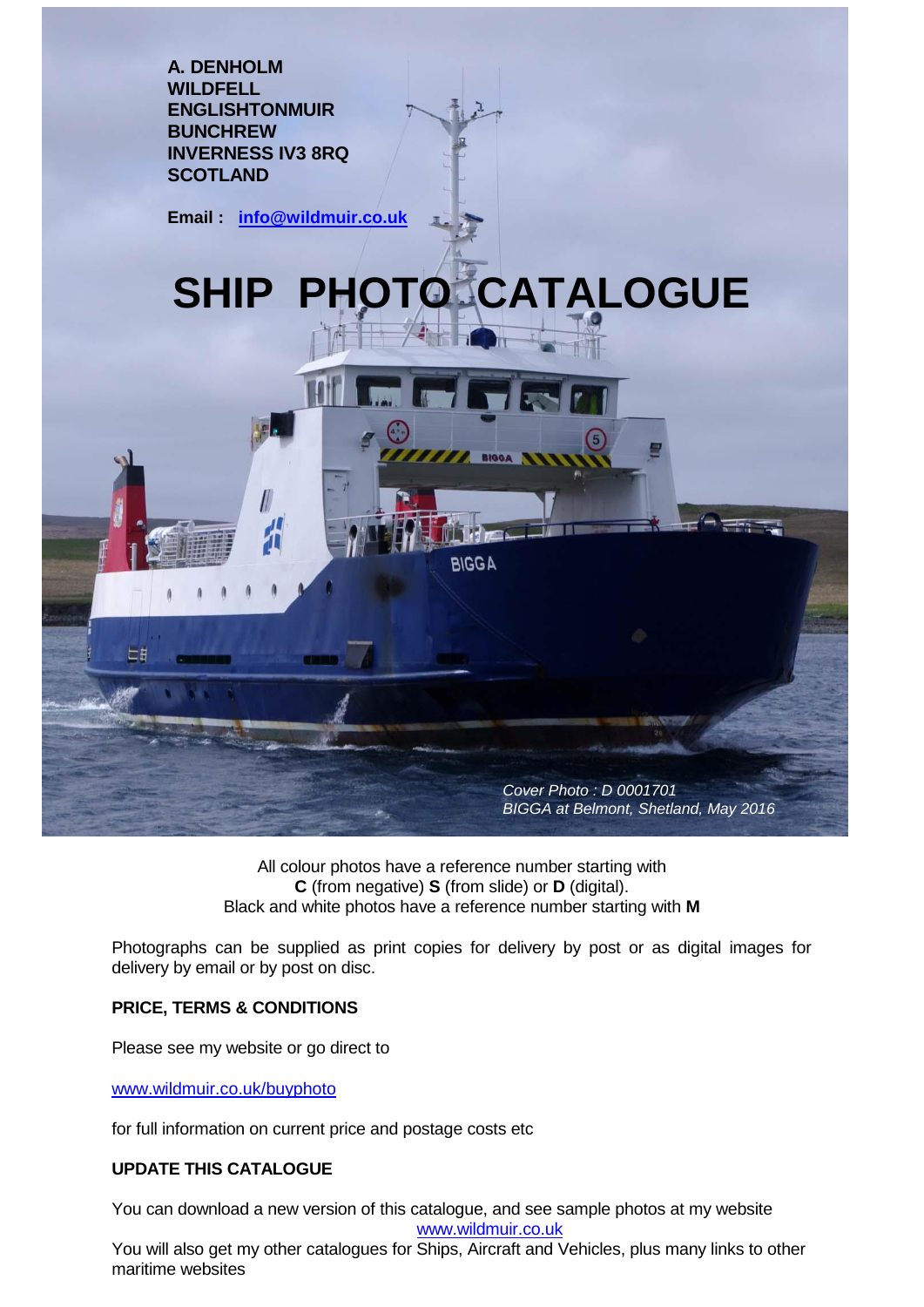**A. DENHOLM**
**WILDFELL**
**ENGLISHTONMUIR**
**BUNCHREW**
**INVERNESS IV3 8RQ**
**SCOTLAND**

**Email :** [info@wildmuir.co.uk](mailto:info@wildmuir.co.uk)

# SHIP PHOTO CATALOGUE

*Cover Photo : D 0001701*
*BIGGA at Belmont, Shetland, May 2016*

All colour photos have a reference number starting with
**C** (from negative) **S** (from slide) or **D** (digital).
Black and white photos have a reference number starting with **M**

Photographs can be supplied as print copies for delivery by post or as digital images for delivery by email or by post on disc.

**PRICE, TERMS & CONDITIONS**

Please see my website or go direct to

www.wildmuir.co.uk/buyphoto

for full information on current price and postage costs etc

**UPDATE THIS CATALOGUE**

You can download a new version of this catalogue, and see sample photos at my website
www.wildmuir.co.uk
You will also get my other catalogues for Ships, Aircraft and Vehicles, plus many links to other maritime websites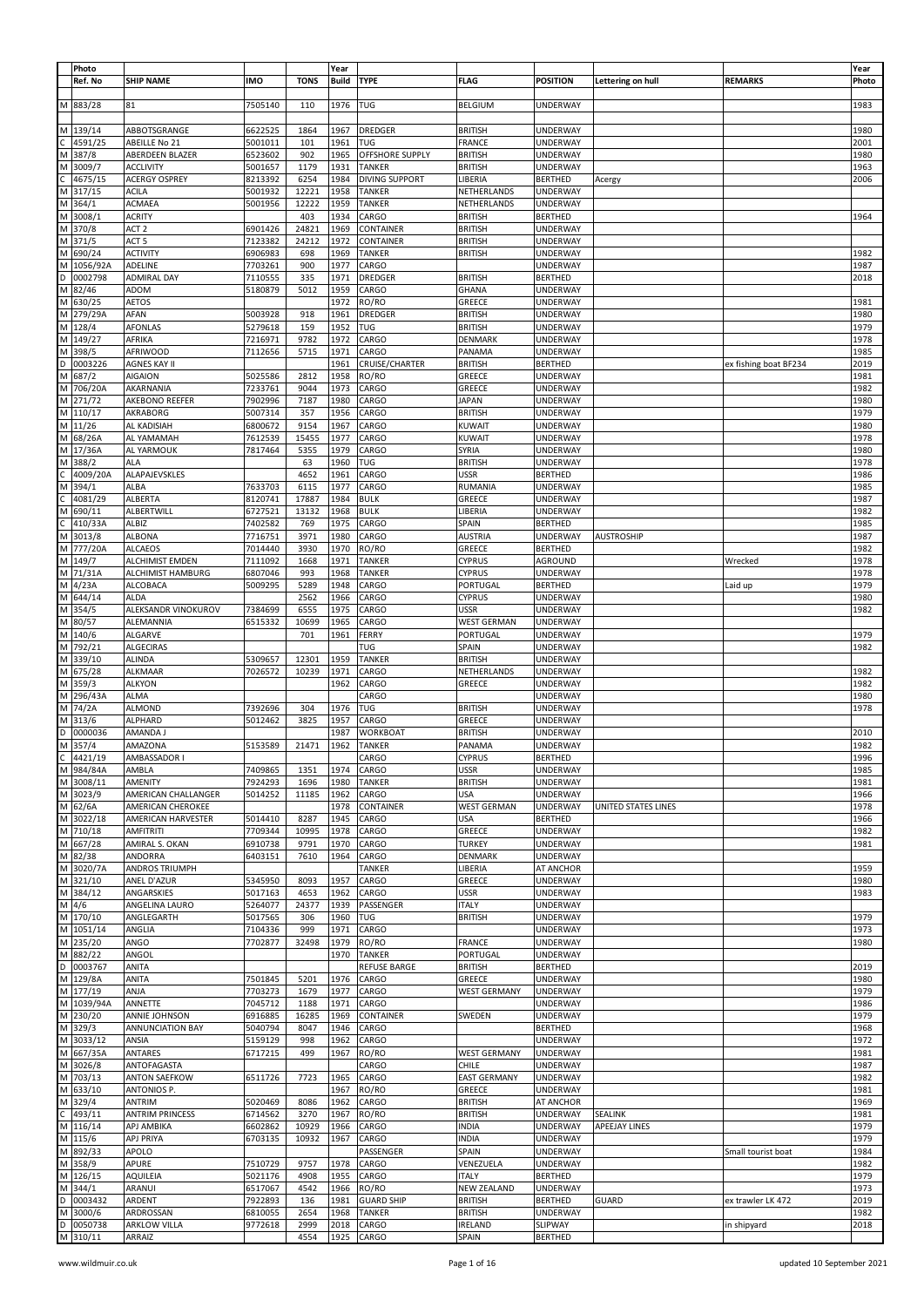| | Photo Ref. No | SHIP NAME | IMO | TONS | Year Build | TYPE | FLAG | POSITION | Lettering on hull | REMARKS | Year Photo |
|---|---|---|---|---|---|---|---|---|---|---|---|
| M | 883/28 | 81 | 7505140 | 110 | 1976 | TUG | BELGIUM | UNDERWAY | | | 1983 |
| M | 139/14 | ABBOTSGRANGE | 6622525 | 1864 | 1967 | DREDGER | BRITISH | UNDERWAY | | | 1980 |
| C | 4591/25 | ABEILLE No 21 | 5001011 | 101 | 1961 | TUG | FRANCE | UNDERWAY | | | 2001 |
| M | 387/8 | ABERDEEN BLAZER | 6523602 | 902 | 1965 | OFFSHORE SUPPLY | BRITISH | UNDERWAY | | | 1980 |
| M | 3009/7 | ACCLIVITY | 5001657 | 1179 | 1931 | TANKER | BRITISH | UNDERWAY | | | 1963 |
| C | 4675/15 | ACERGY OSPREY | 8213392 | 6254 | 1984 | DIVING SUPPORT | LIBERIA | BERTHED | Acergy | | 2006 |
| M | 317/15 | ACILA | 5001932 | 12221 | 1958 | TANKER | NETHERLANDS | UNDERWAY | | | |
| M | 364/1 | ACMAEA | 5001956 | 12222 | 1959 | TANKER | NETHERLANDS | UNDERWAY | | | |
| M | 3008/1 | ACRITY | | 403 | 1934 | CARGO | BRITISH | BERTHED | | | 1964 |
| M | 370/8 | ACT 2 | 6901426 | 24821 | 1969 | CONTAINER | BRITISH | UNDERWAY | | | |
| M | 371/5 | ACT 5 | 7123382 | 24212 | 1972 | CONTAINER | BRITISH | UNDERWAY | | | |
| M | 690/24 | ACTIVITY | 6906983 | 698 | 1969 | TANKER | BRITISH | UNDERWAY | | | 1982 |
| M | 1056/92A | ADELINE | 7703261 | 900 | 1977 | CARGO | | UNDERWAY | | | 1987 |
| D | 0002798 | ADMIRAL DAY | 7110555 | 335 | 1971 | DREDGER | BRITISH | BERTHED | | | 2018 |
| M | 82/46 | ADOM | 5180879 | 5012 | 1959 | CARGO | GHANA | UNDERWAY | | | |
| M | 630/25 | AETOS | | | 1972 | RO/RO | GREECE | UNDERWAY | | | 1981 |
| M | 279/29A | AFAN | 5003928 | 918 | 1961 | DREDGER | BRITISH | UNDERWAY | | | 1980 |
| M | 128/4 | AFONLAS | 5279618 | 159 | 1952 | TUG | BRITISH | UNDERWAY | | | 1979 |
| M | 149/27 | AFRIKA | 7216971 | 9782 | 1972 | CARGO | DENMARK | UNDERWAY | | | 1978 |
| M | 398/5 | AFRIWOOD | 7112656 | 5715 | 1971 | CARGO | PANAMA | UNDERWAY | | | 1985 |
| D | 0003226 | AGNES KAY II | | | 1961 | CRUISE/CHARTER | BRITISH | BERTHED | | ex fishing boat BF234 | 2019 |
| M | 687/2 | AIGAION | 5025586 | 2812 | 1958 | RO/RO | GREECE | UNDERWAY | | | 1981 |
| M | 706/20A | AKARNANIA | 7233761 | 9044 | 1973 | CARGO | GREECE | UNDERWAY | | | 1982 |
| M | 271/72 | AKEBONO REEFER | 7902996 | 7187 | 1980 | CARGO | JAPAN | UNDERWAY | | | 1980 |
| M | 110/17 | AKRABORG | 5007314 | 357 | 1956 | CARGO | BRITISH | UNDERWAY | | | 1979 |
| M | 11/26 | AL KADISIAH | 6800672 | 9154 | 1967 | CARGO | KUWAIT | UNDERWAY | | | 1980 |
| M | 68/26A | AL YAMAMAH | 7612539 | 15455 | 1977 | CARGO | KUWAIT | UNDERWAY | | | 1978 |
| M | 17/36A | AL YARMOUK | 7817464 | 5355 | 1979 | CARGO | SYRIA | UNDERWAY | | | 1980 |
| M | 388/2 | ALA | | 63 | 1960 | TUG | BRITISH | UNDERWAY | | | 1978 |
| C | 4009/20A | ALAPAJEVSKLES | | 4652 | 1961 | CARGO | USSR | BERTHED | | | 1986 |
| M | 394/1 | ALBA | 7633703 | 6115 | 1977 | CARGO | RUMANIA | UNDERWAY | | | 1985 |
| C | 4081/29 | ALBERTA | 8120741 | 17887 | 1984 | BULK | GREECE | UNDERWAY | | | 1987 |
| M | 690/11 | ALBERTWILL | 6727521 | 13132 | 1968 | BULK | LIBERIA | UNDERWAY | | | 1982 |
| C | 410/33A | ALBIZ | 7402582 | 769 | 1975 | CARGO | SPAIN | BERTHED | | | 1985 |
| M | 3013/8 | ALBONA | 7716751 | 3971 | 1980 | CARGO | AUSTRIA | UNDERWAY | AUSTROSHIP | | 1987 |
| M | 777/20A | ALCAEOS | 7014440 | 3930 | 1970 | RO/RO | GREECE | BERTHED | | | 1982 |
| M | 149/7 | ALCHIMIST EMDEN | 7111092 | 1668 | 1971 | TANKER | CYPRUS | AGROUND | | Wrecked | 1978 |
| M | 71/31A | ALCHIMIST HAMBURG | 6807046 | 993 | 1968 | TANKER | CYPRUS | UNDERWAY | | | 1978 |
| M | 4/23A | ALCOBACA | 5009295 | 5289 | 1948 | CARGO | PORTUGAL | BERTHED | | Laid up | 1979 |
| M | 644/14 | ALDA | | 2562 | 1966 | CARGO | CYPRUS | UNDERWAY | | | 1980 |
| M | 354/5 | ALEKSANDR VINOKUROV | 7384699 | 6555 | 1975 | CARGO | USSR | UNDERWAY | | | 1982 |
| M | 80/57 | ALEMANNIA | 6515332 | 10699 | 1965 | CARGO | WEST GERMAN | UNDERWAY | | | |
| M | 140/6 | ALGARVE | | 701 | 1961 | FERRY | PORTUGAL | UNDERWAY | | | 1979 |
| M | 792/21 | ALGECIRAS | | | | TUG | SPAIN | UNDERWAY | | | 1982 |
| M | 339/10 | ALINDA | 5309657 | 12301 | 1959 | TANKER | BRITISH | UNDERWAY | | | |
| M | 675/28 | ALKMAAR | 7026572 | 10239 | 1971 | CARGO | NETHERLANDS | UNDERWAY | | | 1982 |
| M | 359/3 | ALKYON | | | 1962 | CARGO | GREECE | UNDERWAY | | | 1982 |
| M | 296/43A | ALMA | | | | CARGO | | UNDERWAY | | | 1980 |
| M | 74/2A | ALMOND | 7392696 | 304 | 1976 | TUG | BRITISH | UNDERWAY | | | 1978 |
| M | 313/6 | ALPHARD | 5012462 | 3825 | 1957 | CARGO | GREECE | UNDERWAY | | | |
| D | 0000036 | AMANDA J | | | 1987 | WORKBOAT | BRITISH | UNDERWAY | | | 2010 |
| M | 357/4 | AMAZONA | 5153589 | 21471 | 1962 | TANKER | PANAMA | UNDERWAY | | | 1982 |
| C | 4421/19 | AMBASSADOR I | | | | CARGO | CYPRUS | BERTHED | | | 1996 |
| M | 984/84A | AMBLA | 7409865 | 1351 | 1974 | CARGO | USSR | UNDERWAY | | | 1985 |
| M | 3008/11 | AMENITY | 7924293 | 1696 | 1980 | TANKER | BRITISH | UNDERWAY | | | 1981 |
| M | 3023/9 | AMERICAN CHALLANGER | 5014252 | 11185 | 1962 | CARGO | USA | UNDERWAY | | | 1966 |
| M | 62/6A | AMERICAN CHEROKEE | | | 1978 | CONTAINER | WEST GERMAN | UNDERWAY | UNITED STATES LINES | | 1978 |
| M | 3022/18 | AMERICAN HARVESTER | 5014410 | 8287 | 1945 | CARGO | USA | BERTHED | | | 1966 |
| M | 710/18 | AMFITRITI | 7709344 | 10995 | 1978 | CARGO | GREECE | UNDERWAY | | | 1982 |
| M | 667/28 | AMIRAL S. OKAN | 6910738 | 9791 | 1970 | CARGO | TURKEY | UNDERWAY | | | 1981 |
| M | 82/38 | ANDORRA | 6403151 | 7610 | 1964 | CARGO | DENMARK | UNDERWAY | | | |
| M | 3020/7A | ANDROS TRIUMPH | | | | TANKER | LIBERIA | AT ANCHOR | | | 1959 |
| M | 321/10 | ANEL D'AZUR | 5345950 | 8093 | 1957 | CARGO | GREECE | UNDERWAY | | | 1980 |
| M | 384/12 | ANGARSKIES | 5017163 | 4653 | 1962 | CARGO | USSR | UNDERWAY | | | 1983 |
| M | 4/6 | ANGELINA LAURO | 5264077 | 24377 | 1939 | PASSENGER | ITALY | UNDERWAY | | | |
| M | 170/10 | ANGLEGARTH | 5017565 | 306 | 1960 | TUG | BRITISH | UNDERWAY | | | 1979 |
| M | 1051/14 | ANGLIA | 7104336 | 999 | 1971 | CARGO | | UNDERWAY | | | 1973 |
| M | 235/20 | ANGO | 7702877 | 32498 | 1979 | RO/RO | FRANCE | UNDERWAY | | | 1980 |
| M | 882/22 | ANGOL | | | 1970 | TANKER | PORTUGAL | UNDERWAY | | | |
| D | 0003767 | ANITA | | | | REFUSE BARGE | BRITISH | BERTHED | | | 2019 |
| M | 129/8A | ANITA | 7501845 | 5201 | 1976 | CARGO | GREECE | UNDERWAY | | | 1980 |
| M | 177/19 | ANJA | 7703273 | 1679 | 1977 | CARGO | WEST GERMANY | UNDERWAY | | | 1979 |
| M | 1039/94A | ANNETTE | 7045712 | 1188 | 1971 | CARGO | | UNDERWAY | | | 1986 |
| M | 230/20 | ANNIE JOHNSON | 6916885 | 16285 | 1969 | CONTAINER | SWEDEN | UNDERWAY | | | 1979 |
| M | 329/3 | ANNUNCIATION BAY | 5040794 | 8047 | 1946 | CARGO | | BERTHED | | | 1968 |
| M | 3033/12 | ANSIA | 5159129 | 998 | 1962 | CARGO | | UNDERWAY | | | 1972 |
| M | 667/35A | ANTARES | 6717215 | 499 | 1967 | RO/RO | WEST GERMANY | UNDERWAY | | | 1981 |
| M | 3026/8 | ANTOFAGASTA | | | | CARGO | CHILE | UNDERWAY | | | 1987 |
| M | 703/13 | ANTON SAEFKOW | 6511726 | 7723 | 1965 | CARGO | EAST GERMANY | UNDERWAY | | | 1982 |
| M | 633/10 | ANTONIOS P. | | | 1967 | RO/RO | GREECE | UNDERWAY | | | 1981 |
| M | 329/4 | ANTRIM | 5020469 | 8086 | 1962 | CARGO | BRITISH | AT ANCHOR | | | 1969 |
| C | 493/11 | ANTRIM PRINCESS | 6714562 | 3270 | 1967 | RO/RO | BRITISH | UNDERWAY | SEALINK | | 1981 |
| M | 116/14 | APJ AMBIKA | 6602862 | 10929 | 1966 | CARGO | INDIA | UNDERWAY | APEEJAY LINES | | 1979 |
| M | 115/6 | APJ PRIYA | 6703135 | 10932 | 1967 | CARGO | INDIA | UNDERWAY | | | 1979 |
| M | 892/33 | APOLO | | | | PASSENGER | SPAIN | UNDERWAY | | Small tourist boat | 1984 |
| M | 358/9 | APURE | 7510729 | 9757 | 1978 | CARGO | VENEZUELA | UNDERWAY | | | 1982 |
| M | 126/15 | AQUILEIA | 5021176 | 4908 | 1955 | CARGO | ITALY | BERTHED | | | 1979 |
| M | 344/1 | ARANUI | 6517067 | 4542 | 1966 | RO/RO | NEW ZEALAND | UNDERWAY | | | 1973 |
| D | 0003432 | ARDENT | 7922893 | 136 | 1981 | GUARD SHIP | BRITISH | BERTHED | GUARD | ex trawler LK 472 | 2019 |
| M | 3000/6 | ARDROSSAN | 6810055 | 2654 | 1968 | TANKER | BRITISH | UNDERWAY | | | 1982 |
| D | 0050738 | ARKLOW VILLA | 9772618 | 2999 | 2018 | CARGO | IRELAND | SLIPWAY | | in shipyard | 2018 |
| M | 310/11 | ARRAIZ | | 4554 | 1925 | CARGO | SPAIN | BERTHED | | | |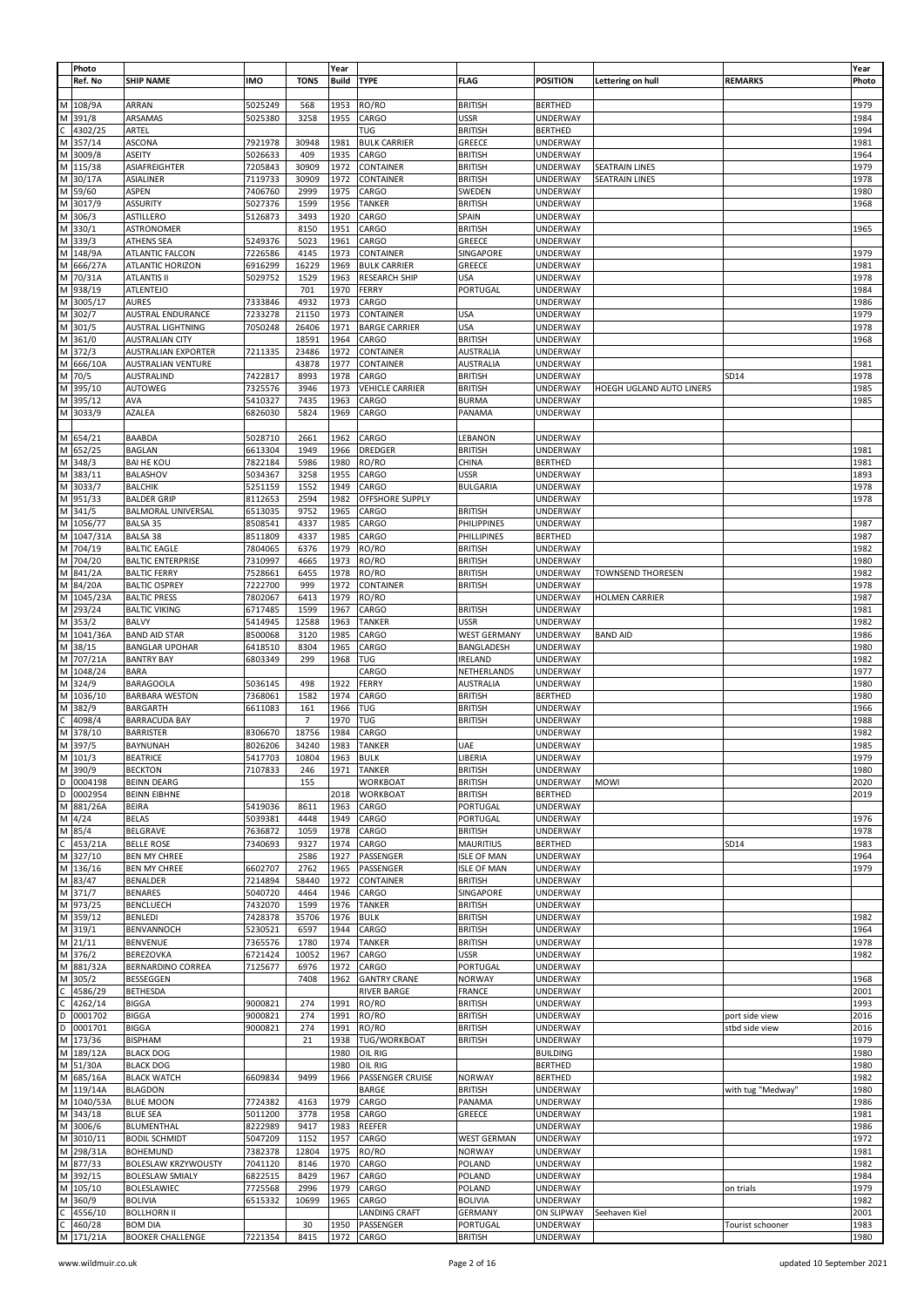| | Photo Ref. No | SHIP NAME | IMO | TONS | Year Build | TYPE | FLAG | POSITION | Lettering on hull | REMARKS | Year Photo |
|---|---|---|---|---|---|---|---|---|---|---|---|
| M | 108/9A | ARRAN | 5025249 | 568 | 1953 | RO/RO | BRITISH | BERTHED | | | 1979 |
| M | 391/8 | ARSAMAS | 5025380 | 3258 | 1955 | CARGO | USSR | UNDERWAY | | | 1984 |
| C | 4302/25 | ARTEL | | | | TUG | BRITISH | BERTHED | | | 1994 |
| M | 357/14 | ASCONA | 7921978 | 30948 | 1981 | BULK CARRIER | GREECE | UNDERWAY | | | 1981 |
| M | 3009/8 | ASEITY | 5026633 | 409 | 1935 | CARGO | BRITISH | UNDERWAY | | | 1964 |
| M | 115/38 | ASIAFREIGHTER | 7205843 | 30909 | 1972 | CONTAINER | BRITISH | UNDERWAY | SEATRAIN LINES | | 1979 |
| M | 30/17A | ASIALINER | 7119733 | 30909 | 1972 | CONTAINER | BRITISH | UNDERWAY | SEATRAIN LINES | | 1978 |
| M | 59/60 | ASPEN | 7406760 | 2999 | 1975 | CARGO | SWEDEN | UNDERWAY | | | 1980 |
| M | 3017/9 | ASSURITY | 5027376 | 1599 | 1956 | TANKER | BRITISH | UNDERWAY | | | 1968 |
| M | 306/3 | ASTILLERO | 5126873 | 3493 | 1920 | CARGO | SPAIN | UNDERWAY | | | |
| M | 330/1 | ASTRONOMER | | 8150 | 1951 | CARGO | BRITISH | UNDERWAY | | | 1965 |
| M | 339/3 | ATHENS SEA | 5249376 | 5023 | 1961 | CARGO | GREECE | UNDERWAY | | | |
| M | 148/9A | ATLANTIC FALCON | 7226586 | 4145 | 1973 | CONTAINER | SINGAPORE | UNDERWAY | | | 1979 |
| M | 666/27A | ATLANTIC HORIZON | 6916299 | 16229 | 1969 | BULK CARRIER | GREECE | UNDERWAY | | | 1981 |
| M | 70/31A | ATLANTIS II | 5029752 | 1529 | 1963 | RESEARCH SHIP | USA | UNDERWAY | | | 1978 |
| M | 938/19 | ATLENTEJO | | 701 | 1970 | FERRY | PORTUGAL | UNDERWAY | | | 1984 |
| M | 3005/17 | AURES | 7333846 | 4932 | 1973 | CARGO | | UNDERWAY | | | 1986 |
| M | 302/7 | AUSTRAL ENDURANCE | 7233278 | 21150 | 1973 | CONTAINER | USA | UNDERWAY | | | 1979 |
| M | 301/5 | AUSTRAL LIGHTNING | 7050248 | 26406 | 1971 | BARGE CARRIER | USA | UNDERWAY | | | 1978 |
| M | 361/0 | AUSTRALIAN CITY | | 18591 | 1964 | CARGO | BRITISH | UNDERWAY | | | 1968 |
| M | 372/3 | AUSTRALIAN EXPORTER | 7211335 | 23486 | 1972 | CONTAINER | AUSTRALIA | UNDERWAY | | | |
| M | 666/10A | AUSTRALIAN VENTURE | | 43878 | 1977 | CONTAINER | AUSTRALIA | UNDERWAY | | | 1981 |
| M | 70/5 | AUSTRALIND | 7422817 | 8993 | 1978 | CARGO | BRITISH | UNDERWAY | | SD14 | 1978 |
| M | 395/10 | AUTOWEG | 7325576 | 3946 | 1973 | VEHICLE CARRIER | BRITISH | UNDERWAY | HOEGH UGLAND AUTO LINERS | | 1985 |
| M | 395/12 | AVA | 5410327 | 7435 | 1963 | CARGO | BURMA | UNDERWAY | | | 1985 |
| M | 3033/9 | AZALEA | 6826030 | 5824 | 1969 | CARGO | PANAMA | UNDERWAY | | | |
| | | | | | | | | | | | |
| M | 654/21 | BAABDA | 5028710 | 2661 | 1962 | CARGO | LEBANON | UNDERWAY | | | |
| M | 652/25 | BAGLAN | 6613304 | 1949 | 1966 | DREDGER | BRITISH | UNDERWAY | | | 1981 |
| M | 348/3 | BAI HE KOU | 7822184 | 5986 | 1980 | RO/RO | CHINA | BERTHED | | | 1981 |
| M | 383/11 | BALASHOV | 5034367 | 3258 | 1955 | CARGO | USSR | UNDERWAY | | | 1893 |
| M | 3033/7 | BALCHIK | 5251159 | 1552 | 1949 | CARGO | BULGARIA | UNDERWAY | | | 1978 |
| M | 951/33 | BALDER GRIP | 8112653 | 2594 | 1982 | OFFSHORE SUPPLY | | UNDERWAY | | | 1978 |
| M | 341/5 | BALMORAL UNIVERSAL | 6513035 | 9752 | 1965 | CARGO | BRITISH | UNDERWAY | | | |
| M | 1056/77 | BALSA 35 | 8508541 | 4337 | 1985 | CARGO | PHILIPPINES | UNDERWAY | | | 1987 |
| M | 1047/31A | BALSA 38 | 8511809 | 4337 | 1985 | CARGO | PHILLIPINES | BERTHED | | | 1987 |
| M | 704/19 | BALTIC EAGLE | 7804065 | 6376 | 1979 | RO/RO | BRITISH | UNDERWAY | | | 1982 |
| M | 704/20 | BALTIC ENTERPRISE | 7310997 | 4665 | 1973 | RO/RO | BRITISH | UNDERWAY | | | 1980 |
| M | 841/2A | BALTIC FERRY | 7528661 | 6455 | 1978 | RO/RO | BRITISH | UNDERWAY | TOWNSEND THORESEN | | 1982 |
| M | 84/20A | BALTIC OSPREY | 7222700 | 999 | 1972 | CONTAINER | BRITISH | UNDERWAY | | | 1978 |
| M | 1045/23A | BALTIC PRESS | 7802067 | 6413 | 1979 | RO/RO | | UNDERWAY | HOLMEN CARRIER | | 1987 |
| M | 293/24 | BALTIC VIKING | 6717485 | 1599 | 1967 | CARGO | BRITISH | UNDERWAY | | | 1981 |
| M | 353/2 | BALVY | 5414945 | 12588 | 1963 | TANKER | USSR | UNDERWAY | | | 1982 |
| M | 1041/36A | BAND AID STAR | 8500068 | 3120 | 1985 | CARGO | WEST GERMANY | UNDERWAY | BAND AID | | 1986 |
| M | 38/15 | BANGLAR UPOHAR | 6418510 | 8304 | 1965 | CARGO | BANGLADESH | UNDERWAY | | | 1980 |
| M | 707/21A | BANTRY BAY | 6803349 | 299 | 1968 | TUG | IRELAND | UNDERWAY | | | 1982 |
| M | 1048/24 | BARA | | | | CARGO | NETHERLANDS | UNDERWAY | | | 1977 |
| M | 324/9 | BARAGOOLA | 5036145 | 498 | 1922 | FERRY | AUSTRALIA | UNDERWAY | | | 1980 |
| M | 1036/10 | BARBARA WESTON | 7368061 | 1582 | 1974 | CARGO | BRITISH | BERTHED | | | 1980 |
| M | 382/9 | BARGARTH | 6611083 | 161 | 1966 | TUG | BRITISH | UNDERWAY | | | 1966 |
| C | 4098/4 | BARRACUDA BAY | | 7 | 1970 | TUG | BRITISH | UNDERWAY | | | 1988 |
| M | 378/10 | BARRISTER | 8306670 | 18756 | 1984 | CARGO | | UNDERWAY | | | 1982 |
| M | 397/5 | BAYNUNAH | 8026206 | 34240 | 1983 | TANKER | UAE | UNDERWAY | | | 1985 |
| M | 101/3 | BEATRICE | 5417703 | 10804 | 1963 | BULK | LIBERIA | UNDERWAY | | | 1979 |
| M | 390/9 | BECKTON | 7107833 | 246 | 1971 | TANKER | BRITISH | UNDERWAY | | | 1980 |
| D | 0004198 | BEINN DEARG | | 155 | | WORKBOAT | BRITISH | UNDERWAY | MOWI | | 2020 |
| D | 0002954 | BEINN EIBHNE | | | 2018 | WORKBOAT | BRITISH | BERTHED | | | 2019 |
| M | 881/26A | BEIRA | 5419036 | 8611 | 1963 | CARGO | PORTUGAL | UNDERWAY | | | |
| M | 4/24 | BELAS | 5039381 | 4448 | 1949 | CARGO | PORTUGAL | UNDERWAY | | | 1976 |
| M | 85/4 | BELGRAVE | 7636872 | 1059 | 1978 | CARGO | BRITISH | UNDERWAY | | | 1978 |
| C | 453/21A | BELLE ROSE | 7340693 | 9327 | 1974 | CARGO | MAURITIUS | BERTHED | | SD14 | 1983 |
| M | 327/10 | BEN MY CHREE | | 2586 | 1927 | PASSENGER | ISLE OF MAN | UNDERWAY | | | 1964 |
| M | 136/16 | BEN MY CHREE | 6602707 | 2762 | 1965 | PASSENGER | ISLE OF MAN | UNDERWAY | | | 1979 |
| M | 83/47 | BENALDER | 7214894 | 58440 | 1972 | CONTAINER | BRITISH | UNDERWAY | | | |
| M | 371/7 | BENARES | 5040720 | 4464 | 1946 | CARGO | SINGAPORE | UNDERWAY | | | |
| M | 973/25 | BENCLUECH | 7432070 | 1599 | 1976 | TANKER | BRITISH | UNDERWAY | | | |
| M | 359/12 | BENLEDI | 7428378 | 35706 | 1976 | BULK | BRITISH | UNDERWAY | | | 1982 |
| M | 319/1 | BENVANNOCH | 5230521 | 6597 | 1944 | CARGO | BRITISH | UNDERWAY | | | 1964 |
| M | 21/11 | BENVENUE | 7365576 | 1780 | 1974 | TANKER | BRITISH | UNDERWAY | | | 1978 |
| M | 376/2 | BEREZOVKA | 6721424 | 10052 | 1967 | CARGO | USSR | UNDERWAY | | | 1982 |
| M | 881/32A | BERNARDINO CORREA | 7125677 | 6976 | 1972 | CARGO | PORTUGAL | UNDERWAY | | | |
| M | 305/2 | BESSEGGEN | | 7408 | 1962 | GANTRY CRANE | NORWAY | UNDERWAY | | | 1968 |
| C | 4586/29 | BETHESDA | | | | RIVER BARGE | FRANCE | UNDERWAY | | | 2001 |
| C | 4262/14 | BIGGA | 9000821 | 274 | 1991 | RO/RO | BRITISH | UNDERWAY | | | 1993 |
| D | 0001702 | BIGGA | 9000821 | 274 | 1991 | RO/RO | BRITISH | UNDERWAY | | port side view | 2016 |
| D | 0001701 | BIGGA | 9000821 | 274 | 1991 | RO/RO | BRITISH | UNDERWAY | | stbd side view | 2016 |
| M | 173/36 | BISPHAM | | 21 | 1938 | TUG/WORKBOAT | BRITISH | UNDERWAY | | | 1979 |
| M | 189/12A | BLACK DOG | | | 1980 | OIL RIG | | BUILDING | | | 1980 |
| M | 51/30A | BLACK DOG | | | 1980 | OIL RIG | | BERTHED | | | 1980 |
| M | 685/16A | BLACK WATCH | 6609834 | 9499 | 1966 | PASSENGER CRUISE | NORWAY | BERTHED | | | 1982 |
| M | 119/14A | BLAGDON | | | | BARGE | BRITISH | UNDERWAY | | with tug "Medway" | 1980 |
| M | 1040/53A | BLUE MOON | 7724382 | 4163 | 1979 | CARGO | PANAMA | UNDERWAY | | | 1986 |
| M | 343/18 | BLUE SEA | 5011200 | 3778 | 1958 | CARGO | GREECE | UNDERWAY | | | 1981 |
| M | 3006/6 | BLUMENTHAL | 8222989 | 9417 | 1983 | REEFER | | UNDERWAY | | | 1986 |
| M | 3010/11 | BODIL SCHMIDT | 5047209 | 1152 | 1957 | CARGO | WEST GERMAN | UNDERWAY | | | 1972 |
| M | 298/31A | BOHEMUND | 7382378 | 12804 | 1975 | RO/RO | NORWAY | UNDERWAY | | | 1981 |
| M | 877/33 | BOLESLAW KRZYWOUSTY | 7041120 | 8146 | 1970 | CARGO | POLAND | UNDERWAY | | | 1982 |
| M | 392/15 | BOLESLAW SMIALY | 6822515 | 8429 | 1967 | CARGO | POLAND | UNDERWAY | | | 1984 |
| M | 105/10 | BOLESLAWIEC | 7725568 | 2996 | 1979 | CARGO | POLAND | UNDERWAY | | on trials | 1979 |
| M | 360/9 | BOLIVIA | 6515332 | 10699 | 1965 | CARGO | BOLIVIA | UNDERWAY | | | 1982 |
| C | 4556/10 | BOLLHORN II | | | | LANDING CRAFT | GERMANY | ON SLIPWAY | Seehaven Kiel | | 2001 |
| C | 460/28 | BOM DIA | | 30 | 1950 | PASSENGER | PORTUGAL | UNDERWAY | | Tourist schooner | 1983 |
| M | 171/21A | BOOKER CHALLENGE | 7221354 | 8415 | 1972 | CARGO | BRITISH | UNDERWAY | | | 1980 |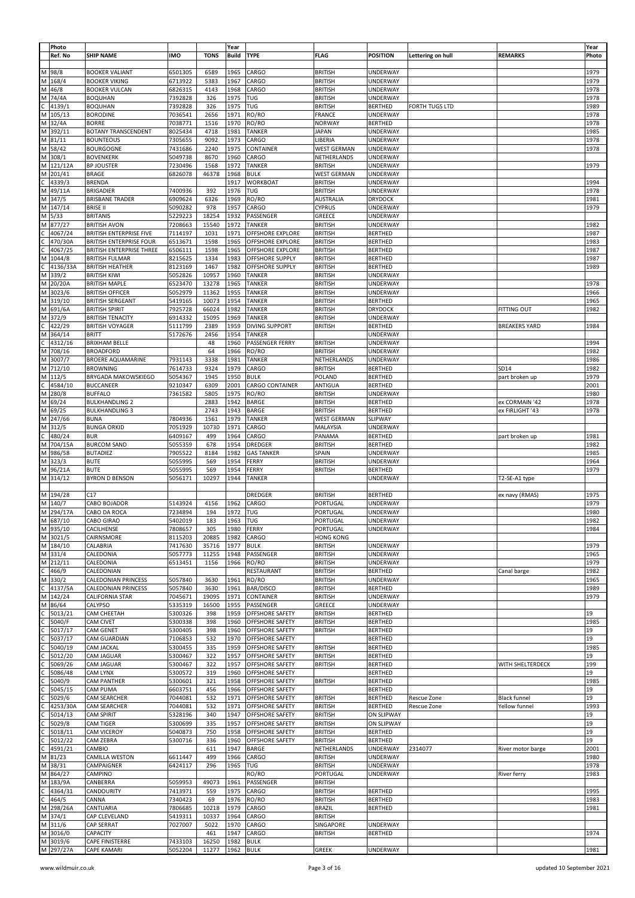| | Photo Ref. No | SHIP NAME | IMO | TONS | Year Build | TYPE | FLAG | POSITION | Lettering on hull | REMARKS | Year Photo |
|---|---|---|---|---|---|---|---|---|---|---|---|
| M | 98/8 | BOOKER VALIANT | 6501305 | 6589 | 1965 | CARGO | BRITISH | UNDERWAY | | | 1979 |
| M | 168/4 | BOOKER VIKING | 6713922 | 5383 | 1967 | CARGO | BRITISH | UNDERWAY | | | 1979 |
| M | 46/8 | BOOKER VULCAN | 6826315 | 4143 | 1968 | CARGO | BRITISH | UNDERWAY | | | 1978 |
| M | 74/4A | BOQUHAN | 7392828 | 326 | 1975 | TUG | BRITISH | UNDERWAY | | | 1978 |
| C | 4139/1 | BOQUHAN | 7392828 | 326 | 1975 | TUG | BRITISH | BERTHED | FORTH TUGS LTD | | 1989 |
| M | 105/13 | BORODINE | 7036541 | 2656 | 1971 | RO/RO | FRANCE | UNDERWAY | | | 1978 |
| M | 32/4A | BORRE | 7038771 | 1516 | 1970 | RO/RO | NORWAY | BERTHED | | | 1978 |
| M | 392/11 | BOTANY TRANSCENDENT | 8025434 | 4718 | 1981 | TANKER | JAPAN | UNDERWAY | | | 1985 |
| M | 81/11 | BOUNTEOUS | 7305655 | 9092 | 1973 | CARGO | LIBERIA | UNDERWAY | | | 1978 |
| M | 58/42 | BOURGOGNE | 7431686 | 2240 | 1975 | CONTAINER | WEST GERMAN | UNDERWAY | | | 1978 |
| M | 308/1 | BOVENKERK | 5049738 | 8670 | 1960 | CARGO | NETHERLANDS | UNDERWAY | | | |
| M | 121/12A | BP JOUSTER | 7230496 | 1568 | 1972 | TANKER | BRITISH | UNDERWAY | | | 1979 |
| M | 201/41 | BRAGE | 6826078 | 46378 | 1968 | BULK | WEST GERMAN | UNDERWAY | | | |
| C | 4339/3 | BRENDA | | | 1917 | WORKBOAT | BRITISH | UNDERWAY | | | 1994 |
| M | 49/11A | BRIGADIER | 7400936 | 392 | 1976 | TUG | BRITISH | UNDERWAY | | | 1978 |
| M | 347/5 | BRISBANE TRADER | 6909624 | 6326 | 1969 | RO/RO | AUSTRALIA | DRYDOCK | | | 1981 |
| M | 147/14 | BRISE II | 5090282 | 978 | 1957 | CARGO | CYPRUS | UNDERWAY | | | 1979 |
| M | 5/33 | BRITANIS | 5229223 | 18254 | 1932 | PASSENGER | GREECE | UNDERWAY | | | |
| M | 877/27 | BRITISH AVON | 7208663 | 15540 | 1972 | TANKER | BRITISH | UNDERWAY | | | 1982 |
| C | 4067/24 | BRITISH ENTERPRISE FIVE | 7114197 | 1031 | 1971 | OFFSHORE EXPLORE | BRITISH | BERTHED | | | 1987 |
| C | 470/30A | BRITISH ENTERPRISE FOUR | 6513671 | 1598 | 1965 | OFFSHORE EXPLORE | BRITISH | BERTHED | | | 1983 |
| C | 4067/25 | BRITISH ENTERPRISE THREE | 6506111 | 1598 | 1965 | OFFSHORE EXPLORE | BRITISH | BERTHED | | | 1987 |
| M | 1044/8 | BRITISH FULMAR | 8215625 | 1334 | 1983 | OFFSHORE SUPPLY | BRITISH | BERTHED | | | 1987 |
| C | 4136/33A | BRITISH HEATHER | 8123169 | 1467 | 1982 | OFFSHORE SUPPLY | BRITISH | BERTHED | | | 1989 |
| M | 339/2 | BRITISH KIWI | 5052826 | 10957 | 1960 | TANKER | BRITISH | UNDERWAY | | | |
| M | 20/20A | BRITISH MAPLE | 6523470 | 13278 | 1965 | TANKER | BRITISH | UNDERWAY | | | 1978 |
| M | 3023/6 | BRITISH OFFICER | 5052979 | 11362 | 1955 | TANKER | BRITISH | UNDERWAY | | | 1966 |
| M | 319/10 | BRITISH SERGEANT | 5419165 | 10073 | 1954 | TANKER | BRITISH | BERTHED | | | 1965 |
| M | 691/6A | BRITISH SPIRIT | 7925728 | 66024 | 1982 | TANKER | BRITISH | DRYDOCK | | FITTING OUT | 1982 |
| M | 372/9 | BRITISH TENACITY | 6914332 | 15095 | 1969 | TANKER | BRITISH | UNDERWAY | | | |
| C | 422/29 | BRITISH VOYAGER | 5111799 | 2389 | 1959 | DIVING SUPPORT | BRITISH | BERTHED | | BREAKERS YARD | 1984 |
| M | 364/14 | BRITT | 5172676 | 2456 | 1954 | TANKER | | UNDERWAY | | | |
| C | 4312/16 | BRIXHAM BELLE | | 48 | 1960 | PASSENGER FERRY | BRITISH | UNDERWAY | | | 1994 |
| M | 708/16 | BROADFORD | | 64 | 1966 | RO/RO | BRITISH | UNDERWAY | | | 1982 |
| M | 3007/7 | BROERE AQUAMARINE | 7931143 | 3338 | 1981 | TANKER | NETHERLANDS | UNDERWAY | | | 1986 |
| M | 712/10 | BROWNING | 7614733 | 9324 | 1979 | CARGO | BRITISH | BERTHED | | SD14 | 1982 |
| M | 112/5 | BRYGADA MAKOWSKIEGO | 5054367 | 1945 | 1950 | BULK | POLAND | BERTHED | | part broken up | 1979 |
| C | 4584/10 | BUCCANEER | 9210347 | 6309 | 2001 | CARGO CONTAINER | ANTIGUA | BERTHED | | | 2001 |
| M | 280/8 | BUFFALO | 7361582 | 5805 | 1975 | RO/RO | BRITISH | UNDERWAY | | | 1980 |
| M | 69/24 | BULKHANDLING 2 | | 2883 | 1942 | BARGE | BRITISH | BERTHED | | ex CORMAIN '42 | 1978 |
| M | 69/25 | BULKHANDLING 3 | | 2743 | 1943 | BARGE | BRITISH | BERTHED | | ex FIRLIGHT '43 | 1978 |
| M | 247/66 | BUNA | 7804936 | 1561 | 1979 | TANKER | WEST GERMAN | SLIPWAY | | | |
| M | 312/5 | BUNGA ORKID | 7051929 | 10730 | 1971 | CARGO | MALAYSIA | UNDERWAY | | | |
| C | 480/24 | BUR | 6409167 | 499 | 1964 | CARGO | PANAMA | BERTHED | | part broken up | 1981 |
| M | 704/15A | BURCOM SAND | 5055359 | 678 | 1954 | DREDGER | BRITISH | BERTHED | | | 1982 |
| M | 986/58 | BUTADIEZ | 7905522 | 8184 | 1982 | GAS TANKER | SPAIN | UNDERWAY | | | 1985 |
| M | 323/3 | BUTE | 5055995 | 569 | 1954 | FERRY | BRITISH | UNDERWAY | | | 1964 |
| M | 96/21A | BUTE | 5055995 | 569 | 1954 | FERRY | BRITISH | BERTHED | | | 1979 |
| M | 314/12 | BYRON D BENSON | 5056171 | 10297 | 1944 | TANKER | | UNDERWAY | | T2-SE-A1 type | |
| | | | | | | | | | | | |
| M | 194/28 | C17 | | | | DREDGER | BRITISH | BERTHED | | ex navy (RMAS) | 1975 |
| M | 140/7 | CABO BOJADOR | 5143924 | 4156 | 1962 | CARGO | PORTUGAL | UNDERWAY | | | 1979 |
| M | 294/17A | CABO DA ROCA | 7234894 | 194 | 1972 | TUG | PORTUGAL | UNDERWAY | | | 1980 |
| M | 687/10 | CABO GIRAO | 5402019 | 183 | 1963 | TUG | PORTUGAL | UNDERWAY | | | 1982 |
| M | 935/10 | CACILHENSE | 7808657 | 305 | 1980 | FERRY | PORTUGAL | UNDERWAY | | | 1984 |
| M | 3021/5 | CAIRNSMORE | 8115203 | 20885 | 1982 | CARGO | HONG KONG | | | | |
| M | 184/10 | CALABRIA | 7417630 | 35716 | 1977 | BULK | BRITISH | UNDERWAY | | | 1979 |
| M | 331/4 | CALEDONIA | 5057773 | 11255 | 1948 | PASSENGER | BRITISH | UNDERWAY | | | 1965 |
| M | 212/11 | CALEDONIA | 6513451 | 1156 | 1966 | RO/RO | BRITISH | UNDERWAY | | | 1979 |
| C | 466/9 | CALEDONIAN | | | | RESTAURANT | BRITISH | BERTHED | | Canal barge | 1982 |
| M | 330/2 | CALEDONIAN PRINCESS | 5057840 | 3630 | 1961 | RO/RO | BRITISH | UNDERWAY | | | 1965 |
| C | 4137/5A | CALEDONIAN PRINCESS | 5057840 | 3630 | 1961 | BAR/DISCO | BRITISH | BERTHED | | | 1989 |
| M | 142/24 | CALIFORNIA STAR | 7045671 | 19095 | 1971 | CONTAINER | BRITISH | UNDERWAY | | | 1979 |
| M | 86/64 | CALYPSO | 5335319 | 16500 | 1955 | PASSENGER | GREECE | UNDERWAY | | | |
| C | 5013/21 | CAM CHEETAH | 5300326 | 398 | 1959 | OFFSHORE SAFETY | BRITISH | BERTHED | | | 19 |
| C | 5040/F | CAM CIVET | 5300338 | 398 | 1960 | OFFSHORE SAFETY | BRITISH | BERTHED | | | 1985 |
| C | 5017/17 | CAM GENET | 5300405 | 398 | 1960 | OFFSHORE SAFETY | BRITISH | BERTHED | | | 19 |
| C | 5037/17 | CAM GUARDIAN | 7106853 | 532 | 1970 | OFFSHORE SAFETY | | BERTHED | | | 19 |
| C | 5040/19 | CAM JACKAL | 5300455 | 335 | 1959 | OFFSHORE SAFETY | BRITISH | BERTHED | | | 1985 |
| C | 5012/20 | CAM JAGUAR | 5300467 | 322 | 1957 | OFFSHORE SAFETY | BRITISH | BERTHED | | | 19 |
| C | 5069/26 | CAM JAGUAR | 5300467 | 322 | 1957 | OFFSHORE SAFETY | BRITISH | BERTHED | | WITH SHELTERDECK | 199 |
| C | 5086/48 | CAM LYNX | 5300572 | 319 | 1960 | OFFSHORE SAFETY | | BERTHED | | | 19 |
| C | 5040/9 | CAM PANTHER | 5300601 | 321 | 1958 | OFFSHORE SAFETY | BRITISH | BERTHED | | | 1985 |
| C | 5045/15 | CAM PUMA | 6603751 | 456 | 1966 | OFFSHORE SAFETY | | BERTHED | | | 19 |
| C | 5029/6 | CAM SEARCHER | 7044081 | 532 | 1971 | OFFSHORE SAFETY | BRITISH | BERTHED | Rescue Zone | Black funnel | 19 |
| C | 4253/30A | CAM SEARCHER | 7044081 | 532 | 1971 | OFFSHORE SAFETY | BRITISH | BERTHED | Rescue Zone | Yellow funnel | 1993 |
| C | 5014/13 | CAM SPIRIT | 5328196 | 340 | 1947 | OFFSHORE SAFETY | BRITISH | ON SLIPWAY | | | 19 |
| C | 5029/8 | CAM TIGER | 5300699 | 335 | 1957 | OFFSHORE SAFETY | BRITISH | ON SLIPWAY | | | 19 |
| C | 5018/11 | CAM VICEROY | 5040873 | 750 | 1958 | OFFSHORE SAFETY | BRITISH | BERTHED | | | 19 |
| C | 5012/22 | CAM ZEBRA | 5300716 | 336 | 1960 | OFFSHORE SAFETY | BRITISH | BERTHED | | | 19 |
| C | 4591/21 | CAMBIO | | 611 | 1947 | BARGE | NETHERLANDS | UNDERWAY | 2314077 | River motor barge | 2001 |
| M | 81/23 | CAMILLA WESTON | 6611447 | 499 | 1966 | CARGO | BRITISH | UNDERWAY | | | 1980 |
| M | 38/31 | CAMPAIGNER | 6424117 | 296 | 1965 | TUG | BRITISH | UNDERWAY | | | 1978 |
| M | 864/27 | CAMPINO | | | | RO/RO | PORTUGAL | UNDERWAY | | River ferry | 1983 |
| M | 183/9A | CANBERRA | 5059953 | 49073 | 1961 | PASSENGER | BRITISH | | | | |
| C | 4364/31 | CANDOURITY | 7413971 | 559 | 1975 | CARGO | BRITISH | BERTHED | | | 1995 |
| C | 464/5 | CANNA | 7340423 | 69 | 1976 | RO/RO | BRITISH | BERTHED | | | 1983 |
| M | 298/26A | CANTUARIA | 7806685 | 10218 | 1979 | CARGO | BRAZIL | BERTHED | | | 1981 |
| M | 374/1 | CAP CLEVELAND | 5419311 | 10337 | 1964 | CARGO | BRITISH | | | | |
| M | 311/6 | CAP SERRAT | 7027007 | 5022 | 1970 | CARGO | SINGAPORE | UNDERWAY | | | |
| M | 3016/0 | CAPACITY | | 461 | 1947 | CARGO | BRITISH | BERTHED | | | 1974 |
| M | 3019/6 | CAPE FINISTERRE | 7433103 | 16250 | 1982 | BULK | | | | | |
| M | 297/27A | CAPE KAMARI | 5052204 | 11277 | 1962 | BULK | GREEK | UNDERWAY | | | 1981 |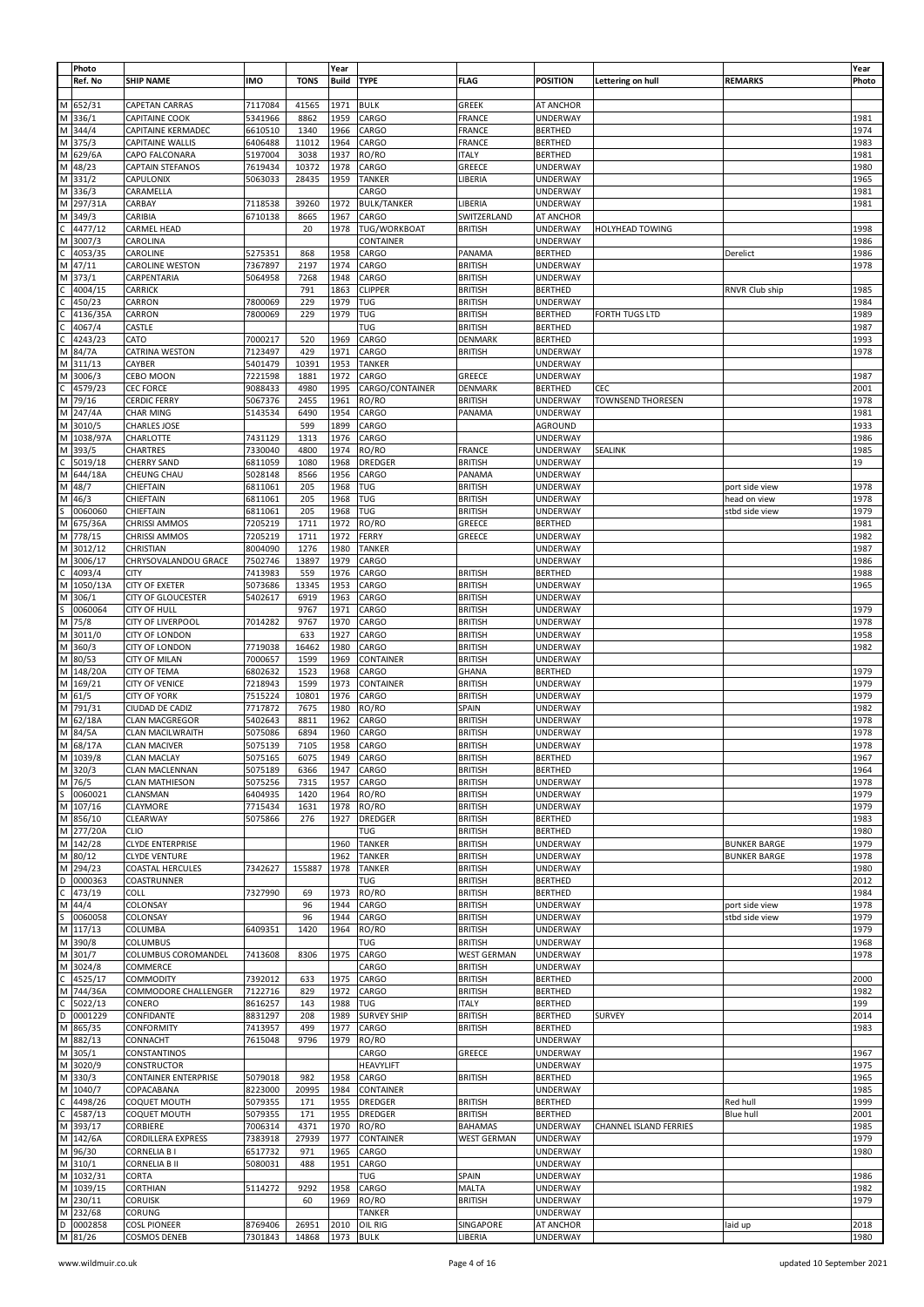| | Photo Ref. No | SHIP NAME | IMO | TONS | Year Build | TYPE | FLAG | POSITION | Lettering on hull | REMARKS | Year Photo |
|---|---|---|---|---|---|---|---|---|---|---|---|
| M | 652/31 | CAPETAN CARRAS | 7117084 | 41565 | 1971 | BULK | GREEK | AT ANCHOR | | | |
| M | 336/1 | CAPITAINE COOK | 5341966 | 8862 | 1959 | CARGO | FRANCE | UNDERWAY | | | 1981 |
| M | 344/4 | CAPITAINE KERMADEC | 6610510 | 1340 | 1966 | CARGO | FRANCE | BERTHED | | | 1974 |
| M | 375/3 | CAPITAINE WALLIS | 6406488 | 11012 | 1964 | CARGO | FRANCE | BERTHED | | | 1983 |
| M | 629/6A | CAPO FALCONARA | 5197004 | 3038 | 1937 | RO/RO | ITALY | BERTHED | | | 1981 |
| M | 48/23 | CAPTAIN STEFANOS | 7619434 | 10372 | 1978 | CARGO | GREECE | UNDERWAY | | | 1980 |
| M | 331/2 | CAPULONIX | 5063033 | 28435 | 1959 | TANKER | LIBERIA | UNDERWAY | | | 1965 |
| M | 336/3 | CARAMELLA | | | | CARGO | | UNDERWAY | | | 1981 |
| M | 297/31A | CARBAY | 7118538 | 39260 | 1972 | BULK/TANKER | LIBERIA | UNDERWAY | | | 1981 |
| M | 349/3 | CARIBIA | 6710138 | 8665 | 1967 | CARGO | SWITZERLAND | AT ANCHOR | | | |
| C | 4477/12 | CARMEL HEAD | | 20 | 1978 | TUG/WORKBOAT | BRITISH | UNDERWAY | HOLYHEAD TOWING | | 1998 |
| M | 3007/3 | CAROLINA | | | | CONTAINER | | UNDERWAY | | | 1986 |
| C | 4053/35 | CAROLINE | 5275351 | 868 | 1958 | CARGO | PANAMA | BERTHED | | Derelict | 1986 |
| M | 47/11 | CAROLINE WESTON | 7367897 | 2197 | 1974 | CARGO | BRITISH | UNDERWAY | | | 1978 |
| M | 373/1 | CARPENTARIA | 5064958 | 7268 | 1948 | CARGO | BRITISH | UNDERWAY | | | |
| C | 4004/15 | CARRICK | | 791 | 1863 | CLIPPER | BRITISH | BERTHED | | RNVR Club ship | 1985 |
| C | 450/23 | CARRON | 7800069 | 229 | 1979 | TUG | BRITISH | UNDERWAY | | | 1984 |
| C | 4136/35A | CARRON | 7800069 | 229 | 1979 | TUG | BRITISH | BERTHED | FORTH TUGS LTD | | 1989 |
| C | 4067/4 | CASTLE | | | | TUG | BRITISH | BERTHED | | | 1987 |
| C | 4243/23 | CATO | 7000217 | 520 | 1969 | CARGO | DENMARK | BERTHED | | | 1993 |
| M | 84/7A | CATRINA WESTON | 7123497 | 429 | 1971 | CARGO | BRITISH | UNDERWAY | | | 1978 |
| M | 311/13 | CAYBER | 5401479 | 10391 | 1953 | TANKER | | UNDERWAY | | | |
| M | 3006/3 | CEBO MOON | 7221598 | 1881 | 1972 | CARGO | GREECE | UNDERWAY | | | 1987 |
| C | 4579/23 | CEC FORCE | 9088433 | 4980 | 1995 | CARGO/CONTAINER | DENMARK | BERTHED | CEC | | 2001 |
| M | 79/16 | CERDIC FERRY | 5067376 | 2455 | 1961 | RO/RO | BRITISH | UNDERWAY | TOWNSEND THORESEN | | 1978 |
| M | 247/4A | CHAR MING | 5143534 | 6490 | 1954 | CARGO | PANAMA | UNDERWAY | | | 1981 |
| M | 3010/5 | CHARLES JOSE | | 599 | 1899 | CARGO | | AGROUND | | | 1933 |
| M | 1038/97A | CHARLOTTE | 7431129 | 1313 | 1976 | CARGO | | UNDERWAY | | | 1986 |
| M | 393/5 | CHARTRES | 7330040 | 4800 | 1974 | RO/RO | FRANCE | UNDERWAY | SEALINK | | 1985 |
| C | 5019/18 | CHERRY SAND | 6811059 | 1080 | 1968 | DREDGER | BRITISH | UNDERWAY | | | 19 |
| M | 644/18A | CHEUNG CHAU | 5028148 | 8566 | 1956 | CARGO | PANAMA | UNDERWAY | | | |
| M | 48/7 | CHIEFTAIN | 6811061 | 205 | 1968 | TUG | BRITISH | UNDERWAY | | port side view | 1978 |
| M | 46/3 | CHIEFTAIN | 6811061 | 205 | 1968 | TUG | BRITISH | UNDERWAY | | head on view | 1978 |
| S | 0060060 | CHIEFTAIN | 6811061 | 205 | 1968 | TUG | BRITISH | UNDERWAY | | stbd side view | 1979 |
| M | 675/36A | CHRISSI AMMOS | 7205219 | 1711 | 1972 | RO/RO | GREECE | BERTHED | | | 1981 |
| M | 778/15 | CHRISSI AMMOS | 7205219 | 1711 | 1972 | FERRY | GREECE | UNDERWAY | | | 1982 |
| M | 3012/12 | CHRISTIAN | 8004090 | 1276 | 1980 | TANKER | | UNDERWAY | | | 1987 |
| M | 3006/17 | CHRYSOVALANDOU GRACE | 7502746 | 13897 | 1979 | CARGO | | UNDERWAY | | | 1986 |
| C | 4093/4 | CITY | 7413983 | 559 | 1976 | CARGO | BRITISH | BERTHED | | | 1988 |
| M | 1050/13A | CITY OF EXETER | 5073686 | 13345 | 1953 | CARGO | BRITISH | UNDERWAY | | | 1965 |
| M | 306/1 | CITY OF GLOUCESTER | 5402617 | 6919 | 1963 | CARGO | BRITISH | UNDERWAY | | | |
| S | 0060064 | CITY OF HULL | | 9767 | 1971 | CARGO | BRITISH | UNDERWAY | | | 1979 |
| M | 75/8 | CITY OF LIVERPOOL | 7014282 | 9767 | 1970 | CARGO | BRITISH | UNDERWAY | | | 1978 |
| M | 3011/0 | CITY OF LONDON | | 633 | 1927 | CARGO | BRITISH | UNDERWAY | | | 1958 |
| M | 360/3 | CITY OF LONDON | 7719038 | 16462 | 1980 | CARGO | BRITISH | UNDERWAY | | | 1982 |
| M | 80/53 | CITY OF MILAN | 7000657 | 1599 | 1969 | CONTAINER | BRITISH | UNDERWAY | | | |
| M | 148/20A | CITY OF TEMA | 6802632 | 1523 | 1968 | CARGO | GHANA | BERTHED | | | 1979 |
| M | 169/21 | CITY OF VENICE | 7218943 | 1599 | 1973 | CONTAINER | BRITISH | UNDERWAY | | | 1979 |
| M | 61/5 | CITY OF YORK | 7515224 | 10801 | 1976 | CARGO | BRITISH | UNDERWAY | | | 1979 |
| M | 791/31 | CIUDAD DE CADIZ | 7717872 | 7675 | 1980 | RO/RO | SPAIN | UNDERWAY | | | 1982 |
| M | 62/18A | CLAN MACGREGOR | 5402643 | 8811 | 1962 | CARGO | BRITISH | UNDERWAY | | | 1978 |
| M | 84/5A | CLAN MACILWRAITH | 5075086 | 6894 | 1960 | CARGO | BRITISH | UNDERWAY | | | 1978 |
| M | 68/17A | CLAN MACIVER | 5075139 | 7105 | 1958 | CARGO | BRITISH | UNDERWAY | | | 1978 |
| M | 1039/8 | CLAN MACLAY | 5075165 | 6075 | 1949 | CARGO | BRITISH | BERTHED | | | 1967 |
| M | 320/3 | CLAN MACLENNAN | 5075189 | 6366 | 1947 | CARGO | BRITISH | BERTHED | | | 1964 |
| M | 76/5 | CLAN MATHIESON | 5075256 | 7315 | 1957 | CARGO | BRITISH | UNDERWAY | | | 1978 |
| S | 0060021 | CLANSMAN | 6404935 | 1420 | 1964 | RO/RO | BRITISH | UNDERWAY | | | 1979 |
| M | 107/16 | CLAYMORE | 7715434 | 1631 | 1978 | RO/RO | BRITISH | UNDERWAY | | | 1979 |
| M | 856/10 | CLEARWAY | 5075866 | 276 | 1927 | DREDGER | BRITISH | BERTHED | | | 1983 |
| M | 277/20A | CLIO | | | | TUG | BRITISH | BERTHED | | | 1980 |
| M | 142/28 | CLYDE ENTERPRISE | | | 1960 | TANKER | BRITISH | UNDERWAY | | BUNKER BARGE | 1979 |
| M | 80/12 | CLYDE VENTURE | | | 1962 | TANKER | BRITISH | UNDERWAY | | BUNKER BARGE | 1978 |
| M | 294/23 | COASTAL HERCULES | 7342627 | 155887 | 1978 | TANKER | BRITISH | UNDERWAY | | | 1980 |
| D | 0000363 | COASTRUNNER | | | | TUG | BRITISH | BERTHED | | | 2012 |
| C | 473/19 | COLL | 7327990 | 69 | 1973 | RO/RO | BRITISH | BERTHED | | | 1984 |
| M | 44/4 | COLONSAY | | 96 | 1944 | CARGO | BRITISH | UNDERWAY | | port side view | 1978 |
| S | 0060058 | COLONSAY | | 96 | 1944 | CARGO | BRITISH | UNDERWAY | | stbd side view | 1979 |
| M | 117/13 | COLUMBA | 6409351 | 1420 | 1964 | RO/RO | BRITISH | UNDERWAY | | | 1979 |
| M | 390/8 | COLUMBUS | | | | TUG | BRITISH | UNDERWAY | | | 1968 |
| M | 301/7 | COLUMBUS COROMANDEL | 7413608 | 8306 | 1975 | CARGO | WEST GERMAN | UNDERWAY | | | 1978 |
| M | 3024/8 | COMMERCE | | | | CARGO | BRITISH | UNDERWAY | | | |
| C | 4525/17 | COMMODITY | 7392012 | 633 | 1975 | CARGO | BRITISH | BERTHED | | | 2000 |
| M | 744/36A | COMMODORE CHALLENGER | 7122716 | 829 | 1972 | CARGO | BRITISH | BERTHED | | | 1982 |
| C | 5022/13 | CONERO | 8616257 | 143 | 1988 | TUG | ITALY | BERTHED | | | 199 |
| D | 0001229 | CONFIDANTE | 8831297 | 208 | 1989 | SURVEY SHIP | BRITISH | BERTHED | SURVEY | | 2014 |
| M | 865/35 | CONFORMITY | 7413957 | 499 | 1977 | CARGO | BRITISH | BERTHED | | | 1983 |
| M | 882/13 | CONNACHT | 7615048 | 9796 | 1979 | RO/RO | | UNDERWAY | | | |
| M | 305/1 | CONSTANTINOS | | | | CARGO | GREECE | UNDERWAY | | | 1967 |
| M | 3020/9 | CONSTRUCTOR | | | | HEAVYLIFT | | UNDERWAY | | | 1975 |
| M | 330/3 | CONTAINER ENTERPRISE | 5079018 | 982 | 1958 | CARGO | BRITISH | BERTHED | | | 1965 |
| M | 1040/7 | COPACABANA | 8223000 | 20995 | 1984 | CONTAINER | | UNDERWAY | | | 1985 |
| C | 4498/26 | COQUET MOUTH | 5079355 | 171 | 1955 | DREDGER | BRITISH | BERTHED | | Red hull | 1999 |
| C | 4587/13 | COQUET MOUTH | 5079355 | 171 | 1955 | DREDGER | BRITISH | BERTHED | | Blue hull | 2001 |
| M | 393/17 | CORBIERE | 7006314 | 4371 | 1970 | RO/RO | BAHAMAS | UNDERWAY | CHANNEL ISLAND FERRIES | | 1985 |
| M | 142/6A | CORDILLERA EXPRESS | 7383918 | 27939 | 1977 | CONTAINER | WEST GERMAN | UNDERWAY | | | 1979 |
| M | 96/30 | CORNELIA B I | 6517732 | 971 | 1965 | CARGO | | UNDERWAY | | | 1980 |
| M | 310/1 | CORNELIA B II | 5080031 | 488 | 1951 | CARGO | | UNDERWAY | | | |
| M | 1032/31 | CORTA | | | | TUG | SPAIN | UNDERWAY | | | 1986 |
| M | 1039/15 | CORTHIAN | 5114272 | 9292 | 1958 | CARGO | MALTA | UNDERWAY | | | 1982 |
| M | 230/11 | CORUISK | | 60 | 1969 | RO/RO | BRITISH | UNDERWAY | | | 1979 |
| M | 232/68 | CORUNG | | | | TANKER | | UNDERWAY | | | |
| D | 0002858 | COSL PIONEER | 8769406 | 26951 | 2010 | OIL RIG | SINGAPORE | AT ANCHOR | | laid up | 2018 |
| M | 81/26 | COSMOS DENEB | 7301843 | 14868 | 1973 | BULK | LIBERIA | UNDERWAY | | | 1980 |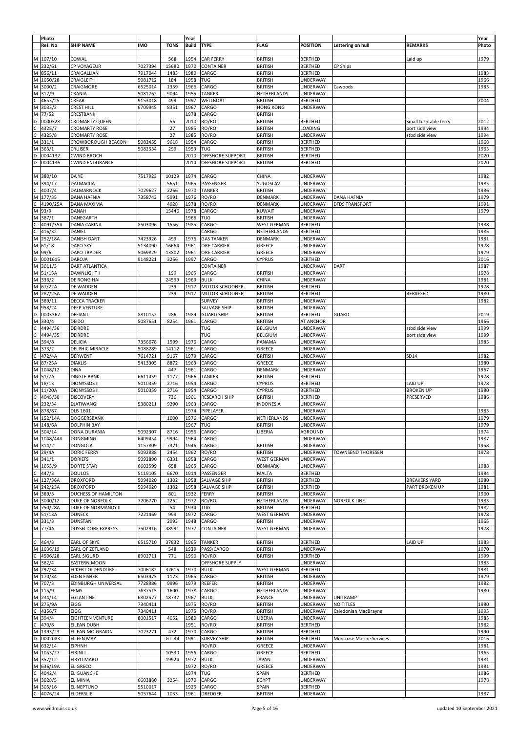| | Photo Ref. No | SHIP NAME | IMO | TONS | Year Build | TYPE | FLAG | POSITION | Lettering on hull | REMARKS | Year Photo |
|---|---|---|---|---|---|---|---|---|---|---|---|
| M | 107/10 | COWAL | | 568 | 1954 | CAR FERRY | BRITISH | BERTHED | | Laid up | 1979 |
| M | 232/61 | CP VOYAGEUR | 7027394 | 15680 | 1970 | CONTAINER | BRITISH | BERTHED | CP Ships | | |
| M | 856/11 | CRAIGALLIAN | 7917044 | 1483 | 1980 | CARGO | BRITISH | BERTHED | | | 1983 |
| M | 1050/28 | CRAIGLEITH | 5081712 | 184 | 1958 | TUG | BRITISH | UNDERWAY | | | 1966 |
| M | 3000/2 | CRAIGMORE | 6525014 | 1359 | 1966 | CARGO | BRITISH | UNDERWAY | Cawoods | | 1983 |
| M | 312/9 | CRANIA | 5081762 | 9094 | 1955 | TANKER | NETHERLANDS | UNDERWAY | | | |
| C | 4653/25 | CREAR | 9153018 | 499 | 1997 | WELLBOAT | BRITISH | BERTHED | | | 2004 |
| M | 3033/2 | CREST HILL | 6709945 | 8351 | 1967 | CARGO | HONG KONG | UNDERWAY | | | |
| M | 77/52 | CRESTBANK | | | 1978 | CARGO | BRITISH | | | | |
| D | 0000328 | CROMARTY QUEEN | | 56 | 2010 | RO/RO | BRITISH | BERTHED | | Small turntable ferry | 2012 |
| C | 4325/7 | CROMARTY ROSE | | 27 | 1985 | RO/RO | BRITISH | LOADING | | port side view | 1994 |
| C | 4325/8 | CROMARTY ROSE | | 27 | 1985 | RO/RO | BRITISH | UNDERWAY | | stbd side view | 1994 |
| M | 331/1 | CROWBOROUGH BEACON | 5082455 | 9618 | 1954 | CARGO | BRITISH | BERTHED | | | 1968 |
| M | 363/1 | CRUISER | 5082534 | 299 | 1953 | TUG | BRITISH | BERTHED | | | 1965 |
| D | 0004132 | CWIND BROCH | | | 2010 | OFFSHORE SUPPORT | BRITISH | BERTHED | | | 2020 |
| D | 0004136 | CWIND ENDURANCE | | | 2014 | OFFSHORE SUPPORT | BRITISH | BERTHED | | | 2020 |
| | | | | | | | | | | | |
| M | 380/10 | DA YE | 7517923 | 10129 | 1974 | CARGO | CHINA | UNDERWAY | | | 1982 |
| M | 394/17 | DALMACIJA | | 5651 | 1965 | PASSENGER | YUGOSLAV | UNDERWAY | | | 1985 |
| C | 4007/4 | DALMARNOCK | 7029627 | 2266 | 1970 | TANKER | BRITISH | UNDERWAY | | | 1986 |
| M | 177/35 | DANA HAFNIA | 7358743 | 5991 | 1976 | RO/RO | DENMARK | UNDERWAY | DANA HAFNIA | | 1979 |
| C | 4190/25A | DANA MAXIMA | | 4928 | 1978 | RO/RO | DENMARK | UNDERWAY | DFDS TRANSPORT | | 1991 |
| M | 93/9 | DANAH | | 15446 | 1978 | CARGO | KUWAIT | UNDERWAY | | | 1979 |
| M | 387/1 | DANEGARTH | | | 1966 | TUG | BRITISH | UNDERWAY | | | |
| C | 4091/35A | DANIA CARINA | 8503096 | 1556 | 1985 | CARGO | WEST GERMAN | BERTHED | | | 1988 |
| C | 416/32 | DANIEL | | | | CARGO | NETHERLANDS | BERTHED | | | 1985 |
| M | 252/18A | DANISH DART | 7423926 | 499 | 1976 | GAS TANKER | DENMARK | UNDERWAY | | | 1981 |
| M | 61/18 | DAPO SKY | 5134090 | 16664 | 1961 | ORE CARRIER | GREECE | UNDERWAY | | | 1978 |
| M | 99/6 | DAPO TRADER | 5069829 | 13802 | 1961 | ORE CARRIER | GREECE | UNDERWAY | | | 1979 |
| D | 0001615 | DAROJA | 9148221 | 3266 | 1997 | CARGO | CYPRUS | BERTHED | | | 2016 |
| M | 3011/3 | DART ATLANTICA | | | | CONTAINER | | UNDERWAY | DART | | 1987 |
| M | 51/15A | DAWNLIGHT I | | 199 | 1965 | CARGO | BRITISH | UNDERWAY | | | 1978 |
| M | 336/2 | DE RONG HAI | | 24599 | 1969 | BULK | CHINA | UNDERWAY | | | 1981 |
| M | 67/22A | DE WADDEN | | 239 | 1917 | MOTOR SCHOONER | BRITISH | BERTHED | | | 1978 |
| M | 287/25A | DE WADDEN | | 239 | 1917 | MOTOR SCHOONER | BRITISH | BERTHED | | RERIGGED | 1980 |
| M | 389/11 | DECCA TRACKER | | | | SURVEY | BRITISH | UNDERWAY | | | 1982 |
| M | 958/24 | DEEP VENTURE | | | | SALVAGE SHIP | BRITISH | UNDERWAY | | | |
| D | 0003362 | DEFIANT | 8810152 | 286 | 1989 | GUARD SHIP | BRITISH | BERTHED | GUARD | | 2019 |
| M | 330/4 | DEIDO | 5087651 | 8254 | 1961 | CARGO | BRITISH | AT ANCHOR | | | 1966 |
| C | 4494/36 | DEIRDRE | | | | TUG | BELGIUM | UNDERWAY | | stbd side view | 1999 |
| C | 4494/35 | DEIRDRE | | | | TUG | BELGIUM | UNDERWAY | | port side view | 1999 |
| M | 394/8 | DELICIA | 7356678 | 1599 | 1976 | CARGO | PANAMA | UNDERWAY | | | 1985 |
| M | 373/2 | DELPHIC MIRACLE | 5088289 | 14112 | 1961 | CARGO | GREECE | UNDERWAY | | | |
| C | 472/4A | DERWENT | 7614721 | 9167 | 1979 | CARGO | BRITISH | UNDERWAY | | SD14 | 1982 |
| M | 87/25A | DIAKLIS | 5413305 | 8872 | 1963 | CARGO | GREECE | UNDERWAY | | | 1980 |
| M | 1048/12 | DINA | | 447 | 1961 | CARGO | DENMARK | UNDERWAY | | | 1967 |
| M | 51/7A | DINGLE BANK | 6611459 | 1177 | 1966 | TANKER | BRITISH | BERTHED | | | 1978 |
| M | 18/13 | DIONYSSOS II | 5010359 | 2716 | 1954 | CARGO | CYPRUS | BERTHED | | LAID UP | 1978 |
| M | 11/20A | DIONYSSOS II | 5010359 | 2716 | 1954 | CARGO | CYPRUS | BERTHED | | BROKEN UP | 1980 |
| C | 4045/30 | DISCOVERY | | 736 | 1901 | RESEARCH SHIP | BRITISH | BERTHED | | PRESERVED | 1986 |
| M | 232/34 | DJATIWANGI | 5380211 | 9290 | 1963 | CARGO | INDONESIA | UNDERWAY | | | |
| M | 878/87 | DLB 1601 | | | 1974 | PIPELAYER | | UNDERWAY | | | 1983 |
| M | 152/14A | DOGGERSBANK | | 1000 | 1976 | CARGO | NETHERLANDS | UNDERWAY | | | 1979 |
| M | 148/6A | DOLPHIN BAY | | | 1967 | TUG | BRITISH | UNDERWAY | | | 1979 |
| M | 304/14 | DONA OURANIA | 5092307 | 8716 | 1956 | CARGO | LIBERIA | AGROUND | | | 1974 |
| M | 1048/44A | DONGMING | 6409454 | 9994 | 1964 | CARGO | | UNDERWAY | | | 1987 |
| M | 314/2 | DONGOLA | 1157809 | 7371 | 1946 | CARGO | BRITISH | UNDERWAY | | | 1958 |
| M | 29/4A | DORIC FERRY | 5092888 | 2454 | 1962 | RO/RO | BRITISH | UNDERWAY | TOWNSEND THORESEN | | 1978 |
| M | 341/1 | DORIEFS | 5092890 | 6331 | 1958 | CARGO | WEST GERMAN | UNDERWAY | | | |
| M | 1053/9 | DORTE STAR | 6602599 | 658 | 1965 | CARGO | DENMARK | UNDERWAY | | | 1988 |
| C | 447/3 | DOULOS | 5119105 | 6670 | 1914 | PASSENGER | MALTA | BERTHED | | | 1984 |
| M | 127/36A | DROXFORD | 5094020 | 1302 | 1958 | SALVAGE SHIP | BRITISH | BERTHED | | BREAKERS YARD | 1980 |
| M | 242/23A | DROXFORD | 5094020 | 1302 | 1958 | SALVAGE SHIP | BRITISH | BERTHED | | PART BROKEN UP | 1981 |
| M | 389/3 | DUCHESS OF HAMILTON | | 801 | 1932 | FERRY | BRITISH | UNDERWAY | | | 1960 |
| M | 3000/12 | DUKE OF NORFOLK | 7206770 | 2262 | 1972 | RO/RO | NETHERLANDS | UNDERWAY | NORFOLK LINE | | 1983 |
| M | 750/28A | DUKE OF NORMANDY II | | 54 | 1934 | TUG | BRITISH | BERTHED | | | 1982 |
| M | 51/13A | DUNECK | 7221469 | 999 | 1972 | CARGO | WEST GERMAN | UNDERWAY | | | 1978 |
| M | 331/3 | DUNSTAN | | 2993 | 1948 | CARGO | BRITISH | UNDERWAY | | | 1965 |
| M | 77/4A | DUSSELDORF EXPRESS | 7502916 | 38991 | 1977 | CONTAINER | WEST GERMAN | UNDERWAY | | | 1978 |
| | | | | | | | | | | | |
| C | 464/3 | EARL OF SKYE | 6515710 | 37832 | 1965 | TANKER | BRITISH | BERTHED | | LAID UP | 1983 |
| M | 1036/19 | EARL OF ZETLAND | | 548 | 1939 | PASS/CARGO | BRITISH | UNDERWAY | | | 1970 |
| C | 4506/28 | EARL SIGURD | 8902711 | 771 | 1990 | RO/RO | BRITISH | BERTHED | | | 1999 |
| M | 382/4 | EASTERN MOON | | | | OFFSHORE SUPPLY | | UNDERWAY | | | 1983 |
| M | 297/34 | ECKERT OLDENDORF | 7006182 | 37615 | 1970 | BULK | WEST GERMAN | BERTHED | | | 1981 |
| M | 170/34 | EDEN FISHER | 6503975 | 1173 | 1965 | CARGO | BRITISH | UNDERWAY | | | 1979 |
| M | 707/3 | EDINBURGH UNIVERSAL | 7728986 | 9996 | 1979 | REEFER | BRITISH | UNDERWAY | | | 1982 |
| M | 115/9 | EEMS | 7637515 | 1600 | 1978 | CARGO | NETHERLANDS | UNDERWAY | | | 1980 |
| M | 234/14 | EGLANTINE | 6802577 | 18737 | 1967 | BULK | FRANCE | UNDERWAY | UNITRAMP | | |
| M | 275/9A | EIGG | 7340411 | | 1975 | RO/RO | BRITISH | UNDERWAY | NO TITLES | | 1980 |
| C | 4356/7 | EIGG | 7340411 | | 1975 | RO/RO | BRITISH | UNDERWAY | Caledonian MacBrayne | | 1995 |
| M | 394/4 | EIGHTEEN VENTURE | 8001517 | 4052 | 1980 | CARGO | LIBERIA | UNDERWAY | | | 1985 |
| C | 470/8 | EILEAN DUBH | | | 1951 | RO/RO | BRITISH | BERTHED | | | 1982 |
| M | 1393/23 | EILEAN MO GRAIDN | 7023271 | 472 | 1970 | CARGO | BRITISH | BERTHED | | | 1990 |
| D | 0002083 | EILEEN MAY | | GT 44 | 1991 | SURVEY SHIP | BRITISH | BERTHED | Montrose Marine Services | | 2016 |
| M | 632/14 | EIPHNH | | | | RO/RO | GREECE | UNDERWAY | | | 1981 |
| M | 1053/27 | EIRINI L | | 10530 | 1956 | CARGO | GREECE | BERTHED | | | 1965 |
| M | 357/12 | EIRYU MARU | | 19924 | 1972 | BULK | JAPAN | UNDERWAY | | | 1981 |
| M | 636/19A | EL GRECO | | | 1972 | RO/RO | GREECE | UNDERWAY | | | 1981 |
| C | 4042/4 | EL GUANCHE | | | 1974 | TUG | SPAIN | BERTHED | | | 1986 |
| M | 3028/5 | EL MINIA | 6603880 | 3254 | 1970 | CARGO | EGYPT | UNDERWAY | | | 1978 |
| M | 305/16 | EL NEPTUNO | 5510017 | | 1925 | CARGO | SPAIN | BERTHED | | | |
| C | 4076/24 | ELDERSLIE | 5057644 | 1033 | 1961 | DREDGER | BRITISH | UNDERWAY | | | 1987 |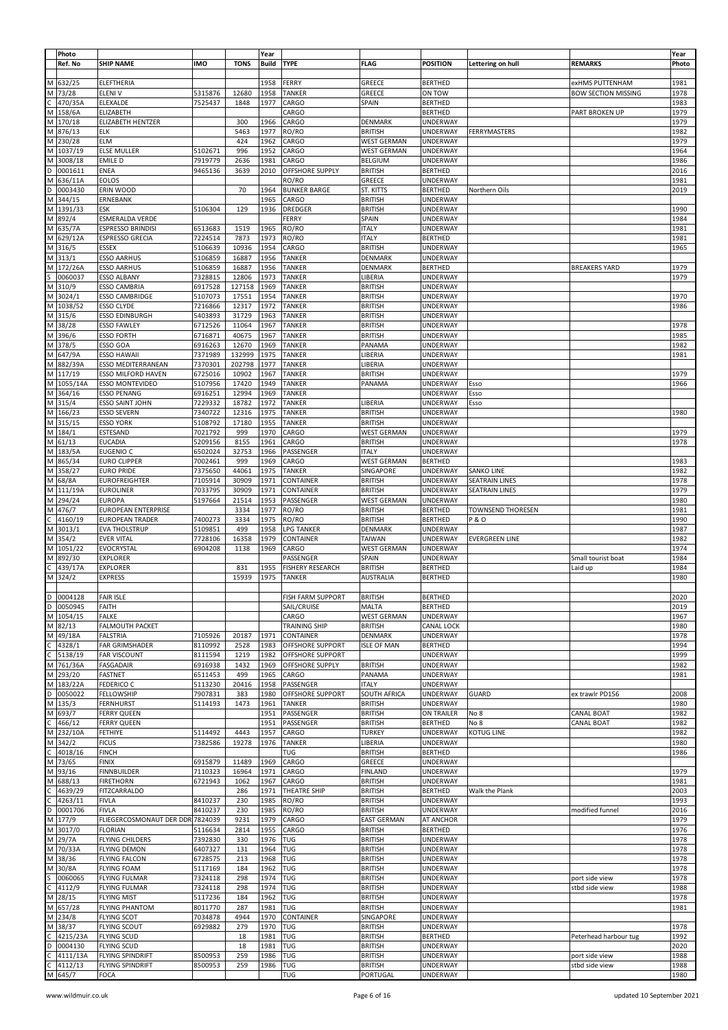| | Photo Ref. No | SHIP NAME | IMO | TONS | Year Build | TYPE | FLAG | POSITION | Lettering on hull | REMARKS | Year Photo |
|---|---|---|---|---|---|---|---|---|---|---|---|
| | | | | | | | | | | | |
| M | 632/25 | ELEFTHERIA | | | 1958 | FERRY | GREECE | BERTHED | | exHMS PUTTENHAM | 1981 |
| M | 73/28 | ELENI V | 5315876 | 12680 | 1958 | TANKER | GREECE | ON TOW | | BOW SECTION MISSING | 1978 |
| C | 470/35A | ELEXALDE | 7525437 | 1848 | 1977 | CARGO | SPAIN | BERTHED | | | 1983 |
| M | 158/6A | ELIZABETH | | | | CARGO | | BERTHED | | PART BROKEN UP | 1979 |
| M | 170/18 | ELIZABETH HENTZER | | 300 | 1966 | CARGO | DENMARK | UNDERWAY | | | 1979 |
| M | 876/13 | ELK | | 5463 | 1977 | RO/RO | BRITISH | UNDERWAY | FERRYMASTERS | | 1982 |
| M | 230/28 | ELM | | 424 | 1962 | CARGO | WEST GERMAN | UNDERWAY | | | 1979 |
| M | 1037/19 | ELSE MULLER | 5102671 | 996 | 1952 | CARGO | WEST GERMAN | UNDERWAY | | | 1964 |
| M | 3008/18 | EMILE D | 7919779 | 2636 | 1981 | CARGO | BELGIUM | UNDERWAY | | | 1986 |
| D | 0001611 | ENEA | 9465136 | 3639 | 2010 | OFFSHORE SUPPLY | BRITISH | BERTHED | | | 2016 |
| M | 636/11A | EOLOS | | | | RO/RO | GREECE | UNDERWAY | | | 1981 |
| D | 0003430 | ERIN WOOD | | 70 | 1964 | BUNKER BARGE | ST. KITTS | BERTHED | Northern Oils | | 2019 |
| M | 344/15 | ERNEBANK | | | 1965 | CARGO | BRITISH | UNDERWAY | | | |
| M | 1391/33 | ESK | 5106304 | 129 | 1936 | DREDGER | BRITISH | UNDERWAY | | | 1990 |
| M | 892/4 | ESMERALDA VERDE | | | | FERRY | SPAIN | UNDERWAY | | | 1984 |
| M | 635/7A | ESPRESSO BRINDISI | 6513683 | 1519 | 1965 | RO/RO | ITALY | UNDERWAY | | | 1981 |
| M | 629/12A | ESPRESSO GRECIA | 7224514 | 7873 | 1973 | RO/RO | ITALY | BERTHED | | | 1981 |
| M | 316/5 | ESSEX | 5106639 | 10936 | 1954 | CARGO | BRITISH | UNDERWAY | | | 1965 |
| M | 313/1 | ESSO AARHUS | 5106859 | 16887 | 1956 | TANKER | DENMARK | UNDERWAY | | | |
| M | 172/26A | ESSO AARHUS | 5106859 | 16887 | 1956 | TANKER | DENMARK | BERTHED | | BREAKERS YARD | 1979 |
| S | 0060037 | ESSO ALBANY | 7328815 | 12806 | 1973 | TANKER | LIBERIA | UNDERWAY | | | 1979 |
| M | 310/9 | ESSO CAMBRIA | 6917528 | 127158 | 1969 | TANKER | BRITISH | UNDERWAY | | | |
| M | 3024/1 | ESSO CAMBRIDGE | 5107073 | 17551 | 1954 | TANKER | BRITISH | UNDERWAY | | | 1970 |
| M | 1038/52 | ESSO CLYDE | 7216866 | 12317 | 1972 | TANKER | BRITISH | UNDERWAY | | | 1986 |
| M | 315/6 | ESSO EDINBURGH | 5403893 | 31729 | 1963 | TANKER | BRITISH | UNDERWAY | | | |
| M | 38/28 | ESSO FAWLEY | 6712526 | 11064 | 1967 | TANKER | BRITISH | UNDERWAY | | | 1978 |
| M | 396/6 | ESSO FORTH | 6716871 | 40675 | 1967 | TANKER | BRITISH | UNDERWAY | | | 1985 |
| M | 378/5 | ESSO GOA | 6916263 | 12670 | 1969 | TANKER | PANAMA | UNDERWAY | | | 1982 |
| M | 647/9A | ESSO HAWAII | 7371989 | 132999 | 1975 | TANKER | LIBERIA | UNDERWAY | | | 1981 |
| M | 882/39A | ESSO MEDITERRANEAN | 7370301 | 202798 | 1977 | TANKER | LIBERIA | UNDERWAY | | | |
| M | 117/19 | ESSO MILFORD HAVEN | 6725016 | 10902 | 1967 | TANKER | BRITISH | UNDERWAY | | | 1979 |
| M | 1055/14A | ESSO MONTEVIDEO | 5107956 | 17420 | 1949 | TANKER | PANAMA | UNDERWAY | Esso | | 1966 |
| M | 364/16 | ESSO PENANG | 6916251 | 12994 | 1969 | TANKER | | UNDERWAY | Esso | | |
| M | 315/4 | ESSO SAINT JOHN | 7229332 | 18782 | 1972 | TANKER | LIBERIA | UNDERWAY | Esso | | |
| M | 166/23 | ESSO SEVERN | 7340722 | 12316 | 1975 | TANKER | BRITISH | UNDERWAY | | | 1980 |
| M | 315/15 | ESSO YORK | 5108792 | 17180 | 1955 | TANKER | BRITISH | UNDERWAY | | | |
| M | 184/1 | ESTESAND | 7021792 | 999 | 1970 | CARGO | WEST GERMAN | UNDERWAY | | | 1979 |
| M | 61/13 | EUCADIA | 5209156 | 8155 | 1961 | CARGO | BRITISH | UNDERWAY | | | 1978 |
| M | 183/5A | EUGENIO C | 6502024 | 32753 | 1966 | PASSENGER | ITALY | UNDERWAY | | | |
| M | 865/34 | EURO CLIPPER | 7002461 | 999 | 1969 | CARGO | WEST GERMAN | BERTHED | | | 1983 |
| M | 358/27 | EURO PRIDE | 7375650 | 44061 | 1975 | TANKER | SINGAPORE | UNDERWAY | SANKO LINE | | 1982 |
| M | 68/8A | EUROFREIGHTER | 7105914 | 30909 | 1971 | CONTAINER | BRITISH | UNDERWAY | SEATRAIN LINES | | 1978 |
| M | 111/19A | EUROLINER | 7033795 | 30909 | 1971 | CONTAINER | BRITISH | UNDERWAY | SEATRAIN LINES | | 1979 |
| M | 294/24 | EUROPA | 5197664 | 21514 | 1953 | PASSENGER | WEST GERMAN | UNDERWAY | | | 1980 |
| M | 476/7 | EUROPEAN ENTERPRISE | | 3334 | 1977 | RO/RO | BRITISH | BERTHED | TOWNSEND THORESEN | | 1981 |
| C | 4160/19 | EUROPEAN TRADER | 7400273 | 3334 | 1975 | RO/RO | BRITISH | BERTHED | P & O | | 1990 |
| M | 3013/1 | EVA THOLSTRUP | 5109851 | 499 | 1958 | LPG TANKER | DENMARK | UNDERWAY | | | 1987 |
| M | 354/2 | EVER VITAL | 7728106 | 16358 | 1979 | CONTAINER | TAIWAN | UNDERWAY | EVERGREEN LINE | | 1982 |
| M | 1051/22 | EVOCRYSTAL | 6904208 | 1138 | 1969 | CARGO | WEST GERMAN | UNDERWAY | | | 1974 |
| M | 892/30 | EXPLORER | | | | PASSENGER | SPAIN | UNDERWAY | | Small tourist boat | 1984 |
| C | 439/17A | EXPLORER | | 831 | 1955 | FISHERY RESEARCH | BRITISH | BERTHED | | Laid up | 1984 |
| M | 324/2 | EXPRESS | | 15939 | 1975 | TANKER | AUSTRALIA | BERTHED | | | 1980 |
| | | | | | | | | | | | |
| D | 0004128 | FAIR ISLE | | | | FISH FARM SUPPORT | BRITISH | BERTHED | | | 2020 |
| D | 0050945 | FAITH | | | | SAIL/CRUISE | MALTA | BERTHED | | | 2019 |
| M | 1054/15 | FALKE | | | | CARGO | WEST GERMAN | UNDERWAY | | | 1967 |
| M | 82/13 | FALMOUTH PACKET | | | | TRAINING SHIP | BRITISH | CANAL LOCK | | | 1980 |
| M | 49/18A | FALSTRIA | 7105926 | 20187 | 1971 | CONTAINER | DENMARK | UNDERWAY | | | 1978 |
| C | 4328/1 | FAR GRIMSHADER | 8110992 | 2528 | 1983 | OFFSHORE SUPPORT | ISLE OF MAN | BERTHED | | | 1994 |
| C | 5138/19 | FAR VISCOUNT | 8111594 | 1219 | 1982 | OFFSHORE SUPPORT | | UNDERWAY | | | 1999 |
| M | 761/36A | FASGADAIR | 6916938 | 1432 | 1969 | OFFSHORE SUPPLY | BRITISH | UNDERWAY | | | 1982 |
| M | 293/20 | FASTNET | 6511453 | 499 | 1965 | CARGO | PANAMA | UNDERWAY | | | 1981 |
| M | 183/22A | FEDERICO C | 5113230 | 20416 | 1958 | PASSENGER | ITALY | UNDERWAY | | | |
| D | 0050022 | FELLOWSHIP | 7907831 | 383 | 1980 | OFFSHORE SUPPORT | SOUTH AFRICA | UNDERWAY | GUARD | ex trawlr PD156 | 2008 |
| M | 135/3 | FERNHURST | 5114193 | 1473 | 1961 | TANKER | BRITISH | UNDERWAY | | | 1980 |
| M | 693/7 | FERRY QUEEN | | | 1951 | PASSENGER | BRITISH | ON TRAILER | No 8 | CANAL BOAT | 1982 |
| C | 466/12 | FERRY QUEEN | | | 1951 | PASSENGER | BRITISH | BERTHED | No 8 | CANAL BOAT | 1982 |
| M | 232/10A | FETHIYE | 5114492 | 4443 | 1957 | CARGO | TURKEY | UNDERWAY | KOTUG LINE | | 1982 |
| M | 342/2 | FICUS | 7382586 | 19278 | 1976 | TANKER | LIBERIA | UNDERWAY | | | 1980 |
| C | 4018/16 | FINCH | | | | TUG | BRITISH | BERTHED | | | 1986 |
| M | 73/65 | FINIX | 6915879 | 11489 | 1969 | CARGO | GREECE | UNDERWAY | | | |
| M | 93/16 | FINNBUILDER | 7110323 | 16964 | 1971 | CARGO | FINLAND | UNDERWAY | | | 1979 |
| M | 688/13 | FIRETHORN | 6721943 | 1062 | 1967 | CARGO | BRITISH | UNDERWAY | | | 1981 |
| C | 4639/29 | FITZCARRALDO | | 286 | 1971 | THEATRE SHIP | BRITISH | BERTHED | Walk the Plank | | 2003 |
| C | 4263/11 | FIVLA | 8410237 | 230 | 1985 | RO/RO | BRITISH | UNDERWAY | | | 1993 |
| D | 0001706 | FIVLA | 8410237 | 230 | 1985 | RO/RO | BRITISH | UNDERWAY | | modified funnel | 2016 |
| M | 177/9 | FLIEGERCOSMONAUT DER DDR | 7824039 | 9231 | 1979 | CARGO | EAST GERMAN | AT ANCHOR | | | 1979 |
| M | 3017/0 | FLORIAN | 5116634 | 2814 | 1955 | CARGO | BRITISH | BERTHED | | | 1976 |
| M | 29/7A | FLYING CHILDERS | 7392830 | 330 | 1976 | TUG | BRITISH | UNDERWAY | | | 1978 |
| M | 70/33A | FLYING DEMON | 6407327 | 131 | 1964 | TUG | BRITISH | UNDERWAY | | | 1978 |
| M | 38/36 | FLYING FALCON | 6728575 | 213 | 1968 | TUG | BRITISH | UNDERWAY | | | 1978 |
| M | 30/8A | FLYING FOAM | 5117169 | 184 | 1962 | TUG | BRITISH | UNDERWAY | | | 1978 |
| S | 0060065 | FLYING FULMAR | 7324118 | 298 | 1974 | TUG | BRITISH | UNDERWAY | | port side view | 1978 |
| C | 4112/9 | FLYING FULMAR | 7324118 | 298 | 1974 | TUG | BRITISH | UNDERWAY | | stbd side view | 1988 |
| M | 28/15 | FLYING MIST | 5117236 | 184 | 1962 | TUG | BRITISH | UNDERWAY | | | 1978 |
| M | 657/28 | FLYING PHANTOM | 8011770 | 287 | 1981 | TUG | BRITISH | UNDERWAY | | | 1981 |
| M | 234/8 | FLYING SCOT | 7034878 | 4944 | 1970 | CONTAINER | SINGAPORE | UNDERWAY | | | |
| M | 38/37 | FLYING SCOUT | 6929882 | 279 | 1970 | TUG | BRITISH | UNDERWAY | | | 1978 |
| C | 4215/23A | FLYING SCUD | | 18 | 1981 | TUG | BRITISH | BERTHED | | Peterhead harbour tug | 1992 |
| D | 0004130 | FLYING SCUD | | 18 | 1981 | TUG | BRITISH | UNDERWAY | | | 2020 |
| C | 4111/13A | FLYING SPINDRIFT | 8500953 | 259 | 1986 | TUG | BRITISH | UNDERWAY | | port side view | 1988 |
| C | 4112/13 | FLYING SPINDRIFT | 8500953 | 259 | 1986 | TUG | BRITISH | UNDERWAY | | stbd side view | 1988 |
| M | 645/7 | FOCA | | | | TUG | PORTUGAL | UNDERWAY | | | 1980 |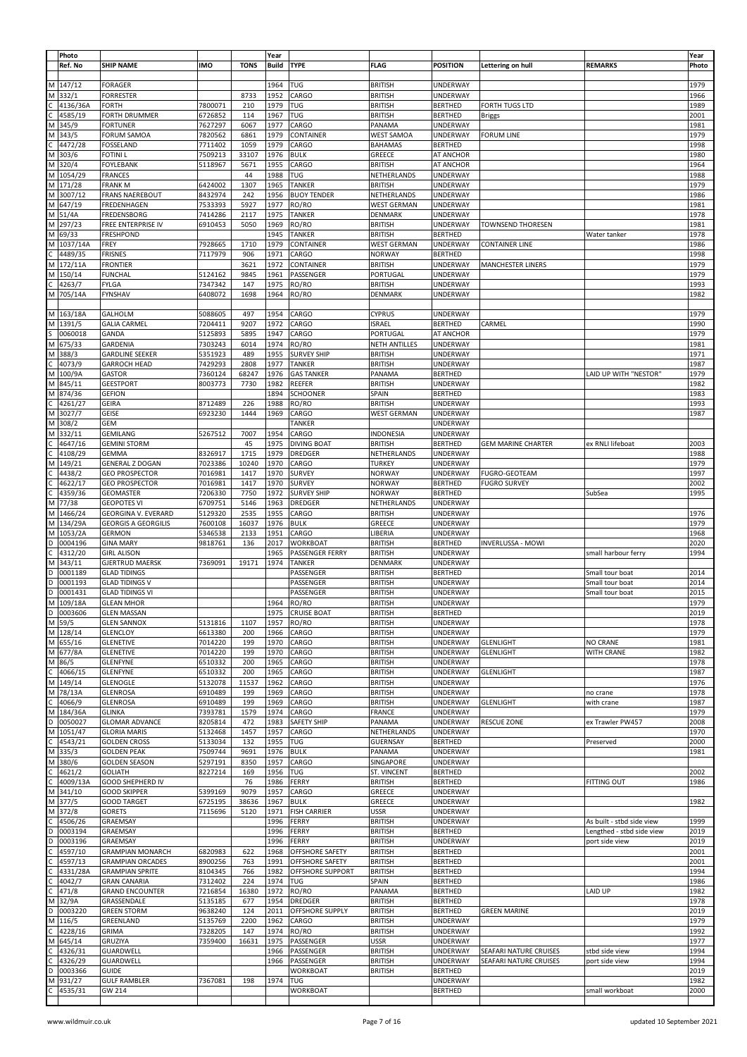| | Photo Ref. No | SHIP NAME | IMO | TONS | Year Build | TYPE | FLAG | POSITION | Lettering on hull | REMARKS | Year Photo |
|---|---|---|---|---|---|---|---|---|---|---|---|
| M | 147/12 | FORAGER | | | 1964 | TUG | BRITISH | UNDERWAY | | | 1979 |
| M | 332/1 | FORRESTER | | 8733 | 1952 | CARGO | BRITISH | UNDERWAY | | | 1966 |
| C | 4136/36A | FORTH | 7800071 | 210 | 1979 | TUG | BRITISH | BERTHED | FORTH TUGS LTD | | 1989 |
| C | 4585/19 | FORTH DRUMMER | 6726852 | 114 | 1967 | TUG | BRITISH | BERTHED | Briggs | | 2001 |
| M | 345/9 | FORTUNER | 7627297 | 6067 | 1977 | CARGO | PANAMA | UNDERWAY | | | 1981 |
| M | 343/5 | FORUM SAMOA | 7820562 | 6861 | 1979 | CONTAINER | WEST SAMOA | UNDERWAY | FORUM LINE | | 1979 |
| C | 4472/28 | FOSSELAND | 7711402 | 1059 | 1979 | CARGO | BAHAMAS | BERTHED | | | 1998 |
| M | 303/6 | FOTINI L | 7509213 | 33107 | 1976 | BULK | GREECE | AT ANCHOR | | | 1980 |
| M | 320/4 | FOYLEBANK | 5118967 | 5671 | 1955 | CARGO | BRITISH | AT ANCHOR | | | 1964 |
| M | 1054/29 | FRANCES | | 44 | 1988 | TUG | NETHERLANDS | UNDERWAY | | | 1988 |
| M | 171/28 | FRANK M | 6424002 | 1307 | 1965 | TANKER | BRITISH | UNDERWAY | | | 1979 |
| M | 3007/12 | FRANS NAEREBOUT | 8432974 | 242 | 1956 | BUOY TENDER | NETHERLANDS | UNDERWAY | | | 1986 |
| M | 647/19 | FREDENHAGEN | 7533393 | 5927 | 1977 | RO/RO | WEST GERMAN | UNDERWAY | | | 1981 |
| M | 51/4A | FREDENSBORG | 7414286 | 2117 | 1975 | TANKER | DENMARK | UNDERWAY | | | 1978 |
| M | 297/23 | FREE ENTERPRISE IV | 6910453 | 5050 | 1969 | RO/RO | BRITISH | UNDERWAY | TOWNSEND THORESEN | | 1981 |
| M | 69/33 | FRESHPOND | | | 1945 | TANKER | BRITISH | BERTHED | | Water tanker | 1978 |
| M | 1037/14A | FREY | 7928665 | 1710 | 1979 | CONTAINER | WEST GERMAN | UNDERWAY | CONTAINER LINE | | 1986 |
| C | 4489/35 | FRISNES | 7117979 | 906 | 1971 | CARGO | NORWAY | BERTHED | | | 1998 |
| M | 172/11A | FRONTIER | | 3621 | 1972 | CONTAINER | BRITISH | UNDERWAY | MANCHESTER LINERS | | 1979 |
| M | 150/14 | FUNCHAL | 5124162 | 9845 | 1961 | PASSENGER | PORTUGAL | UNDERWAY | | | 1979 |
| C | 4263/7 | FYLGA | 7347342 | 147 | 1975 | RO/RO | BRITISH | UNDERWAY | | | 1993 |
| M | 705/14A | FYNSHAV | 6408072 | 1698 | 1964 | RO/RO | DENMARK | UNDERWAY | | | 1982 |
| | | | | | | | | | | | |
| M | 163/18A | GALHOLM | 5088605 | 497 | 1954 | CARGO | CYPRUS | UNDERWAY | | | 1979 |
| M | 1391/5 | GALIA CARMEL | 7204411 | 9207 | 1972 | CARGO | ISRAEL | BERTHED | CARMEL | | 1990 |
| S | 0060018 | GANDA | 5125893 | 5895 | 1947 | CARGO | PORTUGAL | AT ANCHOR | | | 1979 |
| M | 675/33 | GARDENIA | 7303243 | 6014 | 1974 | RO/RO | NETH ANTILLES | UNDERWAY | | | 1981 |
| M | 388/3 | GARDLINE SEEKER | 5351923 | 489 | 1955 | SURVEY SHIP | BRITISH | UNDERWAY | | | 1971 |
| C | 4073/9 | GARROCH HEAD | 7429293 | 2808 | 1977 | TANKER | BRITISH | UNDERWAY | | | 1987 |
| M | 100/9A | GASTOR | 7360124 | 68247 | 1976 | GAS TANKER | PANAMA | BERTHED | | LAID UP WITH "NESTOR" | 1979 |
| M | 845/11 | GEESTPORT | 8003773 | 7730 | 1982 | REEFER | BRITISH | UNDERWAY | | | 1982 |
| M | 874/36 | GEFION | | | 1894 | SCHOONER | SPAIN | BERTHED | | | 1983 |
| C | 4261/27 | GEIRA | 8712489 | 226 | 1988 | RO/RO | BRITISH | UNDERWAY | | | 1993 |
| M | 3027/7 | GEISE | 6923230 | 1444 | 1969 | CARGO | WEST GERMAN | UNDERWAY | | | 1987 |
| M | 308/2 | GEM | | | | TANKER | | UNDERWAY | | | |
| M | 332/11 | GEMILANG | 5267512 | 7007 | 1954 | CARGO | INDONESIA | UNDERWAY | | | |
| C | 4647/16 | GEMINI STORM | | 45 | 1975 | DIVING BOAT | BRITISH | BERTHED | GEM MARINE CHARTER | ex RNLI lifeboat | 2003 |
| C | 4108/29 | GEMMA | 8326917 | 1715 | 1979 | DREDGER | NETHERLANDS | UNDERWAY | | | 1988 |
| M | 149/21 | GENERAL Z DOGAN | 7023386 | 10240 | 1970 | CARGO | TURKEY | UNDERWAY | | | 1979 |
| C | 4438/2 | GEO PROSPECTOR | 7016981 | 1417 | 1970 | SURVEY | NORWAY | UNDERWAY | FUGRO-GEOTEAM | | 1997 |
| C | 4622/17 | GEO PROSPECTOR | 7016981 | 1417 | 1970 | SURVEY | NORWAY | BERTHED | FUGRO SURVEY | | 2002 |
| C | 4359/36 | GEOMASTER | 7206330 | 7750 | 1972 | SURVEY SHIP | NORWAY | BERTHED | | SubSea | 1995 |
| M | 77/38 | GEOPOTES VI | 6709751 | 5146 | 1963 | DREDGER | NETHERLANDS | UNDERWAY | | | |
| M | 1466/24 | GEORGINA V. EVERARD | 5129320 | 2535 | 1955 | CARGO | BRITISH | UNDERWAY | | | 1976 |
| M | 134/29A | GEORGIS A GEORGILIS | 7600108 | 16037 | 1976 | BULK | GREECE | UNDERWAY | | | 1979 |
| M | 1053/2A | GERMON | 5346538 | 2133 | 1951 | CARGO | LIBERIA | UNDERWAY | | | 1968 |
| D | 0004196 | GINA MARY | 9818761 | 136 | 2017 | WORKBOAT | BRITISH | BERTHED | INVERLUSSA - MOWI | | 2020 |
| C | 4312/20 | GIRL ALISON | | | 1965 | PASSENGER FERRY | BRITISH | UNDERWAY | | small harbour ferry | 1994 |
| M | 343/11 | GJERTRUD MAERSK | 7369091 | 19171 | 1974 | TANKER | DENMARK | UNDERWAY | | | |
| D | 0001189 | GLAD TIDINGS | | | | PASSENGER | BRITISH | BERTHED | | Small tour boat | 2014 |
| D | 0001193 | GLAD TIDINGS V | | | | PASSENGER | BRITISH | UNDERWAY | | Small tour boat | 2014 |
| D | 0001431 | GLAD TIDINGS VI | | | | PASSENGER | BRITISH | UNDERWAY | | Small tour boat | 2015 |
| M | 109/18A | GLEAN MHOR | | | 1964 | RO/RO | BRITISH | UNDERWAY | | | 1979 |
| D | 0003606 | GLEN MASSAN | | | 1975 | CRUISE BOAT | BRITISH | BERTHED | | | 2019 |
| M | 59/5 | GLEN SANNOX | 5131816 | 1107 | 1957 | RO/RO | BRITISH | UNDERWAY | | | 1978 |
| M | 128/14 | GLENCLOY | 6613380 | 200 | 1966 | CARGO | BRITISH | UNDERWAY | | | 1979 |
| M | 655/16 | GLENETIVE | 7014220 | 199 | 1970 | CARGO | BRITISH | UNDERWAY | GLENLIGHT | NO CRANE | 1981 |
| M | 677/8A | GLENETIVE | 7014220 | 199 | 1970 | CARGO | BRITISH | UNDERWAY | GLENLIGHT | WITH CRANE | 1982 |
| M | 86/5 | GLENFYNE | 6510332 | 200 | 1965 | CARGO | BRITISH | UNDERWAY | | | 1978 |
| C | 4066/15 | GLENFYNE | 6510332 | 200 | 1965 | CARGO | BRITISH | UNDERWAY | GLENLIGHT | | 1987 |
| M | 149/14 | GLENOGLE | 5132078 | 11537 | 1962 | CARGO | BRITISH | UNDERWAY | | | 1976 |
| M | 78/13A | GLENROSA | 6910489 | 199 | 1969 | CARGO | BRITISH | UNDERWAY | | no crane | 1978 |
| C | 4066/9 | GLENROSA | 6910489 | 199 | 1969 | CARGO | BRITISH | UNDERWAY | GLENLIGHT | with crane | 1987 |
| M | 184/36A | GLINKA | 7393781 | 1579 | 1974 | CARGO | FRANCE | UNDERWAY | | | 1979 |
| D | 0050027 | GLOMAR ADVANCE | 8205814 | 472 | 1983 | SAFETY SHIP | PANAMA | UNDERWAY | RESCUE ZONE | ex Trawler PW457 | 2008 |
| M | 1051/47 | GLORIA MARIS | 5132468 | 1457 | 1957 | CARGO | NETHERLANDS | UNDERWAY | | | 1970 |
| C | 4543/21 | GOLDEN CROSS | 5133034 | 132 | 1955 | TUG | GUERNSAY | BERTHED | | Preserved | 2000 |
| M | 335/3 | GOLDEN PEAK | 7509744 | 9691 | 1976 | BULK | PANAMA | UNDERWAY | | | 1981 |
| M | 380/6 | GOLDEN SEASON | 5297191 | 8350 | 1957 | CARGO | SINGAPORE | UNDERWAY | | | |
| C | 4621/2 | GOLIATH | 8227214 | 169 | 1956 | TUG | ST. VINCENT | BERTHED | | | 2002 |
| C | 4009/13A | GOOD SHEPHERD IV | | 76 | 1986 | FERRY | BRITISH | BERTHED | | FITTING OUT | 1986 |
| M | 341/10 | GOOD SKIPPER | 5399169 | 9079 | 1957 | CARGO | GREECE | UNDERWAY | | | |
| M | 377/5 | GOOD TARGET | 6725195 | 38636 | 1967 | BULK | GREECE | UNDERWAY | | | 1982 |
| M | 372/8 | GORETS | 7115696 | 5120 | 1971 | FISH CARRIER | USSR | UNDERWAY | | | |
| C | 4506/26 | GRAEMSAY | | | 1996 | FERRY | BRITISH | UNDERWAY | | As built - stbd side view | 1999 |
| D | 0003194 | GRAEMSAY | | | 1996 | FERRY | BRITISH | BERTHED | | Lengthed - stbd side view | 2019 |
| D | 0003196 | GRAEMSAY | | | 1996 | FERRY | BRITISH | UNDERWAY | | port side view | 2019 |
| C | 4597/10 | GRAMPIAN MONARCH | 6820983 | 622 | 1968 | OFFSHORE SAFETY | BRITISH | BERTHED | | | 2001 |
| C | 4597/13 | GRAMPIAN ORCADES | 8900256 | 763 | 1991 | OFFSHORE SAFETY | BRITISH | BERTHED | | | 2001 |
| C | 4331/28A | GRAMPIAN SPRITE | 8104345 | 766 | 1982 | OFFSHORE SUPPORT | BRITISH | BERTHED | | | 1994 |
| C | 4042/7 | GRAN CANARIA | 7312402 | 224 | 1974 | TUG | SPAIN | BERTHED | | | 1986 |
| C | 471/8 | GRAND ENCOUNTER | 7216854 | 16380 | 1972 | RO/RO | PANAMA | BERTHED | | LAID UP | 1982 |
| M | 32/9A | GRASSENDALE | 5135185 | 677 | 1954 | DREDGER | BRITISH | BERTHED | | | 1978 |
| D | 0003220 | GREEN STORM | 9638240 | 124 | 2011 | OFFSHORE SUPPLY | BRITISH | BERTHED | GREEN MARINE | | 2019 |
| M | 116/5 | GREENLAND | 5135769 | 2200 | 1962 | CARGO | BRITISH | UNDERWAY | | | 1979 |
| C | 4228/16 | GRIMA | 7328205 | 147 | 1974 | RO/RO | BRITISH | UNDERWAY | | | 1992 |
| M | 645/14 | GRUZIYA | 7359400 | 16631 | 1975 | PASSENGER | USSR | UNDERWAY | | | 1977 |
| C | 4326/31 | GUARDWELL | | | 1966 | PASSENGER | BRITISH | UNDERWAY | SEAFARI NATURE CRUISES | stbd side view | 1994 |
| C | 4326/29 | GUARDWELL | | | 1966 | PASSENGER | BRITISH | UNDERWAY | SEAFARI NATURE CRUISES | port side view | 1994 |
| D | 0003366 | GUIDE | | | | WORKBOAT | BRITISH | BERTHED | | | 2019 |
| M | 931/27 | GULF RAMBLER | 7367081 | 198 | 1974 | TUG | | UNDERWAY | | | 1982 |
| C | 4535/31 | GW 214 | | | | WORKBOAT | | BERTHED | | small workboat | 2000 |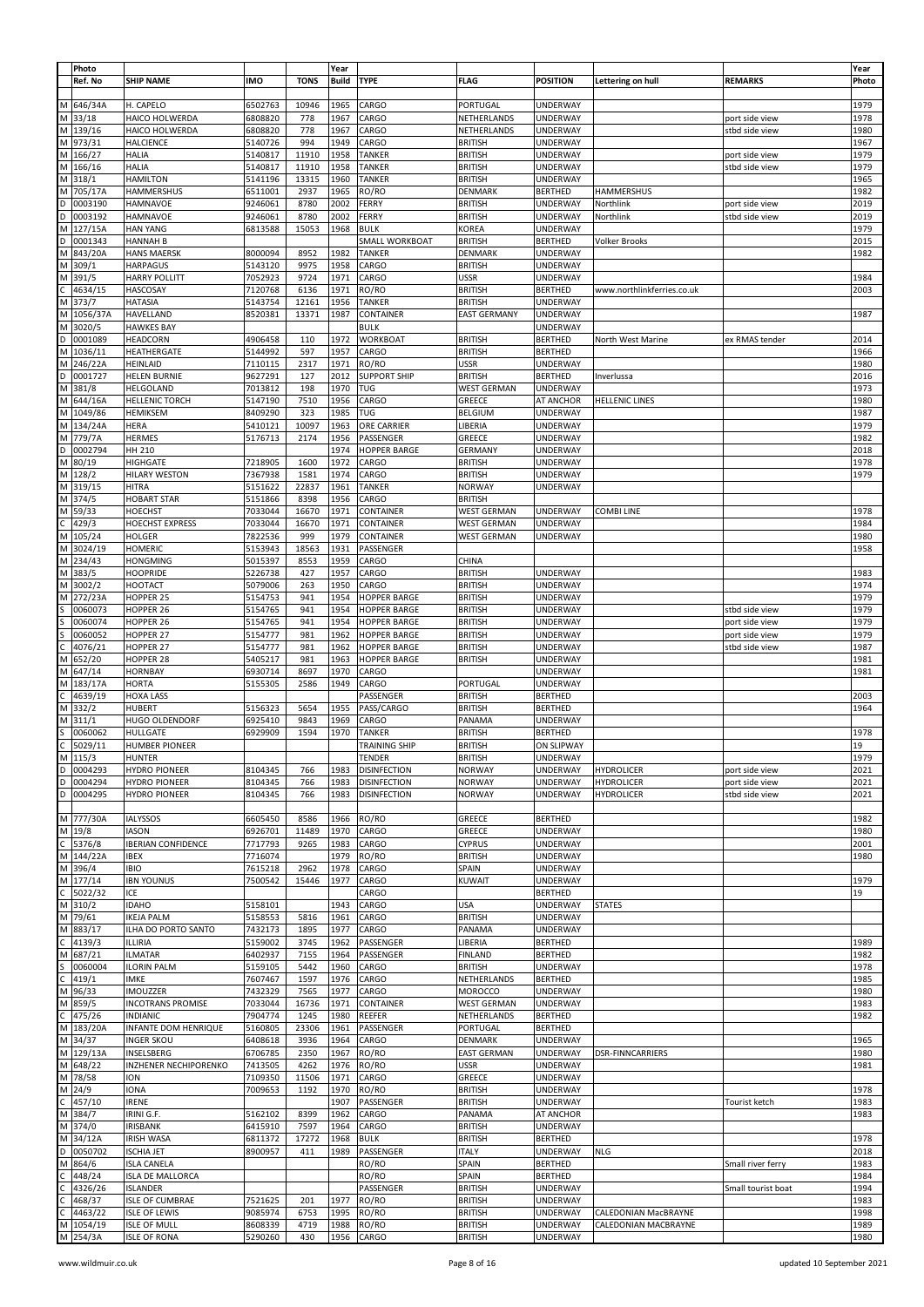| | Photo Ref. No | SHIP NAME | IMO | TONS | Year Build | TYPE | FLAG | POSITION | Lettering on hull | REMARKS | Year Photo |
|---|---|---|---|---|---|---|---|---|---|---|---|
| M | 646/34A | H. CAPELO | 6502763 | 10946 | 1965 | CARGO | PORTUGAL | UNDERWAY | | | 1979 |
| M | 33/18 | HAICO HOLWERDA | 6808820 | 778 | 1967 | CARGO | NETHERLANDS | UNDERWAY | | port side view | 1978 |
| M | 139/16 | HAICO HOLWERDA | 6808820 | 778 | 1967 | CARGO | NETHERLANDS | UNDERWAY | | stbd side view | 1980 |
| M | 973/31 | HALCIENCE | 5140726 | 994 | 1949 | CARGO | BRITISH | UNDERWAY | | | 1967 |
| M | 166/27 | HALIA | 5140817 | 11910 | 1958 | TANKER | BRITISH | UNDERWAY | | port side view | 1979 |
| M | 166/16 | HALIA | 5140817 | 11910 | 1958 | TANKER | BRITISH | UNDERWAY | | stbd side view | 1979 |
| M | 318/1 | HAMILTON | 5141196 | 13315 | 1960 | TANKER | BRITISH | UNDERWAY | | | 1965 |
| M | 705/17A | HAMMERSHUS | 6511001 | 2937 | 1965 | RO/RO | DENMARK | BERTHED | HAMMERSHUS | | 1982 |
| D | 0003190 | HAMNAVOE | 9246061 | 8780 | 2002 | FERRY | BRITISH | UNDERWAY | Northlink | port side view | 2019 |
| D | 0003192 | HAMNAVOE | 9246061 | 8780 | 2002 | FERRY | BRITISH | UNDERWAY | Northlink | stbd side view | 2019 |
| M | 127/15A | HAN YANG | 6813588 | 15053 | 1968 | BULK | KOREA | UNDERWAY | | | 1979 |
| D | 0001343 | HANNAH B | | | | SMALL WORKBOAT | BRITISH | BERTHED | Volker Brooks | | 2015 |
| M | 843/20A | HANS MAERSK | 8000094 | 8952 | 1982 | TANKER | DENMARK | UNDERWAY | | | 1982 |
| M | 309/1 | HARPAGUS | 5143120 | 9975 | 1958 | CARGO | BRITISH | UNDERWAY | | | |
| M | 391/5 | HARRY POLLITT | 7052923 | 9724 | 1971 | CARGO | USSR | UNDERWAY | | | 1984 |
| C | 4634/15 | HASCOSAY | 7120768 | 6136 | 1971 | RO/RO | BRITISH | BERTHED | www.northlinkferries.co.uk | | 2003 |
| M | 373/7 | HATASIA | 5143754 | 12161 | 1956 | TANKER | BRITISH | UNDERWAY | | | |
| M | 1056/37A | HAVELLAND | 8520381 | 13371 | 1987 | CONTAINER | EAST GERMANY | UNDERWAY | | | 1987 |
| M | 3020/5 | HAWKES BAY | | | | BULK | | UNDERWAY | | | |
| D | 0001089 | HEADCORN | 4906458 | 110 | 1972 | WORKBOAT | BRITISH | BERTHED | North West Marine | ex RMAS tender | 2014 |
| M | 1036/11 | HEATHERGATE | 5144992 | 597 | 1957 | CARGO | BRITISH | BERTHED | | | 1966 |
| M | 246/22A | HEINLAID | 7110115 | 2317 | 1971 | RO/RO | USSR | UNDERWAY | | | 1980 |
| D | 0001727 | HELEN BURNIE | 9627291 | 127 | 2012 | SUPPORT SHIP | BRITISH | BERTHED | Inverlussa | | 2016 |
| M | 381/8 | HELGOLAND | 7013812 | 198 | 1970 | TUG | WEST GERMAN | UNDERWAY | | | 1973 |
| M | 644/16A | HELLENIC TORCH | 5147190 | 7510 | 1956 | CARGO | GREECE | AT ANCHOR | HELLENIC LINES | | 1980 |
| M | 1049/86 | HEMIKSEM | 8409290 | 323 | 1985 | TUG | BELGIUM | UNDERWAY | | | 1987 |
| M | 134/24A | HERA | 5410121 | 10097 | 1963 | ORE CARRIER | LIBERIA | UNDERWAY | | | 1979 |
| M | 779/7A | HERMES | 5176713 | 2174 | 1956 | PASSENGER | GREECE | UNDERWAY | | | 1982 |
| D | 0002794 | HH 210 | | | 1974 | HOPPER BARGE | GERMANY | UNDERWAY | | | 2018 |
| M | 80/19 | HIGHGATE | 7218905 | 1600 | 1972 | CARGO | BRITISH | UNDERWAY | | | 1978 |
| M | 128/2 | HILARY WESTON | 7367938 | 1581 | 1974 | CARGO | BRITISH | UNDERWAY | | | 1979 |
| M | 319/15 | HITRA | 5151622 | 22837 | 1961 | TANKER | NORWAY | UNDERWAY | | | |
| M | 374/5 | HOBART STAR | 5151866 | 8398 | 1956 | CARGO | BRITISH | | | | |
| M | 59/33 | HOECHST | 7033044 | 16670 | 1971 | CONTAINER | WEST GERMAN | UNDERWAY | COMBI LINE | | 1978 |
| C | 429/3 | HOECHST EXPRESS | 7033044 | 16670 | 1971 | CONTAINER | WEST GERMAN | UNDERWAY | | | 1984 |
| M | 105/24 | HOLGER | 7822536 | 999 | 1979 | CONTAINER | WEST GERMAN | UNDERWAY | | | 1980 |
| M | 3024/19 | HOMERIC | 5153943 | 18563 | 1931 | PASSENGER | | | | | 1958 |
| M | 234/43 | HONGMING | 5015397 | 8553 | 1959 | CARGO | CHINA | | | | |
| M | 383/5 | HOOPRIDE | 5226738 | 427 | 1957 | CARGO | BRITISH | UNDERWAY | | | 1983 |
| M | 3002/2 | HOOTACT | 5079006 | 263 | 1950 | CARGO | BRITISH | UNDERWAY | | | 1974 |
| M | 272/23A | HOPPER 25 | 5154753 | 941 | 1954 | HOPPER BARGE | BRITISH | UNDERWAY | | | 1979 |
| S | 0060073 | HOPPER 26 | 5154765 | 941 | 1954 | HOPPER BARGE | BRITISH | UNDERWAY | | stbd side view | 1979 |
| S | 0060074 | HOPPER 26 | 5154765 | 941 | 1954 | HOPPER BARGE | BRITISH | UNDERWAY | | port side view | 1979 |
| S | 0060052 | HOPPER 27 | 5154777 | 981 | 1962 | HOPPER BARGE | BRITISH | UNDERWAY | | port side view | 1979 |
| C | 4076/21 | HOPPER 27 | 5154777 | 981 | 1962 | HOPPER BARGE | BRITISH | UNDERWAY | | stbd side view | 1987 |
| M | 652/20 | HOPPER 28 | 5405217 | 981 | 1963 | HOPPER BARGE | BRITISH | UNDERWAY | | | 1981 |
| M | 647/14 | HORNBAY | 6930714 | 8697 | 1970 | CARGO | | UNDERWAY | | | 1981 |
| M | 183/17A | HORTA | 5155305 | 2586 | 1949 | CARGO | PORTUGAL | UNDERWAY | | | |
| C | 4639/19 | HOXA LASS | | | | PASSENGER | BRITISH | BERTHED | | | 2003 |
| M | 332/2 | HUBERT | 5156323 | 5654 | 1955 | PASS/CARGO | BRITISH | BERTHED | | | 1964 |
| M | 311/1 | HUGO OLDENDORF | 6925410 | 9843 | 1969 | CARGO | PANAMA | UNDERWAY | | | |
| S | 0060062 | HULLGATE | 6929909 | 1594 | 1970 | TANKER | BRITISH | BERTHED | | | 1978 |
| C | 5029/11 | HUMBER PIONEER | | | | TRAINING SHIP | BRITISH | ON SLIPWAY | | | 19 |
| M | 115/3 | HUNTER | | | | TENDER | BRITISH | UNDERWAY | | | 1979 |
| D | 0004293 | HYDRO PIONEER | 8104345 | 766 | 1983 | DISINFECTION | NORWAY | UNDERWAY | HYDROLICER | port side view | 2021 |
| D | 0004294 | HYDRO PIONEER | 8104345 | 766 | 1983 | DISINFECTION | NORWAY | UNDERWAY | HYDROLICER | port side view | 2021 |
| D | 0004295 | HYDRO PIONEER | 8104345 | 766 | 1983 | DISINFECTION | NORWAY | UNDERWAY | HYDROLICER | stbd side view | 2021 |
| | | | | | | | | | | | |
| M | 777/30A | IALYSSOS | 6605450 | 8586 | 1966 | RO/RO | GREECE | BERTHED | | | 1982 |
| M | 19/8 | IASON | 6926701 | 11489 | 1970 | CARGO | GREECE | UNDERWAY | | | 1980 |
| C | 5376/8 | IBERIAN CONFIDENCE | 7717793 | 9265 | 1983 | CARGO | CYPRUS | UNDERWAY | | | 2001 |
| M | 144/22A | IBEX | 7716074 | | 1979 | RO/RO | BRITISH | UNDERWAY | | | 1980 |
| M | 396/4 | IBIO | 7615218 | 2962 | 1978 | CARGO | SPAIN | UNDERWAY | | | |
| M | 177/14 | IBN YOUNUS | 7500542 | 15446 | 1977 | CARGO | KUWAIT | UNDERWAY | | | 1979 |
| C | 5022/32 | ICE | | | | CARGO | | BERTHED | | | 19 |
| M | 310/2 | IDAHO | 5158101 | | 1943 | CARGO | USA | UNDERWAY | STATES | | |
| M | 79/61 | IKEJA PALM | 5158553 | 5816 | 1961 | CARGO | BRITISH | UNDERWAY | | | |
| M | 883/17 | ILHA DO PORTO SANTO | 7432173 | 1895 | 1977 | CARGO | PANAMA | UNDERWAY | | | |
| C | 4139/3 | ILLIRIA | 5159002 | 3745 | 1962 | PASSENGER | LIBERIA | BERTHED | | | 1989 |
| M | 687/21 | ILMATAR | 6402937 | 7155 | 1964 | PASSENGER | FINLAND | BERTHED | | | 1982 |
| S | 0060004 | ILORIN PALM | 5159105 | 5442 | 1960 | CARGO | BRITISH | UNDERWAY | | | 1978 |
| C | 419/1 | IMKE | 7607467 | 1597 | 1976 | CARGO | NETHERLANDS | BERTHED | | | 1985 |
| M | 96/33 | IMOUZZER | 7432329 | 7565 | 1977 | CARGO | MOROCCO | UNDERWAY | | | 1980 |
| M | 859/5 | INCOTRANS PROMISE | 7033044 | 16736 | 1971 | CONTAINER | WEST GERMAN | UNDERWAY | | | 1983 |
| C | 475/26 | INDIANIC | 7904774 | 1245 | 1980 | REEFER | NETHERLANDS | BERTHED | | | 1982 |
| M | 183/20A | INFANTE DOM HENRIQUE | 5160805 | 23306 | 1961 | PASSENGER | PORTUGAL | BERTHED | | | |
| M | 34/37 | INGER SKOU | 6408618 | 3936 | 1964 | CARGO | DENMARK | UNDERWAY | | | 1965 |
| M | 129/13A | INSELSBERG | 6706785 | 2350 | 1967 | RO/RO | EAST GERMAN | UNDERWAY | DSR-FINNCARRIERS | | 1980 |
| M | 648/22 | INZHENER NECHIPORENKO | 7413505 | 4262 | 1976 | RO/RO | USSR | UNDERWAY | | | 1981 |
| M | 78/58 | ION | 7109350 | 11506 | 1971 | CARGO | GREECE | UNDERWAY | | | |
| M | 24/9 | IONA | 7009653 | 1192 | 1970 | RO/RO | BRITISH | UNDERWAY | | | 1978 |
| C | 457/10 | IRENE | | | 1907 | PASSENGER | BRITISH | UNDERWAY | | Tourist ketch | 1983 |
| M | 384/7 | IRINI G.F. | 5162102 | 8399 | 1962 | CARGO | PANAMA | AT ANCHOR | | | 1983 |
| M | 374/0 | IRISBANK | 6415910 | 7597 | 1964 | CARGO | BRITISH | UNDERWAY | | | |
| M | 34/12A | IRISH WASA | 6811372 | 17272 | 1968 | BULK | BRITISH | BERTHED | | | 1978 |
| D | 0050702 | ISCHIA JET | 8900957 | 411 | 1989 | PASSENGER | ITALY | UNDERWAY | NLG | | 2018 |
| M | 864/6 | ISLA CANELA | | | | RO/RO | SPAIN | BERTHED | | Small river ferry | 1983 |
| C | 448/24 | ISLA DE MALLORCA | | | | RO/RO | SPAIN | BERTHED | | | 1984 |
| C | 4326/26 | ISLANDER | | | | PASSENGER | BRITISH | UNDERWAY | | Small tourist boat | 1994 |
| C | 468/37 | ISLE OF CUMBRAE | 7521625 | 201 | 1977 | RO/RO | BRITISH | UNDERWAY | | | 1983 |
| C | 4463/22 | ISLE OF LEWIS | 9085974 | 6753 | 1995 | RO/RO | BRITISH | UNDERWAY | CALEDONIAN MacBRAYNE | | 1998 |
| M | 1054/19 | ISLE OF MULL | 8608339 | 4719 | 1988 | RO/RO | BRITISH | UNDERWAY | CALEDONIAN MACBRAYNE | | 1989 |
| M | 254/3A | ISLE OF RONA | 5290260 | 430 | 1956 | CARGO | BRITISH | UNDERWAY | | | 1980 |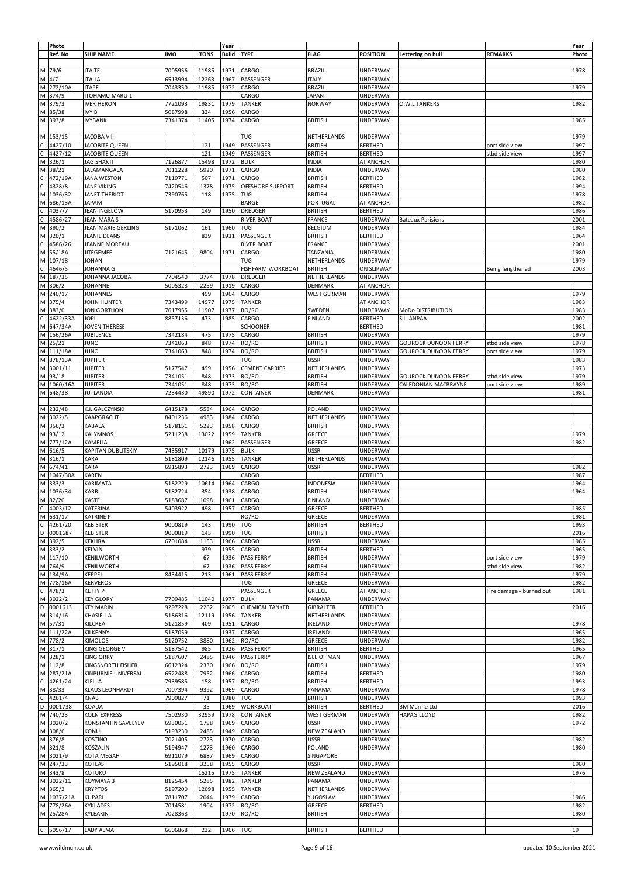| | Photo Ref. No | SHIP NAME | IMO | TONS | Year Build | TYPE | FLAG | POSITION | Lettering on hull | REMARKS | Year Photo |
|---|---|---|---|---|---|---|---|---|---|---|---|
| M | 79/6 | ITAITE | 7005956 | 11985 | 1971 | CARGO | BRAZIL | UNDERWAY | | | 1978 |
| M | 4/7 | ITALIA | 6513994 | 12263 | 1967 | PASSENGER | ITALY | UNDERWAY | | | |
| M | 272/10A | ITAPE | 7043350 | 11985 | 1972 | CARGO | BRAZIL | UNDERWAY | | | 1979 |
| M | 374/9 | ITOHAMU MARU 1 | | | | CARGO | JAPAN | UNDERWAY | | | |
| M | 379/3 | IVER HERON | 7721093 | 19831 | 1979 | TANKER | NORWAY | UNDERWAY | O.W.L TANKERS | | 1982 |
| M | 85/38 | IVY B | 5087998 | 334 | 1956 | CARGO | | UNDERWAY | | | |
| M | 393/8 | IVYBANK | 7341374 | 11405 | 1974 | CARGO | BRITISH | UNDERWAY | | | 1985 |
| | | | | | | | | | | | |
| M | 153/15 | JACOBA VIII | | | | TUG | NETHERLANDS | UNDERWAY | | | 1979 |
| C | 4427/10 | JACOBITE QUEEN | | 121 | 1949 | PASSENGER | BRITISH | BERTHED | | port side view | 1997 |
| C | 4427/12 | JACOBITE QUEEN | | 121 | 1949 | PASSENGER | BRITISH | BERTHED | | stbd side view | 1997 |
| M | 326/1 | JAG SHAKTI | 7126877 | 15498 | 1972 | BULK | INDIA | AT ANCHOR | | | 1980 |
| M | 38/21 | JALAMANGALA | 7011228 | 5920 | 1971 | CARGO | INDIA | UNDERWAY | | | 1980 |
| C | 472/19A | JANA WESTON | 7119771 | 507 | 1971 | CARGO | BRITISH | BERTHED | | | 1982 |
| C | 4328/8 | JANE VIKING | 7420546 | 1378 | 1975 | OFFSHORE SUPPORT | BRITISH | BERTHED | | | 1994 |
| M | 1036/32 | JANET THERIOT | 7390765 | 118 | 1975 | TUG | BRITISH | UNDERWAY | | | 1978 |
| M | 686/13A | JAPAM | | | | BARGE | PORTUGAL | AT ANCHOR | | | 1982 |
| C | 4037/7 | JEAN INGELOW | 5170953 | 149 | 1950 | DREDGER | BRITISH | BERTHED | | | 1986 |
| C | 4586/27 | JEAN MARAIS | | | | RIVER BOAT | FRANCE | UNDERWAY | Bateaux Parisiens | | 2001 |
| M | 390/2 | JEAN MARIE GERLING | 5171062 | 161 | 1960 | TUG | BELGIUM | UNDERWAY | | | 1984 |
| M | 320/1 | JEANIE DEANS | | 839 | 1931 | PASSENGER | BRITISH | BERTHED | | | 1964 |
| C | 4586/26 | JEANNE MOREAU | | | | RIVER BOAT | FRANCE | UNDERWAY | | | 2001 |
| M | 55/18A | JITEGEMEE | 7121645 | 9804 | 1971 | CARGO | TANZANIA | UNDERWAY | | | 1980 |
| M | 107/18 | JOHAN | | | | TUG | NETHERLANDS | UNDERWAY | | | 1979 |
| C | 4646/5 | JOHANNA G | | | | FISHFARM WORKBOAT | BRITISH | ON SLIPWAY | | Being lengthened | 2003 |
| M | 187/35 | JOHANNA JACOBA | 7704540 | 3774 | 1978 | DREDGER | NETHERLANDS | UNDERWAY | | | |
| M | 306/2 | JOHANNE | 5005328 | 2259 | 1919 | CARGO | DENMARK | AT ANCHOR | | | |
| M | 240/17 | JOHANNES | | 499 | 1964 | CARGO | WEST GERMAN | UNDERWAY | | | 1979 |
| M | 375/4 | JOHN HUNTER | 7343499 | 14977 | 1975 | TANKER | | AT ANCHOR | | | 1983 |
| M | 383/0 | JON GORTHON | 7617955 | 11907 | 1977 | RO/RO | SWEDEN | UNDERWAY | MoDo DISTRIBUTION | | 1983 |
| C | 4622/33A | JOPI | 8857136 | 473 | 1985 | CARGO | FINLAND | BERTHED | SILLANPAA | | 2002 |
| M | 647/34A | JOVEN THERESE | | | | SCHOONER | | BERTHED | | | 1981 |
| M | 156/26A | JUBILENCE | 7342184 | 475 | 1975 | CARGO | BRITISH | UNDERWAY | | | 1979 |
| M | 25/21 | JUNO | 7341063 | 848 | 1974 | RO/RO | BRITISH | UNDERWAY | GOUROCK DUNOON FERRY | stbd side view | 1978 |
| M | 111/18A | JUNO | 7341063 | 848 | 1974 | RO/RO | BRITISH | UNDERWAY | GOUROCK DUNOON FERRY | port side view | 1979 |
| M | 878/13A | JUPITER | | | | TUG | USSR | UNDERWAY | | | 1983 |
| M | 3001/11 | JUPITER | 5177547 | 499 | 1956 | CEMENT CARRIER | NETHERLANDS | UNDERWAY | | | 1973 |
| M | 93/18 | JUPITER | 7341051 | 848 | 1973 | RO/RO | BRITISH | UNDERWAY | GOUROCK DUNOON FERRY | stbd side view | 1979 |
| M | 1060/16A | JUPITER | 7341051 | 848 | 1973 | RO/RO | BRITISH | UNDERWAY | CALEDONIAN MACBRAYNE | port side view | 1989 |
| M | 648/38 | JUTLANDIA | 7234430 | 49890 | 1972 | CONTAINER | DENMARK | UNDERWAY | | | 1981 |
| | | | | | | | | | | | |
| M | 232/48 | K.I. GALCZYNSKI | 6415178 | 5584 | 1964 | CARGO | POLAND | UNDERWAY | | | |
| M | 3022/5 | KAAPGRACHT | 8401236 | 4983 | 1984 | CARGO | NETHERLANDS | UNDERWAY | | | |
| M | 356/3 | KABALA | 5178151 | 5223 | 1958 | CARGO | BRITISH | UNDERWAY | | | |
| M | 93/12 | KALYMNOS | 5211238 | 13022 | 1959 | TANKER | GREECE | UNDERWAY | | | 1979 |
| M | 777/12A | KAMELIA | | | 1962 | PASSENGER | GREECE | UNDERWAY | | | 1982 |
| M | 616/5 | KAPITAN DUBLITSKIY | 7435917 | 10179 | 1975 | BULK | USSR | UNDERWAY | | | |
| M | 316/1 | KARA | 5181809 | 12146 | 1955 | TANKER | NETHERLANDS | UNDERWAY | | | |
| M | 674/41 | KARA | 6915893 | 2723 | 1969 | CARGO | USSR | UNDERWAY | | | 1982 |
| M | 1047/30A | KAREN | | | | CARGO | | BERTHED | | | 1987 |
| M | 333/3 | KARIMATA | 5182229 | 10614 | 1964 | CARGO | INDONESIA | UNDERWAY | | | 1964 |
| M | 1036/34 | KARRI | 5182724 | 354 | 1938 | CARGO | BRITISH | UNDERWAY | | | 1964 |
| M | 82/20 | KASTE | 5183687 | 1098 | 1961 | CARGO | FINLAND | UNDERWAY | | | |
| C | 4003/12 | KATERINA | 5403922 | 498 | 1957 | CARGO | GREECE | BERTHED | | | 1985 |
| M | 631/17 | KATRINE P | | | | RO/RO | GREECE | UNDERWAY | | | 1981 |
| C | 4261/20 | KEBISTER | 9000819 | 143 | 1990 | TUG | BRITISH | BERTHED | | | 1993 |
| D | 0001687 | KEBISTER | 9000819 | 143 | 1990 | TUG | BRITISH | UNDERWAY | | | 2016 |
| M | 392/5 | KEKHRA | 6701084 | 1153 | 1966 | CARGO | USSR | UNDERWAY | | | 1985 |
| M | 333/2 | KELVIN | | 979 | 1955 | CARGO | BRITISH | BERTHED | | | 1965 |
| M | 117/10 | KENILWORTH | | 67 | 1936 | PASS FERRY | BRITISH | UNDERWAY | | port side view | 1979 |
| M | 764/9 | KENILWORTH | | 67 | 1936 | PASS FERRY | BRITISH | UNDERWAY | | stbd side view | 1982 |
| M | 134/9A | KEPPEL | 8434415 | 213 | 1961 | PASS FERRY | BRITISH | UNDERWAY | | | 1979 |
| M | 778/16A | KERVEROS | | | | TUG | GREECE | UNDERWAY | | | 1982 |
| C | 478/3 | KETTY P | | | | PASSENGER | GREECE | AT ANCHOR | | Fire damage - burned out | 1981 |
| M | 3022/2 | KEY GLORY | 7709485 | 11040 | 1977 | BULK | PANAMA | UNDERWAY | | | |
| D | 0001613 | KEY MARIN | 9297228 | 2262 | 2005 | CHEMICAL TANKER | GIBRALTER | BERTHED | | | 2016 |
| M | 314/16 | KHASIELLA | 5186316 | 12119 | 1956 | TANKER | NETHERLANDS | UNDERWAY | | | |
| M | 57/31 | KILCREA | 5121859 | 409 | 1951 | CARGO | IRELAND | UNDERWAY | | | 1978 |
| M | 111/22A | KILKENNY | 5187059 | | 1937 | CARGO | IRELAND | UNDERWAY | | | 1965 |
| M | 778/2 | KIMOLOS | 5120752 | 3880 | 1962 | RO/RO | GREECE | UNDERWAY | | | 1982 |
| M | 317/1 | KING GEORGE V | 5187542 | 985 | 1926 | PASS FERRY | BRITISH | BERTHED | | | 1965 |
| M | 328/1 | KING ORRY | 5187607 | 2485 | 1946 | PASS FERRY | ISLE OF MAN | UNDERWAY | | | 1967 |
| M | 112/8 | KINGSNORTH FISHER | 6612324 | 2330 | 1966 | RO/RO | BRITISH | UNDERWAY | | | 1979 |
| M | 287/21A | KINPURNIE UNIVERSAL | 6522488 | 7952 | 1966 | CARGO | BRITISH | BERTHED | | | 1980 |
| C | 4261/24 | KJELLA | 7939585 | 158 | 1957 | RO/RO | BRITISH | BERTHED | | | 1993 |
| M | 38/33 | KLAUS LEONHARDT | 7007394 | 9392 | 1969 | CARGO | PANAMA | UNDERWAY | | | 1978 |
| C | 4261/4 | KNAB | 7909827 | 71 | 1980 | TUG | BRITISH | UNDERWAY | | | 1993 |
| D | 0001738 | KOADA | | 35 | 1969 | WORKBOAT | BRITISH | BERTHED | BM Marine Ltd | | 2016 |
| M | 740/23 | KOLN EXPRESS | 7502930 | 32959 | 1978 | CONTAINER | WEST GERMAN | UNDERWAY | HAPAG LLOYD | | 1982 |
| M | 3020/2 | KONSTANTIN SAVELYEV | 6930051 | 1798 | 1969 | CARGO | USSR | UNDERWAY | | | 1972 |
| M | 308/6 | KONUI | 5193230 | 2485 | 1949 | CARGO | NEW ZEALAND | UNDERWAY | | | |
| M | 376/8 | KOSTINO | 7021405 | 2723 | 1970 | CARGO | USSR | UNDERWAY | | | 1982 |
| M | 321/8 | KOSZALIN | 5194947 | 1273 | 1960 | CARGO | POLAND | UNDERWAY | | | 1980 |
| M | 3021/9 | KOTA MEGAH | 6911079 | 6887 | 1969 | CARGO | SINGAPORE | | | | |
| M | 247/33 | KOTLAS | 5195018 | 3258 | 1955 | CARGO | USSR | UNDERWAY | | | 1980 |
| M | 343/8 | KOTUKU | | 15215 | 1975 | TANKER | NEW ZEALAND | UNDERWAY | | | 1976 |
| M | 3022/11 | KOYMAYA 3 | 8125454 | 5285 | 1982 | TANKER | PANAMA | UNDERWAY | | | |
| M | 365/2 | KRYPTOS | 5197200 | 12098 | 1955 | TANKER | NETHERLANDS | UNDERWAY | | | |
| M | 1037/21A | KUPARI | 7811707 | 2044 | 1979 | CARGO | YUGOSLAV | UNDERWAY | | | 1986 |
| M | 778/26A | KYKLADES | 7014581 | 1904 | 1972 | RO/RO | GREECE | BERTHED | | | 1982 |
| M | 25/28A | KYLEAKIN | 7028368 | | 1970 | RO/RO | BRITISH | UNDERWAY | | | 1980 |
| | | | | | | | | | | | |
| C | 5056/17 | LADY ALMA | 6606868 | 232 | 1966 | TUG | BRITISH | BERTHED | | | 19 |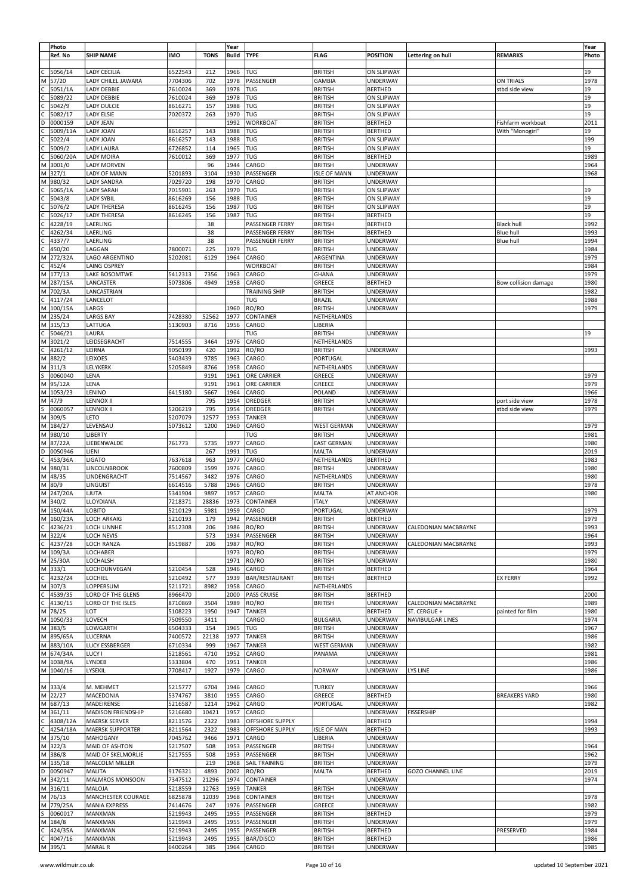| | Photo Ref. No | SHIP NAME | IMO | TONS | Year Build | TYPE | FLAG | POSITION | Lettering on hull | REMARKS | Year Photo |
|---|---|---|---|---|---|---|---|---|---|---|---|
| | | | | | | | | | | | |
| C | 5056/14 | LADY CECILIA | 6522543 | 212 | 1966 | TUG | BRITISH | ON SLIPWAY | | | 19 |
| M | 57/20 | LADY CHILEL JAWARA | 7704306 | 702 | 1978 | PASSENGER | GAMBIA | UNDERWAY | | ON TRIALS | 1978 |
| C | 5051/1A | LADY DEBBIE | 7610024 | 369 | 1978 | TUG | BRITISH | BERTHED | | stbd side view | 19 |
| C | 5089/22 | LADY DEBBIE | 7610024 | 369 | 1978 | TUG | BRITISH | ON SLIPWAY | | | 19 |
| C | 5042/9 | LADY DULCIE | 8616271 | 157 | 1988 | TUG | BRITISH | ON SLIPWAY | | | 19 |
| C | 5082/17 | LADY ELSIE | 7020372 | 263 | 1970 | TUG | BRITISH | ON SLIPWAY | | | 19 |
| D | 0000159 | LADY JEAN | | | 1992 | WORKBOAT | BRITISH | BERTHED | | Fishfarm workboat | 2011 |
| C | 5009/11A | LADY JOAN | 8616257 | 143 | 1988 | TUG | BRITISH | BERTHED | | With "Monogirl" | 19 |
| C | 5022/4 | LADY JOAN | 8616257 | 143 | 1988 | TUG | BRITISH | ON SLIPWAY | | | 199 |
| C | 5009/2 | LADY LAURA | 6726852 | 114 | 1965 | TUG | BRITISH | ON SLIPWAY | | | 19 |
| C | 5060/20A | LADY MOIRA | 7610012 | 369 | 1977 | TUG | BRITISH | BERTHED | | | 1989 |
| M | 3001/0 | LADY MORVEN | | 96 | 1944 | CARGO | BRITISH | UNDERWAY | | | 1964 |
| M | 327/1 | LADY OF MANN | 5201893 | 3104 | 1930 | PASSENGER | ISLE OF MANN | UNDERWAY | | | 1968 |
| M | 980/32 | LADY SANDRA | 7029720 | 198 | 1970 | CARGO | BRITISH | UNDERWAY | | | |
| C | 5065/1A | LADY SARAH | 7015901 | 263 | 1970 | TUG | BRITISH | ON SLIPWAY | | | 19 |
| C | 5043/8 | LADY SYBIL | 8616269 | 156 | 1988 | TUG | BRITISH | ON SLIPWAY | | | 19 |
| C | 5076/2 | LADY THERESA | 8616245 | 156 | 1987 | TUG | BRITISH | ON SLIPWAY | | | 19 |
| C | 5026/17 | LADY THERESA | 8616245 | 156 | 1987 | TUG | BRITISH | BERTHED | | | 19 |
| C | 4228/19 | LAERLING | | 38 | | PASSENGER FERRY | BRITISH | BERTHED | | Black hull | 1992 |
| C | 4262/34 | LAERLING | | 38 | | PASSENGER FERRY | BRITISH | BERTHED | | Blue hull | 1993 |
| C | 4337/7 | LAERLING | | 38 | | PASSENGER FERRY | BRITISH | UNDERWAY | | Blue hull | 1994 |
| C | 450/20 | LAGGAN | 7800071 | 225 | 1979 | TUG | BRITISH | UNDERWAY | | | 1984 |
| M | 272/32A | LAGO ARGENTINO | 5202081 | 6129 | 1964 | CARGO | ARGENTINA | UNDERWAY | | | 1979 |
| C | 452/4 | LAING OSPREY | | | | WORKBOAT | BRITISH | UNDERWAY | | | 1984 |
| M | 177/13 | LAKE BOSOMTWE | 5412313 | 7356 | 1963 | CARGO | GHANA | UNDERWAY | | | 1979 |
| M | 287/15A | LANCASTER | 5073806 | 4949 | 1958 | CARGO | GREECE | BERTHED | | Bow collision damage | 1980 |
| M | 702/3A | LANCASTRIAN | | | | TRAINING SHIP | BRITISH | UNDERWAY | | | 1982 |
| C | 4117/24 | LANCELOT | | | | TUG | BRAZIL | UNDERWAY | | | 1988 |
| M | 100/15A | LARGS | | | 1960 | RO/RO | BRITISH | UNDERWAY | | | 1979 |
| M | 235/24 | LARGS BAY | 7428380 | 52562 | 1977 | CONTAINER | NETHERLANDS | | | | |
| M | 315/13 | LATTUGA | 5130903 | 8716 | 1956 | CARGO | LIBERIA | | | | |
| C | 5046/21 | LAURA | | | | TUG | BRITISH | UNDERWAY | | | 19 |
| M | 3021/2 | LEIDSEGRACHT | 7514555 | 3464 | 1976 | CARGO | NETHERLANDS | | | | |
| C | 4261/12 | LEIRNA | 9050199 | 420 | 1992 | RO/RO | BRITISH | UNDERWAY | | | 1993 |
| M | 882/2 | LEIXOES | 5403439 | 9785 | 1963 | CARGO | PORTUGAL | | | | |
| M | 311/3 | LELYKERK | 5205849 | 8766 | 1958 | CARGO | NETHERLANDS | UNDERWAY | | | |
| S | 0060040 | LENA | | 9191 | 1961 | ORE CARRIER | GREECE | UNDERWAY | | | 1979 |
| M | 95/12A | LENA | | 9191 | 1961 | ORE CARRIER | GREECE | UNDERWAY | | | 1979 |
| M | 1053/23 | LENINO | 6415180 | 5667 | 1964 | CARGO | POLAND | UNDERWAY | | | 1966 |
| M | 47/9 | LENNOX II | | 795 | 1954 | DREDGER | BRITISH | UNDERWAY | | port side view | 1978 |
| S | 0060057 | LENNOX II | 5206219 | 795 | 1954 | DREDGER | BRITISH | UNDERWAY | | stbd side view | 1979 |
| M | 309/5 | LETO | 5207079 | 12577 | 1953 | TANKER | | UNDERWAY | | | |
| M | 184/27 | LEVENSAU | 5073612 | 1200 | 1960 | CARGO | WEST GERMAN | UNDERWAY | | | 1979 |
| M | 980/10 | LIBERTY | | | | TUG | BRITISH | UNDERWAY | | | 1981 |
| M | 87/22A | LIEBENWALDE | 761773 | 5735 | 1977 | CARGO | EAST GERMAN | UNDERWAY | | | 1980 |
| D | 0050946 | LIENI | | 267 | 1991 | TUG | MALTA | UNDERWAY | | | 2019 |
| C | 453/36A | LIGATO | 7637618 | 963 | 1977 | CARGO | NETHERLANDS | BERTHED | | | 1983 |
| M | 980/31 | LINCOLNBROOK | 7600809 | 1599 | 1976 | CARGO | BRITISH | UNDERWAY | | | 1980 |
| M | 48/35 | LINDENGRACHT | 7514567 | 3482 | 1976 | CARGO | NETHERLANDS | UNDERWAY | | | 1980 |
| M | 80/9 | LINGUIST | 6614516 | 5788 | 1966 | CARGO | BRITISH | UNDERWAY | | | 1978 |
| M | 247/20A | LJUTA | 5341904 | 9897 | 1957 | CARGO | MALTA | AT ANCHOR | | | 1980 |
| M | 340/2 | LLOYDIANA | 7218371 | 28836 | 1973 | CONTAINER | ITALY | UNDERWAY | | | |
| M | 150/44A | LOBITO | 5210129 | 5981 | 1959 | CARGO | PORTUGAL | UNDERWAY | | | 1979 |
| M | 160/23A | LOCH ARKAIG | 5210193 | 179 | 1942 | PASSENGER | BRITISH | BERTHED | | | 1979 |
| C | 4236/21 | LOCH LINNHE | 8512308 | 206 | 1986 | RO/RO | BRITISH | UNDERWAY | CALEDONIAN MACBRAYNE | | 1993 |
| M | 322/4 | LOCH NEVIS | | 573 | 1934 | PASSENGER | BRITISH | UNDERWAY | | | 1964 |
| C | 4237/28 | LOCH RANZA | 8519887 | 206 | 1987 | RO/RO | BRITISH | UNDERWAY | CALEDONIAN MACBRAYNE | | 1993 |
| M | 109/3A | LOCHABER | | | 1973 | RO/RO | BRITISH | UNDERWAY | | | 1979 |
| M | 25/30A | LOCHALSH | | | 1971 | RO/RO | BRITISH | UNDERWAY | | | 1980 |
| M | 333/1 | LOCHDUNVEGAN | 5210454 | 528 | 1946 | CARGO | BRITISH | BERTHED | | | 1964 |
| C | 4232/24 | LOCHIEL | 5210492 | 577 | 1939 | BAR/RESTAURANT | BRITISH | BERTHED | | EX FERRY | 1992 |
| M | 307/3 | LOPPERSUM | 5211721 | 8982 | 1958 | CARGO | NETHERLANDS | | | | |
| C | 4539/35 | LORD OF THE GLENS | 8966470 | | 2000 | PASS CRUISE | BRITISH | BERTHED | | | 2000 |
| C | 4130/15 | LORD OF THE ISLES | 8710869 | 3504 | 1989 | RO/RO | BRITISH | UNDERWAY | CALEDONIAN MACBRAYNE | | 1989 |
| M | 78/25 | LOT | 5108223 | 1950 | 1947 | TANKER | | BERTHED | ST. CERGUE + | painted for film | 1980 |
| M | 1050/33 | LOVECH | 7509550 | 3411 | | CARGO | BULGARIA | UNDERWAY | NAVIBULGAR LINES | | 1974 |
| M | 383/5 | LOWGARTH | 6504333 | 154 | 1965 | TUG | BRITISH | UNDERWAY | | | 1967 |
| M | 895/65A | LUCERNA | 7400572 | 22138 | 1977 | TANKER | BRITISH | UNDERWAY | | | 1986 |
| M | 883/10A | LUCY ESSBERGER | 6710334 | 999 | 1967 | TANKER | WEST GERMAN | UNDERWAY | | | 1982 |
| M | 674/34A | LUCY I | 5218561 | 4710 | 1952 | CARGO | PANAMA | UNDERWAY | | | 1981 |
| M | 1038/9A | LYNDEB | 5333804 | 470 | 1951 | TANKER | | UNDERWAY | | | 1986 |
| M | 1040/16 | LYSEKIL | 7708417 | 1927 | 1979 | CARGO | NORWAY | UNDERWAY | LYS LINE | | 1986 |
| | | | | | | | | | | | |
| M | 333/4 | M. MEHMET | 5215777 | 6704 | 1946 | CARGO | TURKEY | UNDERWAY | | | 1966 |
| M | 22/27 | MACEDONIA | 5374767 | 3810 | 1955 | CARGO | GREECE | BERTHED | | BREAKERS YARD | 1980 |
| M | 687/13 | MADEIRENSE | 5216587 | 1214 | 1962 | CARGO | PORTUGAL | UNDERWAY | | | 1982 |
| M | 361/11 | MADISON FRIENDSHIP | 5216680 | 10421 | 1957 | CARGO | | UNDERWAY | FISSERSHIP | | |
| C | 4308/12A | MAERSK SERVER | 8211576 | 2322 | 1983 | OFFSHORE SUPPLY | | BERTHED | | | 1994 |
| C | 4254/18A | MAERSK SUPPORTER | 8211564 | 2322 | 1983 | OFFSHORE SUPPLY | ISLE OF MAN | BERTHED | | | 1993 |
| M | 375/10 | MAHOGANY | 7045762 | 9466 | 1971 | CARGO | LIBERIA | UNDERWAY | | | |
| M | 322/3 | MAID OF ASHTON | 5217507 | 508 | 1953 | PASSENGER | BRITISH | UNDERWAY | | | 1964 |
| M | 386/8 | MAID OF SKELMORLIE | 5217555 | 508 | 1953 | PASSENGER | BRITISH | UNDERWAY | | | 1962 |
| M | 135/18 | MALCOLM MILLER | | 219 | 1968 | SAIL TRAINING | BRITISH | UNDERWAY | | | 1979 |
| D | 0050947 | MALITA | 9176321 | 4893 | 2002 | RO/RO | MALTA | BERTHED | GOZO CHANNEL LINE | | 2019 |
| M | 342/11 | MALMROS MONSOON | 7347512 | 21296 | 1974 | CONTAINER | | UNDERWAY | | | 1974 |
| M | 316/11 | MALOJA | 5218559 | 12763 | 1959 | TANKER | BRITISH | UNDERWAY | | | |
| M | 76/13 | MANCHESTER COURAGE | 6825878 | 12039 | 1968 | CONTAINER | BRITISH | UNDERWAY | | | 1978 |
| M | 779/25A | MANIA EXPRESS | 7414676 | 247 | 1976 | PASSENGER | GREECE | UNDERWAY | | | 1982 |
| S | 0060017 | MANXMAN | 5219943 | 2495 | 1955 | PASSENGER | BRITISH | BERTHED | | | 1979 |
| M | 184/8 | MANXMAN | 5219943 | 2495 | 1955 | PASSENGER | BRITISH | UNDERWAY | | | 1979 |
| C | 424/35A | MANXMAN | 5219943 | 2495 | 1955 | PASSENGER | BRITISH | BERTHED | | PRESERVED | 1984 |
| C | 4047/16 | MANXMAN | 5219943 | 2495 | 1955 | BAR/DISCO | BRITISH | BERTHED | | | 1986 |
| M | 395/1 | MARAL R | 6400264 | 385 | 1964 | CARGO | BRITISH | UNDERWAY | | | 1985 |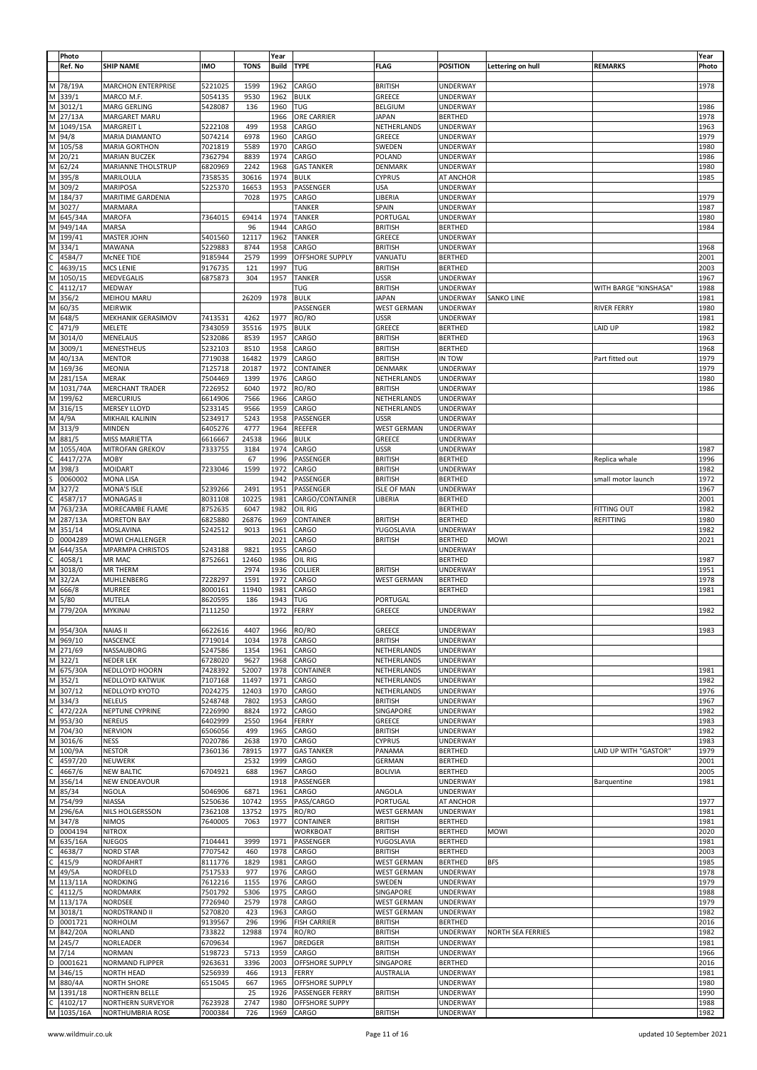| | Photo Ref. No | SHIP NAME | IMO | TONS | Year Build | TYPE | FLAG | POSITION | Lettering on hull | REMARKS | Year Photo |
|---|---|---|---|---|---|---|---|---|---|---|---|
| | | | | | | | | | | | |
| M | 78/19A | MARCHON ENTERPRISE | 5221025 | 1599 | 1962 | CARGO | BRITISH | UNDERWAY | | | 1978 |
| M | 339/1 | MARCO M.F. | 5054135 | 9530 | 1962 | BULK | GREECE | UNDERWAY | | | |
| M | 3012/1 | MARG GERLING | 5428087 | 136 | 1960 | TUG | BELGIUM | UNDERWAY | | | 1986 |
| M | 27/13A | MARGARET MARU | | | 1966 | ORE CARRIER | JAPAN | BERTHED | | | 1978 |
| M | 1049/15A | MARGREIT L | 5222108 | 499 | 1958 | CARGO | NETHERLANDS | UNDERWAY | | | 1963 |
| M | 94/8 | MARIA DIAMANTO | 5074214 | 6978 | 1960 | CARGO | GREECE | UNDERWAY | | | 1979 |
| M | 105/58 | MARIA GORTHON | 7021819 | 5589 | 1970 | CARGO | SWEDEN | UNDERWAY | | | 1980 |
| M | 20/21 | MARIAN BUCZEK | 7362794 | 8839 | 1974 | CARGO | POLAND | UNDERWAY | | | 1986 |
| M | 62/24 | MARIANNE THOLSTRUP | 6820969 | 2242 | 1968 | GAS TANKER | DENMARK | UNDERWAY | | | 1980 |
| M | 395/8 | MARILOULA | 7358535 | 30616 | 1974 | BULK | CYPRUS | AT ANCHOR | | | 1985 |
| M | 309/2 | MARIPOSA | 5225370 | 16653 | 1953 | PASSENGER | USA | UNDERWAY | | | |
| M | 184/37 | MARITIME GARDENIA | | 7028 | 1975 | CARGO | LIBERIA | UNDERWAY | | | 1979 |
| M | 3027/ | MARMARA | | | | TANKER | SPAIN | UNDERWAY | | | 1987 |
| M | 645/34A | MAROFA | 7364015 | 69414 | 1974 | TANKER | PORTUGAL | UNDERWAY | | | 1980 |
| M | 949/14A | MARSA | | 96 | 1944 | CARGO | BRITISH | BERTHED | | | 1984 |
| M | 199/41 | MASTER JOHN | 5401560 | 12117 | 1962 | TANKER | GREECE | UNDERWAY | | | |
| M | 334/1 | MAWANA | 5229883 | 8744 | 1958 | CARGO | BRITISH | UNDERWAY | | | 1968 |
| C | 4584/7 | McNEE TIDE | 9185944 | 2579 | 1999 | OFFSHORE SUPPLY | VANUATU | BERTHED | | | 2001 |
| C | 4639/15 | MCS LENIE | 9176735 | 121 | 1997 | TUG | BRITISH | BERTHED | | | 2003 |
| M | 1050/15 | MEDVEGALIS | 6875873 | 304 | 1957 | TANKER | USSR | UNDERWAY | | | 1967 |
| C | 4112/17 | MEDWAY | | | | TUG | BRITISH | UNDERWAY | | WITH BARGE "KINSHASA" | 1988 |
| M | 356/2 | MEIHOU MARU | | 26209 | 1978 | BULK | JAPAN | UNDERWAY | SANKO LINE | | 1981 |
| M | 60/35 | MEIRWIK | | | | PASSENGER | WEST GERMAN | UNDERWAY | | RIVER FERRY | 1980 |
| M | 648/5 | MEKHANIK GERASIMOV | 7413531 | 4262 | 1977 | RO/RO | USSR | UNDERWAY | | | 1981 |
| C | 471/9 | MELETE | 7343059 | 35516 | 1975 | BULK | GREECE | BERTHED | | LAID UP | 1982 |
| M | 3014/0 | MENELAUS | 5232086 | 8539 | 1957 | CARGO | BRITISH | BERTHED | | | 1963 |
| M | 3009/1 | MENESTHEUS | 5232103 | 8510 | 1958 | CARGO | BRITISH | BERTHED | | | 1968 |
| M | 40/13A | MENTOR | 7719038 | 16482 | 1979 | CARGO | BRITISH | IN TOW | | Part fitted out | 1979 |
| M | 169/36 | MEONIA | 7125718 | 20187 | 1972 | CONTAINER | DENMARK | UNDERWAY | | | 1979 |
| M | 281/15A | MERAK | 7504469 | 1399 | 1976 | CARGO | NETHERLANDS | UNDERWAY | | | 1980 |
| M | 1031/74A | MERCHANT TRADER | 7226952 | 6040 | 1972 | RO/RO | BRITISH | UNDERWAY | | | 1986 |
| M | 199/62 | MERCURIUS | 6614906 | 7566 | 1966 | CARGO | NETHERLANDS | UNDERWAY | | | |
| M | 316/15 | MERSEY LLOYD | 5233145 | 9566 | 1959 | CARGO | NETHERLANDS | UNDERWAY | | | |
| M | 4/9A | MIKHAIL KALININ | 5234917 | 5243 | 1958 | PASSENGER | USSR | UNDERWAY | | | |
| M | 313/9 | MINDEN | 6405276 | 4777 | 1964 | REEFER | WEST GERMAN | UNDERWAY | | | |
| M | 881/5 | MISS MARIETTA | 6616667 | 24538 | 1966 | BULK | GREECE | UNDERWAY | | | |
| M | 1055/40A | MITROFAN GREKOV | 7333755 | 3184 | 1974 | CARGO | USSR | UNDERWAY | | | 1987 |
| C | 4417/27A | MOBY | | 67 | 1996 | PASSENGER | BRITISH | BERTHED | | Replica whale | 1996 |
| M | 398/3 | MOIDART | 7233046 | 1599 | 1972 | CARGO | BRITISH | UNDERWAY | | | 1982 |
| S | 0060002 | MONA LISA | | | 1942 | PASSENGER | BRITISH | BERTHED | | small motor launch | 1972 |
| M | 327/2 | MONA'S ISLE | 5239266 | 2491 | 1951 | PASSENGER | ISLE OF MAN | UNDERWAY | | | 1967 |
| C | 4587/17 | MONAGAS II | 8031108 | 10225 | 1981 | CARGO/CONTAINER | LIBERIA | BERTHED | | | 2001 |
| M | 763/23A | MORECAMBE FLAME | 8752635 | 6047 | 1982 | OIL RIG | | BERTHED | | FITTING OUT | 1982 |
| M | 287/13A | MORETON BAY | 6825880 | 26876 | 1969 | CONTAINER | BRITISH | BERTHED | | REFITTING | 1980 |
| M | 351/14 | MOSLAVINA | 5242512 | 9013 | 1961 | CARGO | YUGOSLAVIA | UNDERWAY | | | 1982 |
| D | 0004289 | MOWI CHALLENGER | | | 2021 | CARGO | BRITISH | BERTHED | MOWI | | 2021 |
| M | 644/35A | MPARMPA CHRISTOS | 5243188 | 9821 | 1955 | CARGO | | UNDERWAY | | | |
| C | 4058/1 | MR MAC | 8752661 | 12460 | 1986 | OIL RIG | | BERTHED | | | 1987 |
| M | 3018/0 | MR THERM | | 2974 | 1936 | COLLIER | BRITISH | UNDERWAY | | | 1951 |
| M | 32/2A | MUHLENBERG | 7228297 | 1591 | 1972 | CARGO | WEST GERMAN | BERTHED | | | 1978 |
| M | 666/8 | MURREE | 8000161 | 11940 | 1981 | CARGO | | BERTHED | | | 1981 |
| M | 5/80 | MUTELA | 8620595 | 186 | 1943 | TUG | PORTUGAL | | | | |
| M | 779/20A | MYKINAI | 7111250 | | 1972 | FERRY | GREECE | UNDERWAY | | | 1982 |
| | | | | | | | | | | | |
| M | 954/30A | NAIAS II | 6622616 | 4407 | 1966 | RO/RO | GREECE | UNDERWAY | | | 1983 |
| M | 969/10 | NASCENCE | 7719014 | 1034 | 1978 | CARGO | BRITISH | UNDERWAY | | | |
| M | 271/69 | NASSAUBORG | 5247586 | 1354 | 1961 | CARGO | NETHERLANDS | UNDERWAY | | | |
| M | 322/1 | NEDER LEK | 6728020 | 9627 | 1968 | CARGO | NETHERLANDS | UNDERWAY | | | |
| M | 675/30A | NEDLLOYD HOORN | 7428392 | 52007 | 1978 | CONTAINER | NETHERLANDS | UNDERWAY | | | 1981 |
| M | 352/1 | NEDLLOYD KATWIJK | 7107168 | 11497 | 1971 | CARGO | NETHERLANDS | UNDERWAY | | | 1982 |
| M | 307/12 | NEDLLOYD KYOTO | 7024275 | 12403 | 1970 | CARGO | NETHERLANDS | UNDERWAY | | | 1976 |
| M | 334/3 | NELEUS | 5248748 | 7802 | 1953 | CARGO | BRITISH | UNDERWAY | | | 1967 |
| C | 472/22A | NEPTUNE CYPRINE | 7226990 | 8824 | 1972 | CARGO | SINGAPORE | UNDERWAY | | | 1982 |
| M | 953/30 | NEREUS | 6402999 | 2550 | 1964 | FERRY | GREECE | UNDERWAY | | | 1983 |
| M | 704/30 | NERVION | 6506056 | 499 | 1965 | CARGO | BRITISH | UNDERWAY | | | 1982 |
| M | 3016/6 | NESS | 7020786 | 2638 | 1970 | CARGO | CYPRUS | UNDERWAY | | | 1983 |
| M | 100/9A | NESTOR | 7360136 | 78915 | 1977 | GAS TANKER | PANAMA | BERTHED | | LAID UP WITH "GASTOR" | 1979 |
| C | 4597/20 | NEUWERK | | 2532 | 1999 | CARGO | GERMAN | BERTHED | | | 2001 |
| C | 4667/6 | NEW BALTIC | 6704921 | 688 | 1967 | CARGO | BOLIVIA | BERTHED | | | 2005 |
| M | 356/14 | NEW ENDEAVOUR | | | 1918 | PASSENGER | | UNDERWAY | | Barquentine | 1981 |
| M | 85/34 | NGOLA | 5046906 | 6871 | 1961 | CARGO | ANGOLA | UNDERWAY | | | |
| M | 754/99 | NIASSA | 5250636 | 10742 | 1955 | PASS/CARGO | PORTUGAL | AT ANCHOR | | | 1977 |
| M | 296/6A | NILS HOLGERSSON | 7362108 | 13752 | 1975 | RO/RO | WEST GERMAN | UNDERWAY | | | 1981 |
| M | 347/8 | NIMOS | 7640005 | 7063 | 1977 | CONTAINER | BRITISH | BERTHED | | | 1981 |
| D | 0004194 | NITROX | | | | WORKBOAT | BRITISH | BERTHED | MOWI | | 2020 |
| M | 635/16A | NJEGOS | 7104441 | 3999 | 1971 | PASSENGER | YUGOSLAVIA | BERTHED | | | 1981 |
| C | 4638/7 | NORD STAR | 7707542 | 460 | 1978 | CARGO | BRITISH | BERTHED | | | 2003 |
| C | 415/9 | NORDFAHRT | 8111776 | 1829 | 1981 | CARGO | WEST GERMAN | BERTHED | BFS | | 1985 |
| M | 49/5A | NORDFELD | 7517533 | 977 | 1976 | CARGO | WEST GERMAN | UNDERWAY | | | 1978 |
| M | 113/11A | NORDKING | 7612216 | 1155 | 1976 | CARGO | SWEDEN | UNDERWAY | | | 1979 |
| C | 4112/5 | NORDMARK | 7501792 | 5306 | 1975 | CARGO | SINGAPORE | UNDERWAY | | | 1988 |
| M | 113/17A | NORDSEE | 7726940 | 2579 | 1978 | CARGO | WEST GERMAN | UNDERWAY | | | 1979 |
| M | 3018/1 | NORDSTRAND II | 5270820 | 423 | 1963 | CARGO | WEST GERMAN | UNDERWAY | | | 1982 |
| D | 0001721 | NORHOLM | 9139567 | 296 | 1996 | FISH CARRIER | BRITISH | BERTHED | | | 2016 |
| M | 842/20A | NORLAND | 733822 | 12988 | 1974 | RO/RO | BRITISH | UNDERWAY | NORTH SEA FERRIES | | 1982 |
| M | 245/7 | NORLEADER | 6709634 | | 1967 | DREDGER | BRITISH | UNDERWAY | | | 1981 |
| M | 7/14 | NORMAN | 5198723 | 5713 | 1959 | CARGO | BRITISH | UNDERWAY | | | 1966 |
| D | 0001621 | NORMAND FLIPPER | 9263631 | 3396 | 2003 | OFFSHORE SUPPLY | SINGAPORE | BERTHED | | | 2016 |
| M | 346/15 | NORTH HEAD | 5256939 | 466 | 1913 | FERRY | AUSTRALIA | UNDERWAY | | | 1981 |
| M | 880/4A | NORTH SHORE | 6515045 | 667 | 1965 | OFFSHORE SUPPLY | | UNDERWAY | | | 1980 |
| M | 1391/18 | NORTHERN BELLE | | 25 | 1926 | PASSENGER FERRY | BRITISH | UNDERWAY | | | 1990 |
| C | 4102/17 | NORTHERN SURVEYOR | 7623928 | 2747 | 1980 | OFFSHORE SUPPY | | UNDERWAY | | | 1988 |
| M | 1035/16A | NORTHUMBRIA ROSE | 7000384 | 726 | 1969 | CARGO | BRITISH | UNDERWAY | | | 1982 |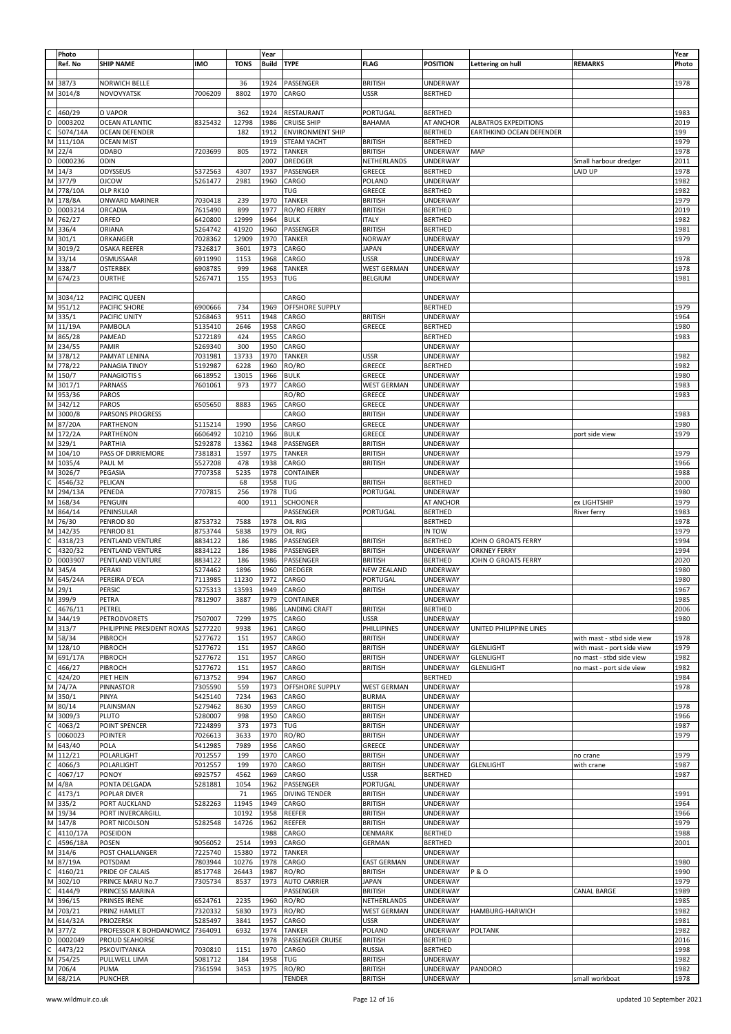| | Photo Ref. No | SHIP NAME | IMO | TONS | Year Build | TYPE | FLAG | POSITION | Lettering on hull | REMARKS | Year Photo |
|---|---|---|---|---|---|---|---|---|---|---|---|
| | | | | | | | | | | | |
| M | 387/3 | NORWICH BELLE | | 36 | 1924 | PASSENGER | BRITISH | UNDERWAY | | | 1978 |
| M | 3014/8 | NOVOVYATSK | 7006209 | 8802 | 1970 | CARGO | USSR | BERTHED | | | |
| | | | | | | | | | | | |
| C | 460/29 | O VAPOR | | 362 | 1924 | RESTAURANT | PORTUGAL | BERTHED | | | 1983 |
| D | 0003202 | OCEAN ATLANTIC | 8325432 | 12798 | 1986 | CRUISE SHIP | BAHAMA | AT ANCHOR | ALBATROS EXPEDITIONS | | 2019 |
| C | 5074/14A | OCEAN DEFENDER | | 182 | 1912 | ENVIRONMENT SHIP | | BERTHED | EARTHKIND OCEAN DEFENDER | | 199 |
| M | 111/10A | OCEAN MIST | | | 1919 | STEAM YACHT | BRITISH | BERTHED | | | 1979 |
| M | 22/4 | ODABO | 7203699 | 805 | 1972 | TANKER | BRITISH | UNDERWAY | MAP | | 1978 |
| D | 0000236 | ODIN | | | 2007 | DREDGER | NETHERLANDS | UNDERWAY | | Small harbour dredger | 2011 |
| M | 14/3 | ODYSSEUS | 5372563 | 4307 | 1937 | PASSENGER | GREECE | BERTHED | | LAID UP | 1978 |
| M | 377/9 | OJCOW | 5261477 | 2981 | 1960 | CARGO | POLAND | UNDERWAY | | | 1982 |
| M | 778/10A | OLP RK10 | | | | TUG | GREECE | BERTHED | | | 1982 |
| M | 178/8A | ONWARD MARINER | 7030418 | 239 | 1970 | TANKER | BRITISH | UNDERWAY | | | 1979 |
| D | 0003214 | ORCADIA | 7615490 | 899 | 1977 | RO/RO FERRY | BRITISH | BERTHED | | | 2019 |
| M | 762/27 | ORFEO | 6420800 | 12999 | 1964 | BULK | ITALY | BERTHED | | | 1982 |
| M | 336/4 | ORIANA | 5264742 | 41920 | 1960 | PASSENGER | BRITISH | BERTHED | | | 1981 |
| M | 301/1 | ORKANGER | 7028362 | 12909 | 1970 | TANKER | NORWAY | UNDERWAY | | | 1979 |
| M | 3019/2 | OSAKA REEFER | 7326817 | 3601 | 1973 | CARGO | JAPAN | UNDERWAY | | | |
| M | 33/14 | OSMUSSAAR | 6911990 | 1153 | 1968 | CARGO | USSR | UNDERWAY | | | 1978 |
| M | 338/7 | OSTERBEK | 6908785 | 999 | 1968 | TANKER | WEST GERMAN | UNDERWAY | | | 1978 |
| M | 674/23 | OURTHE | 5267471 | 155 | 1953 | TUG | BELGIUM | UNDERWAY | | | 1981 |
| | | | | | | | | | | | |
| M | 3034/12 | PACIFIC QUEEN | | | | CARGO | | UNDERWAY | | | |
| M | 951/12 | PACIFIC SHORE | 6900666 | 734 | 1969 | OFFSHORE SUPPLY | | BERTHED | | | 1979 |
| M | 335/1 | PACIFIC UNITY | 5268463 | 9511 | 1948 | CARGO | BRITISH | UNDERWAY | | | 1964 |
| M | 11/19A | PAMBOLA | 5135410 | 2646 | 1958 | CARGO | GREECE | BERTHED | | | 1980 |
| M | 865/28 | PAMEAD | 5272189 | 424 | 1955 | CARGO | | BERTHED | | | 1983 |
| M | 234/55 | PAMIR | 5269340 | 300 | 1950 | CARGO | | UNDERWAY | | | |
| M | 378/12 | PAMYAT LENINA | 7031981 | 13733 | 1970 | TANKER | USSR | UNDERWAY | | | 1982 |
| M | 778/22 | PANAGIA TINOY | 5192987 | 6228 | 1960 | RO/RO | GREECE | BERTHED | | | 1982 |
| M | 150/7 | PANAGIOTIS S | 6618952 | 13015 | 1966 | BULK | GREECE | UNDERWAY | | | 1980 |
| M | 3017/1 | PARNASS | 7601061 | 973 | 1977 | CARGO | WEST GERMAN | UNDERWAY | | | 1983 |
| M | 953/36 | PAROS | | | | RO/RO | GREECE | UNDERWAY | | | 1983 |
| M | 342/12 | PAROS | 6505650 | 8883 | 1965 | CARGO | GREECE | UNDERWAY | | | |
| M | 3000/8 | PARSONS PROGRESS | | | | CARGO | BRITISH | UNDERWAY | | | 1983 |
| M | 87/20A | PARTHENON | 5115214 | 1990 | 1956 | CARGO | GREECE | UNDERWAY | | | 1980 |
| M | 172/2A | PARTHENON | 6606492 | 10210 | 1966 | BULK | GREECE | UNDERWAY | | port side view | 1979 |
| M | 329/1 | PARTHIA | 5292878 | 13362 | 1948 | PASSENGER | BRITISH | UNDERWAY | | | |
| M | 104/10 | PASS OF DIRRIEMORE | 7381831 | 1597 | 1975 | TANKER | BRITISH | UNDERWAY | | | 1979 |
| M | 1035/4 | PAUL M | 5527208 | 478 | 1938 | CARGO | BRITISH | UNDERWAY | | | 1966 |
| M | 3026/7 | PEGASIA | 7707358 | 5235 | 1978 | CONTAINER | | UNDERWAY | | | 1988 |
| C | 4546/32 | PELICAN | | 68 | 1958 | TUG | BRITISH | BERTHED | | | 2000 |
| M | 294/13A | PENEDA | 7707815 | 256 | 1978 | TUG | PORTUGAL | UNDERWAY | | | 1980 |
| M | 168/34 | PENGUIN | | 400 | 1911 | SCHOONER | | AT ANCHOR | | ex LIGHTSHIP | 1979 |
| M | 864/14 | PENINSULAR | | | | PASSENGER | PORTUGAL | BERTHED | | River ferry | 1983 |
| M | 76/30 | PENROD 80 | 8753732 | 7588 | 1978 | OIL RIG | | BERTHED | | | 1978 |
| M | 142/35 | PENROD 81 | 8753744 | 5838 | 1979 | OIL RIG | | IN TOW | | | 1979 |
| C | 4318/23 | PENTLAND VENTURE | 8834122 | 186 | 1986 | PASSENGER | BRITISH | BERTHED | JOHN O GROATS FERRY | | 1994 |
| C | 4320/32 | PENTLAND VENTURE | 8834122 | 186 | 1986 | PASSENGER | BRITISH | UNDERWAY | ORKNEY FERRY | | 1994 |
| D | 0003907 | PENTLAND VENTURE | 8834122 | 186 | 1986 | PASSENGER | BRITISH | BERTHED | JOHN O GROATS FERRY | | 2020 |
| M | 345/4 | PERAKI | 5274462 | 1896 | 1960 | DREDGER | NEW ZEALAND | UNDERWAY | | | 1980 |
| M | 645/24A | PEREIRA D'ECA | 7113985 | 11230 | 1972 | CARGO | PORTUGAL | UNDERWAY | | | 1980 |
| M | 29/1 | PERSIC | 5275313 | 13593 | 1949 | CARGO | BRITISH | UNDERWAY | | | 1967 |
| M | 399/9 | PETRA | 7812907 | 3887 | 1979 | CONTAINER | | UNDERWAY | | | 1985 |
| C | 4676/11 | PETREL | | | 1986 | LANDING CRAFT | BRITISH | BERTHED | | | 2006 |
| M | 344/19 | PETRODVORETS | 7507007 | 7299 | 1975 | CARGO | USSR | UNDERWAY | | | 1980 |
| M | 313/7 | PHILIPPINE PRESIDENT ROXAS | 5277220 | 9938 | 1961 | CARGO | PHILLIPINES | UNDERWAY | UNITED PHILIPPINE LINES | | |
| M | 58/34 | PIBROCH | 5277672 | 151 | 1957 | CARGO | BRITISH | UNDERWAY | | with mast - stbd side view | 1978 |
| M | 128/10 | PIBROCH | 5277672 | 151 | 1957 | CARGO | BRITISH | UNDERWAY | GLENLIGHT | with mast - port side view | 1979 |
| M | 691/17A | PIBROCH | 5277672 | 151 | 1957 | CARGO | BRITISH | UNDERWAY | GLENLIGHT | no mast - stbd side view | 1982 |
| C | 466/27 | PIBROCH | 5277672 | 151 | 1957 | CARGO | BRITISH | UNDERWAY | GLENLIGHT | no mast - port side view | 1982 |
| C | 424/20 | PIET HEIN | 6713752 | 994 | 1967 | CARGO | | BERTHED | | | 1984 |
| M | 74/7A | PINNASTOR | 7305590 | 559 | 1973 | OFFSHORE SUPPLY | WEST GERMAN | UNDERWAY | | | 1978 |
| M | 350/1 | PINYA | 5425140 | 7234 | 1963 | CARGO | BURMA | UNDERWAY | | | |
| M | 80/14 | PLAINSMAN | 5279462 | 8630 | 1959 | CARGO | BRITISH | UNDERWAY | | | 1978 |
| M | 3009/3 | PLUTO | 5280007 | 998 | 1950 | CARGO | BRITISH | UNDERWAY | | | 1966 |
| C | 4063/2 | POINT SPENCER | 7224899 | 373 | 1973 | TUG | BRITISH | UNDERWAY | | | 1987 |
| S | 0060023 | POINTER | 7026613 | 3633 | 1970 | RO/RO | BRITISH | UNDERWAY | | | 1979 |
| M | 643/40 | POLA | 5412985 | 7989 | 1956 | CARGO | GREECE | UNDERWAY | | | |
| M | 112/21 | POLARLIGHT | 7012557 | 199 | 1970 | CARGO | BRITISH | UNDERWAY | | no crane | 1979 |
| C | 4066/3 | POLARLIGHT | 7012557 | 199 | 1970 | CARGO | BRITISH | UNDERWAY | GLENLIGHT | with crane | 1987 |
| C | 4067/17 | PONOY | 6925757 | 4562 | 1969 | CARGO | USSR | BERTHED | | | 1987 |
| M | 4/8A | PONTA DELGADA | 5281881 | 1054 | 1962 | PASSENGER | PORTUGAL | UNDERWAY | | | |
| C | 4173/1 | POPLAR DIVER | | 71 | 1965 | DIVING TENDER | BRITISH | UNDERWAY | | | 1991 |
| M | 335/2 | PORT AUCKLAND | 5282263 | 11945 | 1949 | CARGO | BRITISH | UNDERWAY | | | 1964 |
| M | 19/34 | PORT INVERCARGILL | | 10192 | 1958 | REEFER | BRITISH | UNDERWAY | | | 1966 |
| M | 147/8 | PORT NICOLSON | 5282548 | 14726 | 1962 | REEFER | BRITISH | UNDERWAY | | | 1979 |
| C | 4110/17A | POSEIDON | | | 1988 | CARGO | DENMARK | BERTHED | | | 1988 |
| C | 4596/18A | POSEN | 9056052 | 2514 | 1993 | CARGO | GERMAN | BERTHED | | | 2001 |
| M | 314/6 | POST CHALLANGER | 7225740 | 15380 | 1972 | TANKER | | UNDERWAY | | | |
| M | 87/19A | POTSDAM | 7803944 | 10276 | 1978 | CARGO | EAST GERMAN | UNDERWAY | | | 1980 |
| C | 4160/21 | PRIDE OF CALAIS | 8517748 | 26443 | 1987 | RO/RO | BRITISH | UNDERWAY | P & O | | 1990 |
| M | 302/10 | PRINCE MARU No.7 | 7305734 | 8537 | 1973 | AUTO CARRIER | JAPAN | UNDERWAY | | | 1979 |
| C | 4144/9 | PRINCESS MARINA | | | | PASSENGER | BRITISH | UNDERWAY | | CANAL BARGE | 1989 |
| M | 396/15 | PRINSES IRENE | 6524761 | 2235 | 1960 | RO/RO | NETHERLANDS | UNDERWAY | | | 1985 |
| M | 703/21 | PRINZ HAMLET | 7320332 | 5830 | 1973 | RO/RO | WEST GERMAN | UNDERWAY | HAMBURG-HARWICH | | 1982 |
| M | 614/32A | PRIOZERSK | 5285497 | 3841 | 1957 | CARGO | USSR | UNDERWAY | | | 1981 |
| M | 377/2 | PROFESSOR K BOHDANOWICZ | 7364091 | 6932 | 1974 | TANKER | POLAND | UNDERWAY | POLTANK | | 1982 |
| D | 0002049 | PROUD SEAHORSE | | | 1978 | PASSENGER CRUISE | BRITISH | BERTHED | | | 2016 |
| C | 4473/22 | PSKOVITYANKA | 7030810 | 1151 | 1970 | CARGO | RUSSIA | BERTHED | | | 1998 |
| M | 754/25 | PULLWELL LIMA | 5081712 | 184 | 1958 | TUG | BRITISH | UNDERWAY | | | 1982 |
| M | 706/4 | PUMA | 7361594 | 3453 | 1975 | RO/RO | BRITISH | UNDERWAY | PANDORO | | 1982 |
| M | 68/21A | PUNCHER | | | | TENDER | BRITISH | UNDERWAY | | small workboat | 1978 |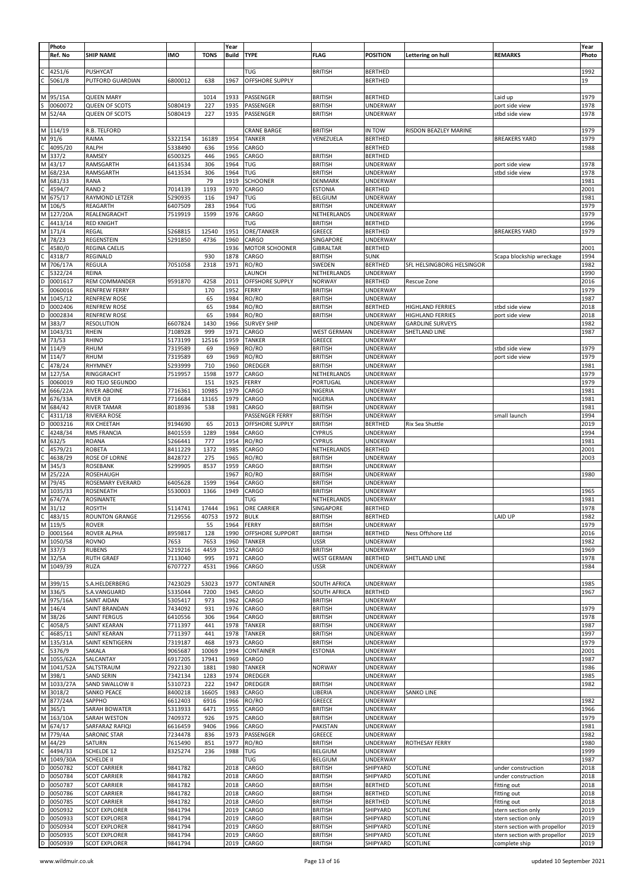| | Photo Ref. No | SHIP NAME | IMO | TONS | Year Build | TYPE | FLAG | POSITION | Lettering on hull | REMARKS | Year Photo |
|---|---|---|---|---|---|---|---|---|---|---|---|
| | | | | | | | | | | | |
| C | 4251/6 | PUSHYCAT | | | | TUG | BRITISH | BERTHED | | | 1992 |
| C | 5061/8 | PUTFORD GUARDIAN | 6800012 | 638 | 1967 | OFFSHORE SUPPLY | | BERTHED | | | 19 |
| | | | | | | | | | | | |
| M | 95/15A | QUEEN MARY | | 1014 | 1933 | PASSENGER | BRITISH | BERTHED | | Laid up | 1979 |
| S | 0060072 | QUEEN OF SCOTS | 5080419 | 227 | 1935 | PASSENGER | BRITISH | UNDERWAY | | port side view | 1978 |
| M | 52/4A | QUEEN OF SCOTS | 5080419 | 227 | 1935 | PASSENGER | BRITISH | UNDERWAY | | stbd side view | 1978 |
| | | | | | | | | | | | |
| M | 114/19 | R.B. TELFORD | | | | CRANE BARGE | BRITISH | IN TOW | RISDON BEAZLEY MARINE | | 1979 |
| M | 91/6 | RAIMA | 5322154 | 16189 | 1954 | TANKER | VENEZUELA | BERTHED | | BREAKERS YARD | 1979 |
| C | 4095/20 | RALPH | 5338490 | 636 | 1956 | CARGO | | BERTHED | | | 1988 |
| M | 337/2 | RAMSEY | 6500325 | 446 | 1965 | CARGO | BRITISH | BERTHED | | | |
| M | 43/17 | RAMSGARTH | 6413534 | 306 | 1964 | TUG | BRITISH | UNDERWAY | | port side view | 1978 |
| M | 68/23A | RAMSGARTH | 6413534 | 306 | 1964 | TUG | BRITISH | UNDERWAY | | stbd side view | 1978 |
| M | 681/33 | RANA | | 79 | 1919 | SCHOONER | DENMARK | UNDERWAY | | | 1981 |
| C | 4594/7 | RAND 2 | 7014139 | 1193 | 1970 | CARGO | ESTONIA | BERTHED | | | 2001 |
| M | 675/17 | RAYMOND LETZER | 5290935 | 116 | 1947 | TUG | BELGIUM | UNDERWAY | | | 1981 |
| M | 106/5 | REAGARTH | 6407509 | 283 | 1964 | TUG | BRITISH | UNDERWAY | | | 1979 |
| M | 127/20A | REALENGRACHT | 7519919 | 1599 | 1976 | CARGO | NETHERLANDS | UNDERWAY | | | 1979 |
| C | 4413/14 | RED KNIGHT | | | | TUG | BRITISH | BERTHED | | | 1996 |
| M | 171/4 | REGAL | 5268815 | 12540 | 1951 | ORE/TANKER | GREECE | BERTHED | | BREAKERS YARD | 1979 |
| M | 78/23 | REGENSTEIN | 5291850 | 4736 | 1960 | CARGO | SINGAPORE | UNDERWAY | | | |
| C | 4580/0 | REGINA CAELIS | | | 1936 | MOTOR SCHOONER | GIBRALTAR | BERTHED | | | 2001 |
| C | 4318/7 | REGINALD | | 930 | 1878 | CARGO | BRITISH | SUNK | | Scapa blockship wreckage | 1994 |
| M | 706/17A | REGULA | 7051058 | 2318 | 1971 | RO/RO | SWEDEN | BERTHED | SFL HELSINGBORG HELSINGOR | | 1982 |
| C | 5322/24 | REINA | | | | LAUNCH | NETHERLANDS | UNDERWAY | | | 1990 |
| D | 0001617 | REM COMMANDER | 9591870 | 4258 | 2011 | OFFSHORE SUPPLY | NORWAY | BERTHED | Rescue Zone | | 2016 |
| S | 0060016 | RENFREW FERRY | | 170 | 1952 | FERRY | BRITISH | UNDERWAY | | | 1979 |
| M | 1045/12 | RENFREW ROSE | | 65 | 1984 | RO/RO | BRITISH | UNDERWAY | | | 1987 |
| D | 0002406 | RENFREW ROSE | | 65 | 1984 | RO/RO | BRITISH | BERTHED | HIGHLAND FERRIES | stbd side view | 2018 |
| D | 0002834 | RENFREW ROSE | | 65 | 1984 | RO/RO | BRITISH | UNDERWAY | HIGHLAND FERRIES | port side view | 2018 |
| M | 383/7 | RESOLUTION | 6607824 | 1430 | 1966 | SURVEY SHIP | | UNDERWAY | GARDLINE SURVEYS | | 1982 |
| M | 1043/31 | RHEIN | 7108928 | 999 | 1971 | CARGO | WEST GERMAN | UNDERWAY | SHETLAND LINE | | 1987 |
| M | 73/53 | RHINO | 5173199 | 12516 | 1959 | TANKER | GREECE | UNDERWAY | | | |
| M | 114/9 | RHUM | 7319589 | 69 | 1969 | RO/RO | BRITISH | UNDERWAY | | stbd side view | 1979 |
| M | 114/7 | RHUM | 7319589 | 69 | 1969 | RO/RO | BRITISH | UNDERWAY | | port side view | 1979 |
| C | 478/24 | RHYMNEY | 5293999 | 710 | 1960 | DREDGER | BRITISH | UNDERWAY | | | 1981 |
| M | 127/5A | RINGGRACHT | 7519957 | 1598 | 1977 | CARGO | NETHERLANDS | UNDERWAY | | | 1979 |
| S | 0060019 | RIO TEJO SEGUNDO | | 151 | 1925 | FERRY | PORTUGAL | UNDERWAY | | | 1979 |
| M | 666/22A | RIVER ABOINE | 7716361 | 10985 | 1979 | CARGO | NIGERIA | UNDERWAY | | | 1981 |
| M | 676/33A | RIVER OJI | 7716684 | 13165 | 1979 | CARGO | NIGERIA | UNDERWAY | | | 1981 |
| M | 684/42 | RIVER TAMAR | 8018936 | 538 | 1981 | CARGO | BRITISH | UNDERWAY | | | 1981 |
| C | 4311/18 | RIVIERA ROSE | | | | PASSENGER FERRY | BRITISH | UNDERWAY | | small launch | 1994 |
| D | 0003216 | RIX CHEETAH | 9194690 | 65 | 2013 | OFFSHORE SUPPLY | BRITISH | BERTHED | Rix Sea Shuttle | | 2019 |
| C | 4248/34 | RMS FRANCIA | 8401559 | 1289 | 1984 | CARGO | CYPRUS | UNDERWAY | | | 1994 |
| M | 632/5 | ROANA | 5266441 | 777 | 1954 | RO/RO | CYPRUS | UNDERWAY | | | 1981 |
| C | 4579/21 | ROBETA | 8411229 | 1372 | 1985 | CARGO | NETHERLANDS | BERTHED | | | 2001 |
| C | 4638/29 | ROSE OF LORNE | 8428727 | 275 | 1965 | RO/RO | BRITISH | UNDERWAY | | | 2003 |
| M | 345/3 | ROSEBANK | 5299905 | 8537 | 1959 | CARGO | BRITISH | UNDERWAY | | | |
| M | 25/22A | ROSEHAUGH | | | 1967 | RO/RO | BRITISH | UNDERWAY | | | 1980 |
| M | 79/45 | ROSEMARY EVERARD | 6405628 | 1599 | 1964 | CARGO | BRITISH | UNDERWAY | | | |
| M | 1035/33 | ROSENEATH | 5530003 | 1366 | 1949 | CARGO | BRITISH | UNDERWAY | | | 1965 |
| M | 674/7A | ROSINANTE | | | | TUG | NETHERLANDS | UNDERWAY | | | 1981 |
| M | 31/12 | ROSYTH | 5114741 | 17444 | 1961 | ORE CARRIER | SINGAPORE | BERTHED | | | 1978 |
| C | 483/15 | ROUNTON GRANGE | 7129556 | 40753 | 1972 | BULK | BRITISH | BERTHED | | LAID UP | 1982 |
| M | 119/5 | ROVER | | 55 | 1964 | FERRY | BRITISH | UNDERWAY | | | 1979 |
| D | 0001564 | ROVER ALPHA | 8959817 | 128 | 1990 | OFFSHORE SUPPORT | BRITISH | BERTHED | Ness Offshore Ltd | | 2016 |
| M | 1050/58 | ROVNO | 7653 | 7653 | 1960 | TANKER | USSR | UNDERWAY | | | 1982 |
| M | 337/3 | RUBENS | 5219216 | 4459 | 1952 | CARGO | BRITISH | UNDERWAY | | | 1969 |
| M | 32/5A | RUTH GRAEF | 7113040 | 995 | 1971 | CARGO | WEST GERMAN | BERTHED | SHETLAND LINE | | 1978 |
| M | 1049/39 | RUZA | 6707727 | 4531 | 1966 | CARGO | USSR | UNDERWAY | | | 1984 |
| | | | | | | | | | | | |
| M | 399/15 | S.A.HELDERBERG | 7423029 | 53023 | 1977 | CONTAINER | SOUTH AFRICA | UNDERWAY | | | 1985 |
| M | 336/5 | S.A.VANGUARD | 5335044 | 7200 | 1945 | CARGO | SOUTH AFRICA | BERTHED | | | 1967 |
| M | 975/16A | SAINT AIDAN | 5305417 | 973 | 1962 | CARGO | BRITISH | UNDERWAY | | | |
| M | 146/4 | SAINT BRANDAN | 7434092 | 931 | 1976 | CARGO | BRITISH | UNDERWAY | | | 1979 |
| M | 38/26 | SAINT FERGUS | 6410556 | 306 | 1964 | CARGO | BRITISH | UNDERWAY | | | 1978 |
| C | 4058/5 | SAINT KEARAN | 7711397 | 441 | 1978 | TANKER | BRITISH | UNDERWAY | | | 1987 |
| C | 4685/11 | SAINT KEARAN | 7711397 | 441 | 1978 | TANKER | BRITISH | UNDERWAY | | | 1997 |
| M | 135/31A | SAINT KENTIGERN | 7319187 | 468 | 1973 | CARGO | BRITISH | UNDERWAY | | | 1979 |
| C | 5376/9 | SAKALA | 9065687 | 10069 | 1994 | CONTAINER | ESTONIA | UNDERWAY | | | 2001 |
| M | 1055/62A | SALCANTAY | 6917205 | 17941 | 1969 | CARGO | | UNDERWAY | | | 1987 |
| M | 1041/52A | SALTSTRAUM | 7922130 | 1881 | 1980 | TANKER | NORWAY | UNDERWAY | | | 1986 |
| M | 398/1 | SAND SERIN | 7342134 | 1283 | 1974 | DREDGER | | UNDERWAY | | | 1985 |
| M | 1033/27A | SAND SWALLOW II | 5310723 | 222 | 1947 | DREDGER | BRITISH | UNDERWAY | | | 1982 |
| M | 3018/2 | SANKO PEACE | 8400218 | 16605 | 1983 | CARGO | LIBERIA | UNDERWAY | SANKO LINE | | |
| M | 877/24A | SAPPHO | 6612403 | 6916 | 1966 | RO/RO | GREECE | UNDERWAY | | | 1982 |
| M | 365/1 | SARAH BOWATER | 5313933 | 6471 | 1955 | CARGO | BRITISH | UNDERWAY | | | 1966 |
| M | 163/10A | SARAH WESTON | 7409372 | 926 | 1975 | CARGO | BRITISH | UNDERWAY | | | 1979 |
| M | 674/17 | SARFARAZ RAFIQI | 6616459 | 9406 | 1966 | CARGO | PAKISTAN | UNDERWAY | | | 1981 |
| M | 779/4A | SARONIC STAR | 7234478 | 836 | 1973 | PASSENGER | GREECE | UNDERWAY | | | 1982 |
| M | 44/29 | SATURN | 7615490 | 851 | 1977 | RO/RO | BRITISH | UNDERWAY | ROTHESAY FERRY | | 1980 |
| C | 4494/33 | SCHELDE 12 | 8325274 | 236 | 1988 | TUG | BELGIUM | UNDERWAY | | | 1999 |
| M | 1049/30A | SCHELDE II | | | | TUG | BELGIUM | UNDERWAY | | | 1987 |
| D | 0050782 | SCOT CARRIER | 9841782 | | 2018 | CARGO | BRITISH | SHIPYARD | SCOTLINE | under construction | 2018 |
| D | 0050784 | SCOT CARRIER | 9841782 | | 2018 | CARGO | BRITISH | SHIPYARD | SCOTLINE | under construction | 2018 |
| D | 0050787 | SCOT CARRIER | 9841782 | | 2018 | CARGO | BRITISH | BERTHED | SCOTLINE | fitting out | 2018 |
| D | 0050786 | SCOT CARRIER | 9841782 | | 2018 | CARGO | BRITISH | BERTHED | SCOTLINE | fitting out | 2018 |
| D | 0050785 | SCOT CARRIER | 9841782 | | 2018 | CARGO | BRITISH | BERTHED | SCOTLINE | fitting out | 2018 |
| D | 0050932 | SCOT EXPLORER | 9841794 | | 2019 | CARGO | BRITISH | SHIPYARD | SCOTLINE | stern section only | 2019 |
| D | 0050933 | SCOT EXPLORER | 9841794 | | 2019 | CARGO | BRITISH | SHIPYARD | SCOTLINE | stern section only | 2019 |
| D | 0050934 | SCOT EXPLORER | 9841794 | | 2019 | CARGO | BRITISH | SHIPYARD | SCOTLINE | stern section with propellor | 2019 |
| D | 0050935 | SCOT EXPLORER | 9841794 | | 2019 | CARGO | BRITISH | SHIPYARD | SCOTLINE | stern section with propellor | 2019 |
| D | 0050939 | SCOT EXPLORER | 9841794 | | 2019 | CARGO | BRITISH | SHIPYARD | SCOTLINE | complete ship | 2019 |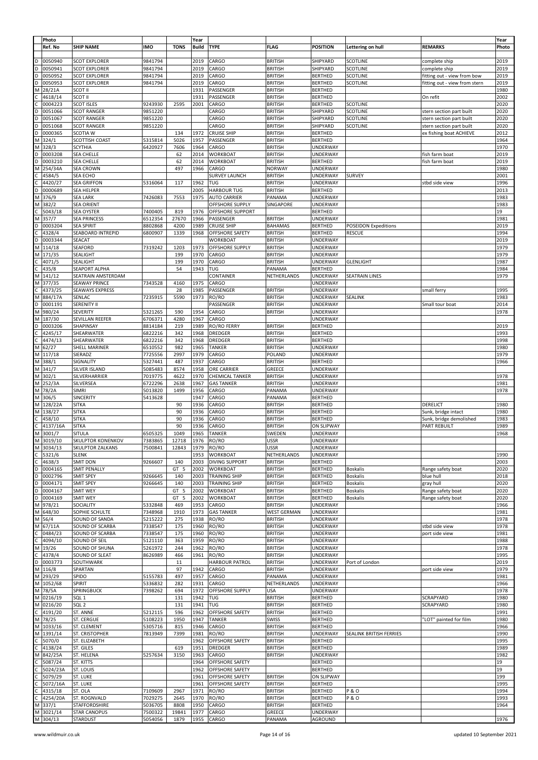| | Photo Ref. No | SHIP NAME | IMO | TONS | Year Build | TYPE | FLAG | POSITION | Lettering on hull | REMARKS | Year Photo |
|---|---|---|---|---|---|---|---|---|---|---|---|
| D | 0050940 | SCOT EXPLORER | 9841794 | | 2019 | CARGO | BRITISH | SHIPYARD | SCOTLINE | complete ship | 2019 |
| D | 0050941 | SCOT EXPLORER | 9841794 | | 2019 | CARGO | BRITISH | SHIPYARD | SCOTLINE | complete ship | 2019 |
| D | 0050952 | SCOT EXPLORER | 9841794 | | 2019 | CARGO | BRITISH | BERTHED | SCOTLINE | fitting out - view from bow | 2019 |
| D | 0050953 | SCOT EXPLORER | 9841794 | | 2019 | CARGO | BRITISH | BERTHED | SCOTLINE | fitting out - view from stern | 2019 |
| M | 28/21A | SCOT II | | | 1931 | PASSENGER | BRITISH | BERTHED | | | 1980 |
| C | 4618/14 | SCOT II | | | 1931 | PASSENGER | BRITISH | BERTHED | | On refit | 2002 |
| C | 0004223 | SCOT ISLES | 9243930 | 2595 | 2001 | CARGO | BRITISH | BERTHED | SCOTLINE | | 2020 |
| D | 0051066 | SCOT RANGER | 9851220 | | | CARGO | BRITISH | SHIPYARD | SCOTLINE | stern section part built | 2020 |
| D | 0051067 | SCOT RANGER | 9851220 | | | CARGO | BRITISH | SHIPYARD | SCOTLINE | stern section part built | 2020 |
| D | 0051068 | SCOT RANGER | 9851220 | | | CARGO | BRITISH | SHIPYARD | SCOTLINE | stern section part built | 2020 |
| D | 0000365 | SCOTIA W | | 134 | 1972 | CRUISE SHIP | BRITISH | BERTHED | | ex fishing boat ACHIEVE | 2012 |
| M | 324/1 | SCOTTISH COAST | 5315814 | 5026 | 1957 | PASSENGER | BRITISH | BERTHED | | | 1964 |
| M | 328/3 | SCYTHIA | 6420927 | 7606 | 1964 | CARGO | BRITISH | UNDERWAY | | | 1970 |
| D | 0003208 | SEA CHELLE | | 62 | 2014 | WORKBOAT | BRITISH | UNDERWAY | | fish farm boat | 2019 |
| D | 0003210 | SEA CHELLE | | 62 | 2014 | WORKBOAT | BRITISH | BERTHED | | fish farm boat | 2019 |
| M | 254/34A | SEA CROWN | | 497 | 1966 | CARGO | NORWAY | UNDERWAY | | | 1980 |
| C | 4584/5 | SEA ECHO | | | | SURVEY LAUNCH | BRITISH | UNDERWAY | SURVEY | | 2001 |
| C | 4420/27 | SEA GRIFFON | 5316064 | 117 | 1962 | TUG | BRITISH | UNDERWAY | | stbd side view | 1996 |
| D | 0000689 | SEA HELPER | | | 2005 | HARBOUR TUG | BRITISH | BERTHED | | | 2013 |
| M | 376/9 | SEA LARK | 7426083 | 7553 | 1975 | AUTO CARRIER | PANAMA | UNDERWAY | | | 1983 |
| M | 382/2 | SEA ORIENT | | | | OFFSHORE SUPPLY | SINGAPORE | UNDERWAY | | | 1983 |
| C | 5043/18 | SEA OYSTER | 7400405 | 819 | 1976 | OFFSHORE SUPPORT | | BERTHED | | | 19 |
| M | 357/7 | SEA PRINCESS | 6512354 | 27670 | 1966 | PASSENGER | BRITISH | UNDERWAY | | | 1981 |
| D | 0003204 | SEA SPIRIT | 8802868 | 4200 | 1989 | CRUISE SHIP | BAHAMAS | BERTHED | POSEIDON Expeditions | | 2019 |
| C | 4328/4 | SEABOARD INTREPID | 6800907 | 1339 | 1968 | OFFSHORE SAFETY | BRITISH | BERTHED | RESCUE | | 1994 |
| D | 0003344 | SEACAT | | | | WORKBOAT | BRITISH | UNDERWAY | | | 2019 |
| M | 114/18 | SEAFORD | 7319242 | 1203 | 1973 | OFFSHORE SUPPLY | BRITISH | UNDERWAY | | | 1979 |
| M | 171/35 | SEALIGHT | | 199 | 1970 | CARGO | BRITISH | UNDERWAY | | | 1979 |
| C | 4071/5 | SEALIGHT | | 199 | 1970 | CARGO | BRITISH | UNDERWAY | GLENLIGHT | | 1987 |
| C | 435/8 | SEAPORT ALPHA | | 54 | 1943 | TUG | PANAMA | BERTHED | | | 1984 |
| M | 141/12 | SEATRAIN AMSTERDAM | | | | CONTAINER | NETHERLANDS | UNDERWAY | SEATRAIN LINES | | 1979 |
| M | 377/35 | SEAWAY PRINCE | 7343528 | 4160 | 1975 | CARGO | | UNDERWAY | | | |
| C | 4373/25 | SEAWAYS EXPRESS | | 28 | 1985 | PASSENGER | BRITISH | UNDERWAY | | small ferry | 1995 |
| M | 884/17A | SENLAC | 7235915 | 5590 | 1973 | RO/RO | BRITISH | UNDERWAY | SEALINK | | 1983 |
| D | 0001191 | SERENITY II | | | | PASSENGER | BRITISH | UNDERWAY | | Small tour boat | 2014 |
| M | 980/24 | SEVERITY | 5321265 | 590 | 1954 | CARGO | BRITISH | UNDERWAY | | | 1978 |
| M | 187/30 | SEVILLAN REEFER | 6706371 | 4280 | 1967 | CARGO | | UNDERWAY | | | |
| D | 0003206 | SHAPINSAY | 8814184 | 219 | 1989 | RO/RO FERRY | BRITISH | BERTHED | | | 2019 |
| C | 4245/17 | SHEARWATER | 6822216 | 342 | 1968 | DREDGER | BRITISH | BERTHED | | | 1993 |
| C | 4474/13 | SHEARWATER | 6822216 | 342 | 1968 | DREDGER | BRITISH | BERTHED | | | 1998 |
| M | 62/27 | SHELL MARINER | 6510552 | 982 | 1965 | TANKER | BRITISH | UNDERWAY | | | 1980 |
| M | 117/18 | SIERADZ | 7725556 | 2997 | 1979 | CARGO | POLAND | UNDERWAY | | | 1979 |
| M | 388/1 | SIGNALITY | 5327441 | 487 | 1937 | CARGO | BRITISH | BERTHED | | | 1966 |
| M | 341/7 | SILVER ISLAND | 5085483 | 8574 | 1958 | ORE CARRIER | GREECE | UNDERWAY | | | |
| M | 302/1 | SILVERHARRIER | 7019775 | 4622 | 1970 | CHEMICAL TANKER | BRITISH | UNDERWAY | | | 1978 |
| M | 252/3A | SILVERSEA | 6722296 | 2638 | 1967 | GAS TANKER | BRITISH | UNDERWAY | | | 1981 |
| M | 78/2A | SIMRI | 5013820 | 1499 | 1956 | CARGO | PANAMA | UNDERWAY | | | 1978 |
| M | 306/5 | SINCERITY | 5413628 | | 1947 | CARGO | PANAMA | BERTHED | | | |
| M | 128/22A | SITKA | | 90 | 1936 | CARGO | BRITISH | BERTHED | | DERELICT | 1980 |
| M | 138/27 | SITKA | | 90 | 1936 | CARGO | BRITISH | BERTHED | | Sunk, bridge intact | 1980 |
| C | 458/10 | SITKA | | 90 | 1936 | CARGO | BRITISH | BERTHED | | Sunk, bridge demolished | 1983 |
| C | 4137/16A | SITKA | | 90 | 1936 | CARGO | BRITISH | ON SLIPWAY | | PART REBUILT | 1989 |
| M | 3001/7 | SITULA | 6505325 | 1049 | 1965 | TANKER | SWEDEN | UNDERWAY | | | 1968 |
| M | 3019/10 | SKULPTOR KONENKOV | 7383865 | 12718 | 1976 | RO/RO | USSR | UNDERWAY | | | |
| M | 3034/13 | SKULPTOR ZALKANS | 7500841 | 12843 | 1979 | RO/RO | USSR | UNDERWAY | | | |
| C | 5321/6 | SLENK | | | 1953 | WORKBOAT | NETHERLANDS | UNDERWAY | | | 1990 |
| C | 4638/3 | SMIT DON | 9266607 | 140 | 2003 | DIVING SUPPORT | BRITISH | BERTHED | | | 2003 |
| D | 0004165 | SMIT PENALLY | | GT 5 | 2002 | WORKBOAT | BRITISH | BERTHED | Boskalis | Range safety boat | 2020 |
| D | 0002796 | SMIT SPEY | 9266645 | 140 | 2003 | TRAINING SHIP | BRITISH | BERTHED | Boskalis | blue hull | 2018 |
| D | 0004171 | SMIT SPEY | 9266645 | 140 | 2003 | TRAINING SHIP | BRITISH | BERTHED | Boskalis | gray hull | 2020 |
| D | 0004167 | SMIT WEY | | GT 5 | 2002 | WORKBOAT | BRITISH | BERTHED | Boskalis | Range safety boat | 2020 |
| D | 0004169 | SMIT WEY | | GT 5 | 2002 | WORKBOAT | BRITISH | BERTHED | Boskalis | Range safety boat | 2020 |
| M | 978/21 | SOCIALITY | 5332848 | 469 | 1953 | CARGO | BRITISH | UNDERWAY | | | 1966 |
| M | 648/30 | SOPHIE SCHULTE | 7348968 | 1910 | 1973 | GAS TANKER | WEST GERMAN | UNDERWAY | | | 1981 |
| M | 56/4 | SOUND OF SANDA | 5215222 | 275 | 1938 | RO/RO | BRITISH | UNDERWAY | | | 1978 |
| M | 67/11A | SOUND OF SCARBA | 7338547 | 175 | 1960 | RO/RO | BRITISH | UNDERWAY | | stbd side view | 1978 |
| C | 0484/23 | SOUND OF SCARBA | 7338547 | 175 | 1960 | RO/RO | BRITISH | UNDERWAY | | port side view | 1981 |
| C | 4094/10 | SOUND OF SEIL | 5121110 | 363 | 1959 | RO/RO | BRITISH | UNDERWAY | | | 1988 |
| M | 19/26 | SOUND OF SHUNA | 5261972 | 244 | 1962 | RO/RO | BRITISH | UNDERWAY | | | 1978 |
| C | 4378/4 | SOUND OF SLEAT | 8626989 | 466 | 1961 | RO/RO | BRITISH | UNDERWAY | | | 1995 |
| D | 0003773 | SOUTHWARK | | 11 | | HARBOUR PATROL | BRITISH | UNDERWAY | Port of London | | 2019 |
| M | 116/8 | SPARTAN | | 97 | 1942 | CARGO | BRITISH | UNDERWAY | | port side view | 1979 |
| M | 293/29 | SPIDO | 5155783 | 497 | 1957 | CARGO | PANAMA | UNDERWAY | | | 1981 |
| M | 1052/68 | SPIRIT | 5336832 | 282 | 1931 | CARGO | NETHERLANDS | UNDERWAY | | | 1966 |
| M | 78/5A | SPRINGBUCK | 7398262 | 694 | 1972 | OFFSHORE SUPPLY | USA | UNDERWAY | | | 1978 |
| M | 0216/19 | SQL 1 | | 131 | 1942 | TUG | BRITISH | BERTHED | | SCRAPYARD | 1980 |
| M | 0216/20 | SQL 2 | | 131 | 1941 | TUG | BRITISH | BERTHED | | SCRAPYARD | 1980 |
| C | 4191/20 | ST. ANNE | 5212115 | 596 | 1962 | OFFSHORE SAFETY | BRITISH | BERTHED | | | 1991 |
| M | 78/25 | ST. CERGUE | 5108223 | 1950 | 1947 | TANKER | SWISS | BERTHED | | "LOT" painted for film | 1980 |
| M | 1033/16 | ST. CLEMENT | 5305716 | 815 | 1946 | CARGO | BRITISH | BERTHED | | | 1966 |
| M | 1391/14 | ST. CRISTOPHER | 7813949 | 7399 | 1981 | RO/RO | BRITISH | UNDERWAY | SEALINK BRITISH FERRIES | | 1990 |
| C | 5070/0 | ST. ELIZABETH | | | 1962 | OFFSHORE SAFETY | BRITISH | BERTHED | | | 1995 |
| C | 4138/24 | ST. GILES | | 619 | 1951 | DREDGER | BRITISH | BERTHED | | | 1989 |
| M | 842/25A | ST. HELENA | 5257634 | 3150 | 1963 | CARGO | BRITISH | UNDERWAY | | | 1982 |
| C | 5087/24 | ST. KITTS | | | 1964 | OFFSHORE SAFETY | | BERTHED | | | 19 |
| C | 5024/23A | ST. LOUIS | | | 1962 | OFFSHORE SAFETY | | BERTHED | | | 19 |
| C | 5079/29 | ST. LUKE | | | 1961 | OFFSHORE SAFETY | BRITISH | ON SLIPWAY | | | 199 |
| C | 5072/16A | ST. LUKE | | | 1961 | OFFSHORE SAFETY | BRITISH | BERTHED | | | 1995 |
| C | 4315/18 | ST. OLA | 7109609 | 2967 | 1971 | RO/RO | BRITISH | BERTHED | P & O | | 1994 |
| C | 4254/20A | ST. ROGNVALD | 7029275 | 2645 | 1970 | RO/RO | BRITISH | BERTHED | P & O | | 1993 |
| M | 337/1 | STAFFORDSHIRE | 5036705 | 8808 | 1950 | CARGO | BRITISH | BERTHED | | | 1964 |
| M | 3021/14 | STAR CANOPUS | 7500322 | 19841 | 1977 | CARGO | GREECE | UNDERWAY | | | |
| M | 304/13 | STARDUST | 5054056 | 1879 | 1955 | CARGO | PANAMA | AGROUND | | | 1976 |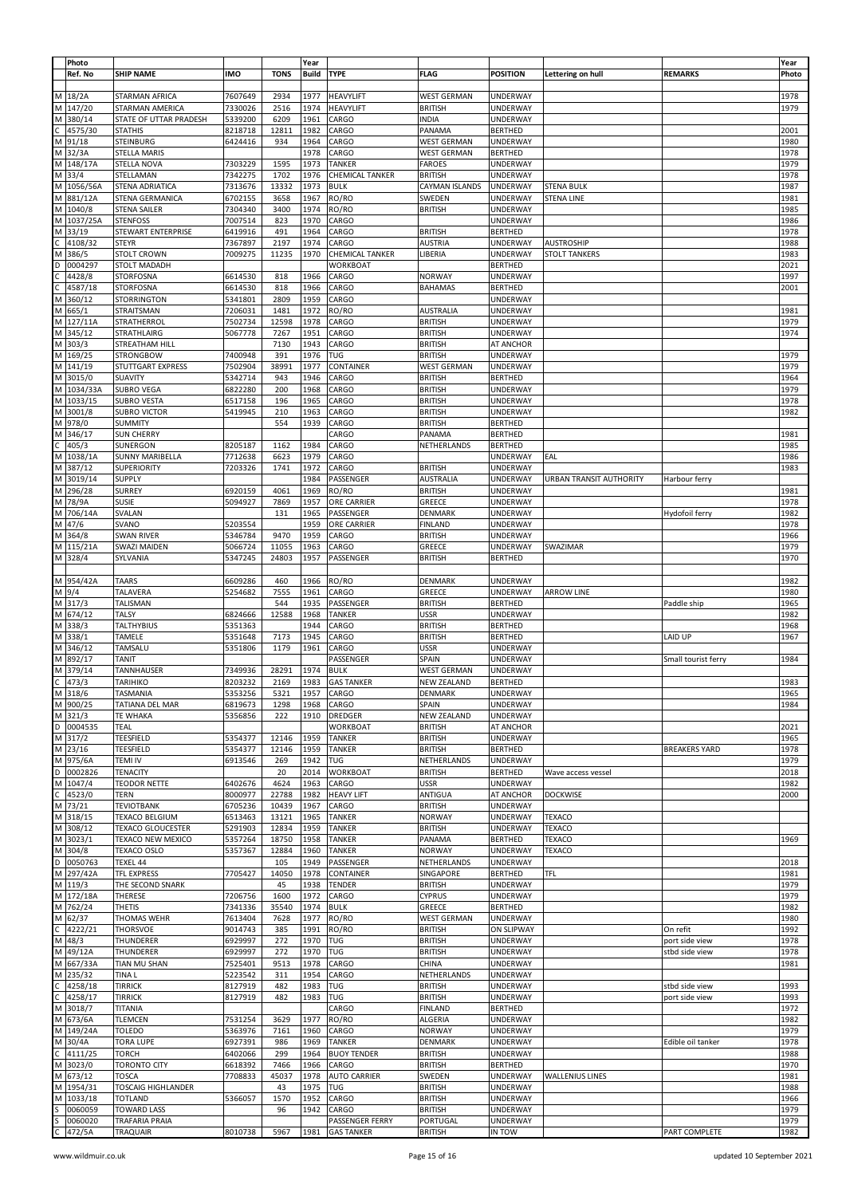| | Photo Ref. No | SHIP NAME | IMO | TONS | Year Build | TYPE | FLAG | POSITION | Lettering on hull | REMARKS | Year Photo |
|---|---|---|---|---|---|---|---|---|---|---|---|
| M | 18/2A | STARMAN AFRICA | 7607649 | 2934 | 1977 | HEAVYLIFT | WEST GERMAN | UNDERWAY | | | 1978 |
| M | 147/20 | STARMAN AMERICA | 7330026 | 2516 | 1974 | HEAVYLIFT | BRITISH | UNDERWAY | | | 1979 |
| M | 380/14 | STATE OF UTTAR PRADESH | 5339200 | 6209 | 1961 | CARGO | INDIA | UNDERWAY | | | |
| C | 4575/30 | STATHIS | 8218718 | 12811 | 1982 | CARGO | PANAMA | BERTHED | | | 2001 |
| M | 91/18 | STEINBURG | 6424416 | 934 | 1964 | CARGO | WEST GERMAN | UNDERWAY | | | 1980 |
| M | 32/3A | STELLA MARIS | | | 1978 | CARGO | WEST GERMAN | BERTHED | | | 1978 |
| M | 148/17A | STELLA NOVA | 7303229 | 1595 | 1973 | TANKER | FAROES | UNDERWAY | | | 1979 |
| M | 33/4 | STELLAMAN | 7342275 | 1702 | 1976 | CHEMICAL TANKER | BRITISH | UNDERWAY | | | 1978 |
| M | 1056/56A | STENA ADRIATICA | 7313676 | 13332 | 1973 | BULK | CAYMAN ISLANDS | UNDERWAY | STENA BULK | | 1987 |
| M | 881/12A | STENA GERMANICA | 6702155 | 3658 | 1967 | RO/RO | SWEDEN | UNDERWAY | STENA LINE | | 1981 |
| M | 1040/8 | STENA SAILER | 7304340 | 3400 | 1974 | RO/RO | BRITISH | UNDERWAY | | | 1985 |
| M | 1037/25A | STENFOSS | 7007514 | 823 | 1970 | CARGO | | UNDERWAY | | | 1986 |
| M | 33/19 | STEWART ENTERPRISE | 6419916 | 491 | 1964 | CARGO | BRITISH | BERTHED | | | 1978 |
| C | 4108/32 | STEYR | 7367897 | 2197 | 1974 | CARGO | AUSTRIA | UNDERWAY | AUSTROSHIP | | 1988 |
| M | 386/5 | STOLT CROWN | 7009275 | 11235 | 1970 | CHEMICAL TANKER | LIBERIA | UNDERWAY | STOLT TANKERS | | 1983 |
| D | 0004297 | STOLT MADADH | | | | WORKBOAT | | BERTHED | | | 2021 |
| C | 4428/8 | STORFOSNA | 6614530 | 818 | 1966 | CARGO | NORWAY | UNDERWAY | | | 1997 |
| C | 4587/18 | STORFOSNA | 6614530 | 818 | 1966 | CARGO | BAHAMAS | BERTHED | | | 2001 |
| M | 360/12 | STORRINGTON | 5341801 | 2809 | 1959 | CARGO | | UNDERWAY | | | |
| M | 665/1 | STRAITSMAN | 7206031 | 1481 | 1972 | RO/RO | AUSTRALIA | UNDERWAY | | | 1981 |
| M | 127/11A | STRATHERROL | 7502734 | 12598 | 1978 | CARGO | BRITISH | UNDERWAY | | | 1979 |
| M | 345/12 | STRATHLAIRG | 5067778 | 7267 | 1951 | CARGO | BRITISH | UNDERWAY | | | 1974 |
| M | 303/3 | STREATHAM HILL | | 7130 | 1943 | CARGO | BRITISH | AT ANCHOR | | | |
| M | 169/25 | STRONGBOW | 7400948 | 391 | 1976 | TUG | BRITISH | UNDERWAY | | | 1979 |
| M | 141/19 | STUTTGART EXPRESS | 7502904 | 38991 | 1977 | CONTAINER | WEST GERMAN | UNDERWAY | | | 1979 |
| M | 3015/0 | SUAVITY | 5342714 | 943 | 1946 | CARGO | BRITISH | BERTHED | | | 1964 |
| M | 1034/33A | SUBRO VEGA | 6822280 | 200 | 1968 | CARGO | BRITISH | UNDERWAY | | | 1979 |
| M | 1033/15 | SUBRO VESTA | 6517158 | 196 | 1965 | CARGO | BRITISH | UNDERWAY | | | 1978 |
| M | 3001/8 | SUBRO VICTOR | 5419945 | 210 | 1963 | CARGO | BRITISH | UNDERWAY | | | 1982 |
| M | 978/0 | SUMMITY | | 554 | 1939 | CARGO | BRITISH | BERTHED | | | |
| M | 346/17 | SUN CHERRY | | | | CARGO | PANAMA | BERTHED | | | 1981 |
| C | 405/3 | SUNERGON | 8205187 | 1162 | 1984 | CARGO | NETHERLANDS | BERTHED | | | 1985 |
| M | 1038/1A | SUNNY MARIBELLA | 7712638 | 6623 | 1979 | CARGO | | UNDERWAY | EAL | | 1986 |
| M | 387/12 | SUPERIORITY | 7203326 | 1741 | 1972 | CARGO | BRITISH | UNDERWAY | | | 1983 |
| M | 3019/14 | SUPPLY | | | 1984 | PASSENGER | AUSTRALIA | UNDERWAY | URBAN TRANSIT AUTHORITY | Harbour ferry | |
| M | 296/28 | SURREY | 6920159 | 4061 | 1969 | RO/RO | BRITISH | UNDERWAY | | | 1981 |
| M | 78/9A | SUSIE | 5094927 | 7869 | 1957 | ORE CARRIER | GREECE | UNDERWAY | | | 1978 |
| M | 706/14A | SVALAN | | 131 | 1965 | PASSENGER | DENMARK | UNDERWAY | | Hydofoil ferry | 1982 |
| M | 47/6 | SVANO | 5203554 | | 1959 | ORE CARRIER | FINLAND | UNDERWAY | | | 1978 |
| M | 364/8 | SWAN RIVER | 5346784 | 9470 | 1959 | CARGO | BRITISH | UNDERWAY | | | 1966 |
| M | 115/21A | SWAZI MAIDEN | 5066724 | 11055 | 1963 | CARGO | GREECE | UNDERWAY | SWAZIMAR | | 1979 |
| M | 328/4 | SYLVANIA | 5347245 | 24803 | 1957 | PASSENGER | BRITISH | BERTHED | | | 1970 |
| | | | | | | | | | | | |
| M | 954/42A | TAARS | 6609286 | 460 | 1966 | RO/RO | DENMARK | UNDERWAY | | | 1982 |
| M | 9/4 | TALAVERA | 5254682 | 7555 | 1961 | CARGO | GREECE | UNDERWAY | ARROW LINE | | 1980 |
| M | 317/3 | TALISMAN | | 544 | 1935 | PASSENGER | BRITISH | BERTHED | | Paddle ship | 1965 |
| M | 674/12 | TALSY | 6824666 | 12588 | 1968 | TANKER | USSR | UNDERWAY | | | 1982 |
| M | 338/3 | TALTHYBIUS | 5351363 | | 1944 | CARGO | BRITISH | BERTHED | | | 1968 |
| M | 338/1 | TAMELE | 5351648 | 7173 | 1945 | CARGO | BRITISH | BERTHED | | LAID UP | 1967 |
| M | 346/12 | TAMSALU | 5351806 | 1179 | 1961 | CARGO | USSR | UNDERWAY | | | |
| M | 892/17 | TANIT | | | | PASSENGER | SPAIN | UNDERWAY | | Small tourist ferry | 1984 |
| M | 379/14 | TANNHAUSER | 7349936 | 28291 | 1974 | BULK | WEST GERMAN | UNDERWAY | | | |
| C | 473/3 | TARIHIKO | 8203232 | 2169 | 1983 | GAS TANKER | NEW ZEALAND | BERTHED | | | 1983 |
| M | 318/6 | TASMANIA | 5353256 | 5321 | 1957 | CARGO | DENMARK | UNDERWAY | | | 1965 |
| M | 900/25 | TATIANA DEL MAR | 6819673 | 1298 | 1968 | CARGO | SPAIN | UNDERWAY | | | 1984 |
| M | 321/3 | TE WHAKA | 5356856 | 222 | 1910 | DREDGER | NEW ZEALAND | UNDERWAY | | | |
| D | 0004535 | TEAL | | | | WORKBOAT | BRITISH | AT ANCHOR | | | 2021 |
| M | 317/2 | TEESFIELD | 5354377 | 12146 | 1959 | TANKER | BRITISH | UNDERWAY | | | 1965 |
| M | 23/16 | TEESFIELD | 5354377 | 12146 | 1959 | TANKER | BRITISH | BERTHED | | BREAKERS YARD | 1978 |
| M | 975/6A | TEMI IV | 6913546 | 269 | 1942 | TUG | NETHERLANDS | UNDERWAY | | | 1979 |
| D | 0002826 | TENACITY | | 20 | 2014 | WORKBOAT | BRITISH | BERTHED | Wave access vessel | | 2018 |
| M | 1047/4 | TEODOR NETTE | 6402676 | 4624 | 1963 | CARGO | USSR | UNDERWAY | | | 1982 |
| C | 4523/0 | TERN | 8000977 | 22788 | 1982 | HEAVY LIFT | ANTIGUA | AT ANCHOR | DOCKWISE | | 2000 |
| M | 73/21 | TEVIOTBANK | 6705236 | 10439 | 1967 | CARGO | BRITISH | UNDERWAY | | | |
| M | 318/15 | TEXACO BELGIUM | 6513463 | 13121 | 1965 | TANKER | NORWAY | UNDERWAY | TEXACO | | |
| M | 308/12 | TEXACO GLOUCESTER | 5291903 | 12834 | 1959 | TANKER | BRITISH | UNDERWAY | TEXACO | | |
| M | 3023/1 | TEXACO NEW MEXICO | 5357264 | 18750 | 1958 | TANKER | PANAMA | BERTHED | TEXACO | | 1969 |
| M | 304/8 | TEXACO OSLO | 5357367 | 12884 | 1960 | TANKER | NORWAY | UNDERWAY | TEXACO | | |
| D | 0050763 | TEXEL 44 | | 105 | 1949 | PASSENGER | NETHERLANDS | UNDERWAY | | | 2018 |
| M | 297/42A | TFL EXPRESS | 7705427 | 14050 | 1978 | CONTAINER | SINGAPORE | BERTHED | TFL | | 1981 |
| M | 119/3 | THE SECOND SNARK | | 45 | 1938 | TENDER | BRITISH | UNDERWAY | | | 1979 |
| M | 172/18A | THERESE | 7206756 | 1600 | 1972 | CARGO | CYPRUS | UNDERWAY | | | 1979 |
| M | 762/24 | THETIS | 7341336 | 35540 | 1974 | BULK | GREECE | BERTHED | | | 1982 |
| M | 62/37 | THOMAS WEHR | 7613404 | 7628 | 1977 | RO/RO | WEST GERMAN | UNDERWAY | | | 1980 |
| C | 4222/21 | THORSVOE | 9014743 | 385 | 1991 | RO/RO | BRITISH | ON SLIPWAY | | On refit | 1992 |
| M | 48/3 | THUNDERER | 6929997 | 272 | 1970 | TUG | BRITISH | UNDERWAY | | port side view | 1978 |
| M | 49/12A | THUNDERER | 6929997 | 272 | 1970 | TUG | BRITISH | UNDERWAY | | stbd side view | 1978 |
| M | 667/33A | TIAN MU SHAN | 7525401 | 9513 | 1978 | CARGO | CHINA | UNDERWAY | | | 1981 |
| M | 235/32 | TINA L | 5223542 | 311 | 1954 | CARGO | NETHERLANDS | UNDERWAY | | | |
| C | 4258/18 | TIRRICK | 8127919 | 482 | 1983 | TUG | BRITISH | UNDERWAY | | stbd side view | 1993 |
| C | 4258/17 | TIRRICK | 8127919 | 482 | 1983 | TUG | BRITISH | UNDERWAY | | port side view | 1993 |
| M | 3018/7 | TITANIA | | | | CARGO | FINLAND | BERTHED | | | 1972 |
| M | 673/6A | TLEMCEN | 7531254 | 3629 | 1977 | RO/RO | ALGERIA | UNDERWAY | | | 1982 |
| M | 149/24A | TOLEDO | 5363976 | 7161 | 1960 | CARGO | NORWAY | UNDERWAY | | | 1979 |
| M | 30/4A | TORA LUPE | 6927391 | 986 | 1969 | TANKER | DENMARK | UNDERWAY | | Edible oil tanker | 1978 |
| C | 4111/25 | TORCH | 6402066 | 299 | 1964 | BUOY TENDER | BRITISH | UNDERWAY | | | 1988 |
| M | 3023/0 | TORONTO CITY | 6618392 | 7466 | 1966 | CARGO | BRITISH | BERTHED | | | 1970 |
| M | 673/12 | TOSCA | 7708833 | 45037 | 1978 | AUTO CARRIER | SWEDEN | UNDERWAY | WALLENIUS LINES | | 1981 |
| M | 1954/31 | TOSCAIG HIGHLANDER | | 43 | 1975 | TUG | BRITISH | UNDERWAY | | | 1988 |
| M | 1033/18 | TOTLAND | 5366057 | 1570 | 1952 | CARGO | BRITISH | UNDERWAY | | | 1966 |
| S | 0060059 | TOWARD LASS | | 96 | 1942 | CARGO | BRITISH | UNDERWAY | | | 1979 |
| S | 0060020 | TRAFARIA PRAIA | | | | PASSENGER FERRY | PORTUGAL | UNDERWAY | | | 1979 |
| C | 472/5A | TRAQUAIR | 8010738 | 5967 | 1981 | GAS TANKER | BRITISH | IN TOW | | PART COMPLETE | 1982 |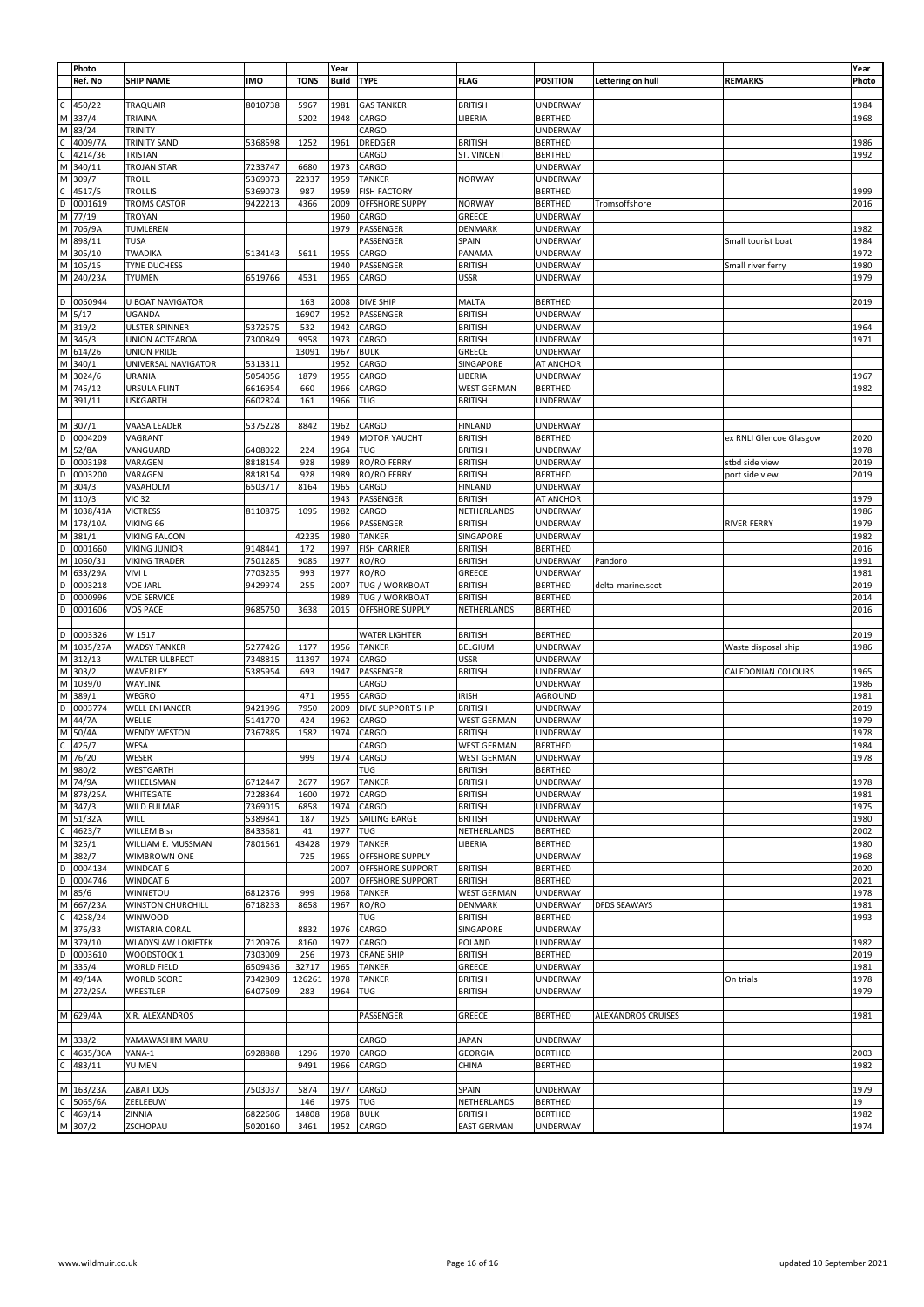| | Photo Ref. No | SHIP NAME | IMO | TONS | Year Build | TYPE | FLAG | POSITION | Lettering on hull | REMARKS | Year Photo |
|---|---|---|---|---|---|---|---|---|---|---|---|
| | | | | | | | | | | | |
| C | 450/22 | TRAQUAIR | 8010738 | 5967 | 1981 | GAS TANKER | BRITISH | UNDERWAY | | | 1984 |
| M | 337/4 | TRIAINA | | 5202 | 1948 | CARGO | LIBERIA | BERTHED | | | 1968 |
| M | 83/24 | TRINITY | | | | CARGO | | UNDERWAY | | | |
| C | 4009/7A | TRINITY SAND | 5368598 | 1252 | 1961 | DREDGER | BRITISH | BERTHED | | | 1986 |
| C | 4214/36 | TRISTAN | | | | CARGO | ST. VINCENT | BERTHED | | | 1992 |
| M | 340/11 | TROJAN STAR | 7233747 | 6680 | 1973 | CARGO | | UNDERWAY | | | |
| M | 309/7 | TROLL | 5369073 | 22337 | 1959 | TANKER | NORWAY | UNDERWAY | | | |
| C | 4517/5 | TROLLIS | 5369073 | 987 | 1959 | FISH FACTORY | | BERTHED | | | 1999 |
| D | 0001619 | TROMS CASTOR | 9422213 | 4366 | 2009 | OFFSHORE SUPPY | NORWAY | BERTHED | Tromsoffshore | | 2016 |
| M | 77/19 | TROYAN | | | 1960 | CARGO | GREECE | UNDERWAY | | | |
| M | 706/9A | TUMLEREN | | | 1979 | PASSENGER | DENMARK | UNDERWAY | | | 1982 |
| M | 898/11 | TUSA | | | | PASSENGER | SPAIN | UNDERWAY | | Small tourist boat | 1984 |
| M | 305/10 | TWADIKA | 5134143 | 5611 | 1955 | CARGO | PANAMA | UNDERWAY | | | 1972 |
| M | 105/15 | TYNE DUCHESS | | | 1940 | PASSENGER | BRITISH | UNDERWAY | | Small river ferry | 1980 |
| M | 240/23A | TYUMEN | 6519766 | 4531 | 1965 | CARGO | USSR | UNDERWAY | | | 1979 |
| | | | | | | | | | | | |
| D | 0050944 | U BOAT NAVIGATOR | | 163 | 2008 | DIVE SHIP | MALTA | BERTHED | | | 2019 |
| M | 5/17 | UGANDA | | 16907 | 1952 | PASSENGER | BRITISH | UNDERWAY | | | |
| M | 319/2 | ULSTER SPINNER | 5372575 | 532 | 1942 | CARGO | BRITISH | UNDERWAY | | | 1964 |
| M | 346/3 | UNION AOTEAROA | 7300849 | 9958 | 1973 | CARGO | BRITISH | UNDERWAY | | | 1971 |
| M | 614/26 | UNION PRIDE | | 13091 | 1967 | BULK | GREECE | UNDERWAY | | | |
| M | 340/1 | UNIVERSAL NAVIGATOR | 5313311 | | 1952 | CARGO | SINGAPORE | AT ANCHOR | | | |
| M | 3024/6 | URANIA | 5054056 | 1879 | 1955 | CARGO | LIBERIA | UNDERWAY | | | 1967 |
| M | 745/12 | URSULA FLINT | 6616954 | 660 | 1966 | CARGO | WEST GERMAN | BERTHED | | | 1982 |
| M | 391/11 | USKGARTH | 6602824 | 161 | 1966 | TUG | BRITISH | UNDERWAY | | | |
| | | | | | | | | | | | |
| M | 307/1 | VAASA LEADER | 5375228 | 8842 | 1962 | CARGO | FINLAND | UNDERWAY | | | |
| D | 0004209 | VAGRANT | | | 1949 | MOTOR YAUCHT | BRITISH | BERTHED | | ex RNLI Glencoe Glasgow | 2020 |
| M | 52/8A | VANGUARD | 6408022 | 224 | 1964 | TUG | BRITISH | UNDERWAY | | | 1978 |
| D | 0003198 | VARAGEN | 8818154 | 928 | 1989 | RO/RO FERRY | BRITISH | UNDERWAY | | stbd side view | 2019 |
| D | 0003200 | VARAGEN | 8818154 | 928 | 1989 | RO/RO FERRY | BRITISH | BERTHED | | port side view | 2019 |
| M | 304/3 | VASAHOLM | 6503717 | 8164 | 1965 | CARGO | FINLAND | UNDERWAY | | | |
| M | 110/3 | VIC 32 | | | 1943 | PASSENGER | BRITISH | AT ANCHOR | | | 1979 |
| M | 1038/41A | VICTRESS | 8110875 | 1095 | 1982 | CARGO | NETHERLANDS | UNDERWAY | | | 1986 |
| M | 178/10A | VIKING 66 | | | 1966 | PASSENGER | BRITISH | UNDERWAY | | RIVER FERRY | 1979 |
| M | 381/1 | VIKING FALCON | | 42235 | 1980 | TANKER | SINGAPORE | UNDERWAY | | | 1982 |
| D | 0001660 | VIKING JUNIOR | 9148441 | 172 | 1997 | FISH CARRIER | BRITISH | BERTHED | | | 2016 |
| M | 1060/31 | VIKING TRADER | 7501285 | 9085 | 1977 | RO/RO | BRITISH | UNDERWAY | Pandoro | | 1991 |
| M | 633/29A | VIVI L | 7703235 | 993 | 1977 | RO/RO | GREECE | UNDERWAY | | | 1981 |
| D | 0003218 | VOE JARL | 9429974 | 255 | 2007 | TUG / WORKBOAT | BRITISH | BERTHED | delta-marine.scot | | 2019 |
| D | 0000996 | VOE SERVICE | | | 1989 | TUG / WORKBOAT | BRITISH | BERTHED | | | 2014 |
| D | 0001606 | VOS PACE | 9685750 | 3638 | 2015 | OFFSHORE SUPPLY | NETHERLANDS | BERTHED | | | 2016 |
| | | | | | | | | | | | |
| D | 0003326 | W 1517 | | | | WATER LIGHTER | BRITISH | BERTHED | | | 2019 |
| M | 1035/27A | WADSY TANKER | 5277426 | 1177 | 1956 | TANKER | BELGIUM | UNDERWAY | | Waste disposal ship | 1986 |
| M | 312/13 | WALTER ULBRECT | 7348815 | 11397 | 1974 | CARGO | USSR | UNDERWAY | | | |
| M | 303/2 | WAVERLEY | 5385954 | 693 | 1947 | PASSENGER | BRITISH | UNDERWAY | | CALEDONIAN COLOURS | 1965 |
| M | 1039/0 | WAYLINK | | | | CARGO | | UNDERWAY | | | 1986 |
| M | 389/1 | WEGRO | | 471 | 1955 | CARGO | IRISH | AGROUND | | | 1981 |
| D | 0003774 | WELL ENHANCER | 9421996 | 7950 | 2009 | DIVE SUPPORT SHIP | BRITISH | UNDERWAY | | | 2019 |
| M | 44/7A | WELLE | 5141770 | 424 | 1962 | CARGO | WEST GERMAN | UNDERWAY | | | 1979 |
| M | 50/4A | WENDY WESTON | 7367885 | 1582 | 1974 | CARGO | BRITISH | UNDERWAY | | | 1978 |
| C | 426/7 | WESA | | | | CARGO | WEST GERMAN | BERTHED | | | 1984 |
| M | 76/20 | WESER | | 999 | 1974 | CARGO | WEST GERMAN | UNDERWAY | | | 1978 |
| M | 980/2 | WESTGARTH | | | | TUG | BRITISH | BERTHED | | | |
| M | 74/9A | WHEELSMAN | 6712447 | 2677 | 1967 | TANKER | BRITISH | UNDERWAY | | | 1978 |
| M | 878/25A | WHITEGATE | 7228364 | 1600 | 1972 | CARGO | BRITISH | UNDERWAY | | | 1981 |
| M | 347/3 | WILD FULMAR | 7369015 | 6858 | 1974 | CARGO | BRITISH | UNDERWAY | | | 1975 |
| M | 51/32A | WILL | 5389841 | 187 | 1925 | SAILING BARGE | BRITISH | UNDERWAY | | | 1980 |
| C | 4623/7 | WILLEM B sr | 8433681 | 41 | 1977 | TUG | NETHERLANDS | BERTHED | | | 2002 |
| M | 325/1 | WILLIAM E. MUSSMAN | 7801661 | 43428 | 1979 | TANKER | LIBERIA | BERTHED | | | 1980 |
| M | 382/7 | WIMBROWN ONE | | 725 | 1965 | OFFSHORE SUPPLY | | UNDERWAY | | | 1968 |
| D | 0004134 | WINDCAT 6 | | | 2007 | OFFSHORE SUPPORT | BRITISH | BERTHED | | | 2020 |
| D | 0004746 | WINDCAT 6 | | | 2007 | OFFSHORE SUPPORT | BRITISH | BERTHED | | | 2021 |
| M | 85/6 | WINNETOU | 6812376 | 999 | 1968 | TANKER | WEST GERMAN | UNDERWAY | | | 1978 |
| M | 667/23A | WINSTON CHURCHILL | 6718233 | 8658 | 1967 | RO/RO | DENMARK | UNDERWAY | DFDS SEAWAYS | | 1981 |
| C | 4258/24 | WINWOOD | | | | TUG | BRITISH | BERTHED | | | 1993 |
| M | 376/33 | WISTARIA CORAL | | 8832 | 1976 | CARGO | SINGAPORE | UNDERWAY | | | |
| M | 379/10 | WLADYSLAW LOKIETEK | 7120976 | 8160 | 1972 | CARGO | POLAND | UNDERWAY | | | 1982 |
| D | 0003610 | WOODSTOCK 1 | 7303009 | 256 | 1973 | CRANE SHIP | BRITISH | BERTHED | | | 2019 |
| M | 335/4 | WORLD FIELD | 6509436 | 32717 | 1965 | TANKER | GREECE | UNDERWAY | | | 1981 |
| M | 49/14A | WORLD SCORE | 7342809 | 126261 | 1978 | TANKER | BRITISH | UNDERWAY | | On trials | 1978 |
| M | 272/25A | WRESTLER | 6407509 | 283 | 1964 | TUG | BRITISH | UNDERWAY | | | 1979 |
| | | | | | | | | | | | |
| M | 629/4A | X.R. ALEXANDROS | | | | PASSENGER | GREECE | BERTHED | ALEXANDROS CRUISES | | 1981 |
| | | | | | | | | | | | |
| M | 338/2 | YAMAWASHIM MARU | | | | CARGO | JAPAN | UNDERWAY | | | |
| C | 4635/30A | YANA-1 | 6928888 | 1296 | 1970 | CARGO | GEORGIA | BERTHED | | | 2003 |
| C | 483/11 | YU MEN | | 9491 | 1966 | CARGO | CHINA | BERTHED | | | 1982 |
| | | | | | | | | | | | |
| M | 163/23A | ZABAT DOS | 7503037 | 5874 | 1977 | CARGO | SPAIN | UNDERWAY | | | 1979 |
| C | 5065/6A | ZEELEEUW | | 146 | 1975 | TUG | NETHERLANDS | BERTHED | | | 19 |
| C | 469/14 | ZINNIA | 6822606 | 14808 | 1968 | BULK | BRITISH | BERTHED | | | 1982 |
| M | 307/2 | ZSCHOPAU | 5020160 | 3461 | 1952 | CARGO | EAST GERMAN | UNDERWAY | | | 1974 |

www.wildmuir.co.uk

updated 10 September 2021